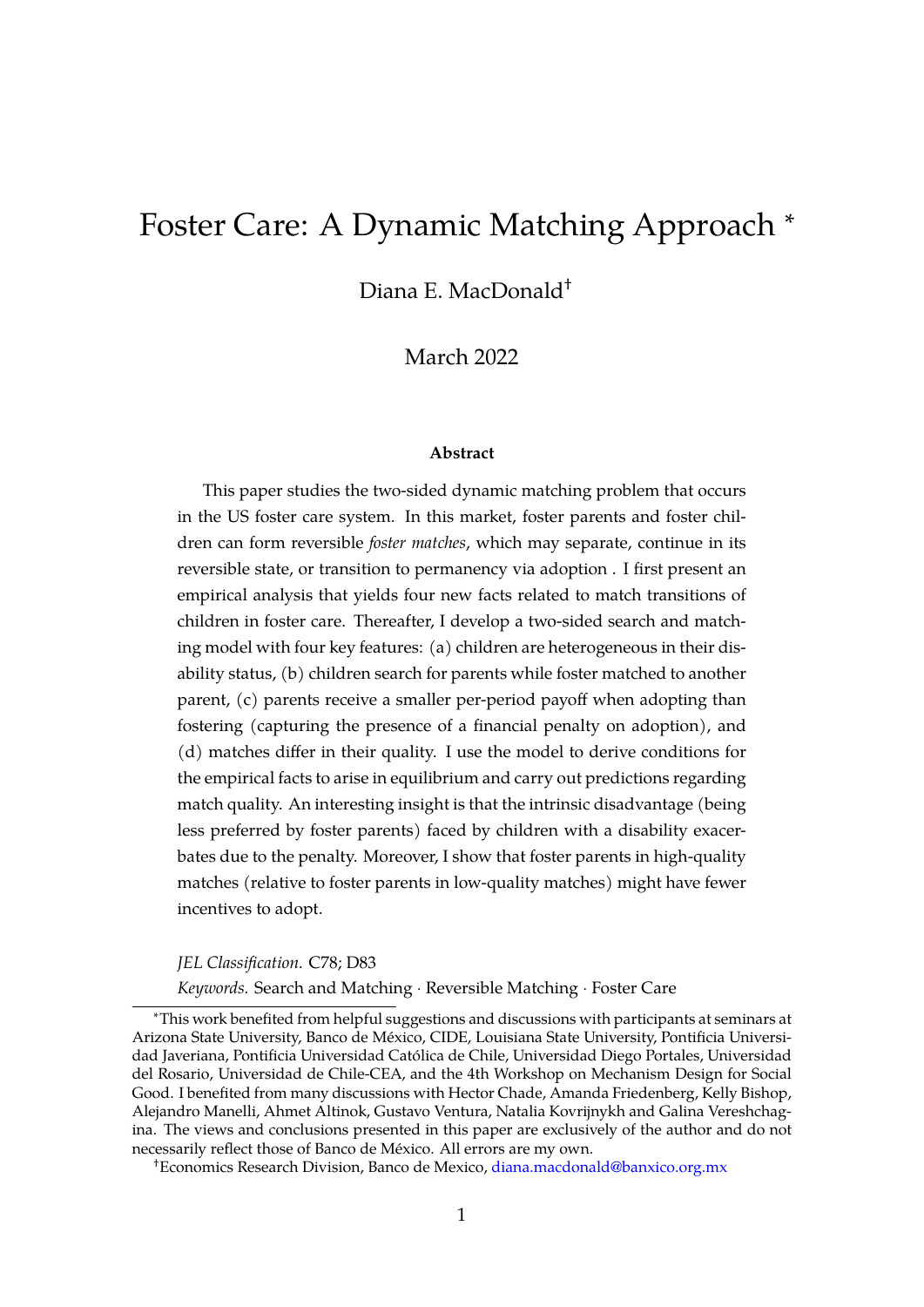# Foster Care: A Dynamic Matching Approach [*]

Diana E. MacDonald[†]

March 2022

### Abstract

This paper studies the two-sided dynamic matching problem that occurs in the US foster care system. In this market, foster parents and foster children can form reversible *foster matches*, which may separate, continue in its reversible state, or transition to permanency via adoption . I first present an empirical analysis that yields four new facts related to match transitions of children in foster care. Thereafter, I develop a two-sided search and matching model with four key features: (a) children are heterogeneous in their disability status, (b) children search for parents while foster matched to another parent, (c) parents receive a smaller per-period payoff when adopting than fostering (capturing the presence of a financial penalty on adoption), and (d) matches differ in their quality. I use the model to derive conditions for the empirical facts to arise in equilibrium and carry out predictions regarding match quality. An interesting insight is that the intrinsic disadvantage (being less preferred by foster parents) faced by children with a disability exacerbates due to the penalty. Moreover, I show that foster parents in high-quality matches (relative to foster parents in low-quality matches) might have fewer incentives to adopt.

*JEL Classification.* C78; D83

*Keywords.* Search and Matching · Reversible Matching · Foster Care

[*]This work benefited from helpful suggestions and discussions with participants at seminars at Arizona State University, Banco de México, CIDE, Louisiana State University, Pontificia Universidad Javeriana, Pontificia Universidad Católica de Chile, Universidad Diego Portales, Universidad del Rosario, Universidad de Chile-CEA, and the 4th Workshop on Mechanism Design for Social Good. I benefited from many discussions with Hector Chade, Amanda Friedenberg, Kelly Bishop, Alejandro Manelli, Ahmet Altinok, Gustavo Ventura, Natalia Kovrijnykh and Galina Vereshchagina. The views and conclusions presented in this paper are exclusively of the author and do not necessarily reflect those of Banco de México. All errors are my own.

[†]Economics Research Division, Banco de Mexico, diana.macdonald@banxico.org.mx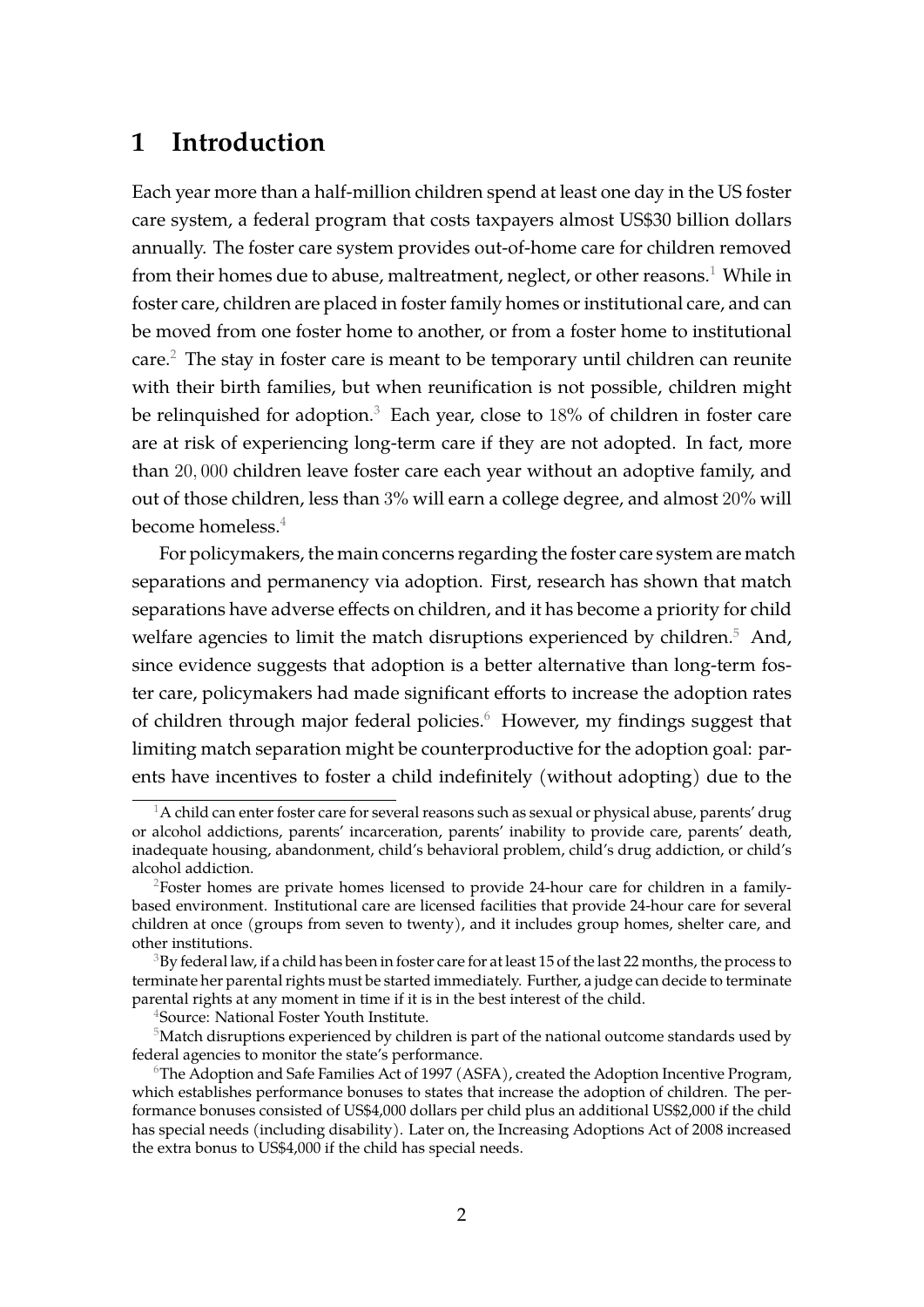# 1 Introduction

Each year more than a half-million children spend at least one day in the US foster care system, a federal program that costs taxpayers almost US$30 billion dollars annually. The foster care system provides out-of-home care for children removed from their homes due to abuse, maltreatment, neglect, or other reasons.[1] While in foster care, children are placed in foster family homes or institutional care, and can be moved from one foster home to another, or from a foster home to institutional care.[2] The stay in foster care is meant to be temporary until children can reunite with their birth families, but when reunification is not possible, children might be relinquished for adoption.[3] Each year, close to 18% of children in foster care are at risk of experiencing long-term care if they are not adopted. In fact, more than 20,000 children leave foster care each year without an adoptive family, and out of those children, less than 3% will earn a college degree, and almost 20% will become homeless.[4]

For policymakers, the main concerns regarding the foster care system are match separations and permanency via adoption. First, research has shown that match separations have adverse effects on children, and it has become a priority for child welfare agencies to limit the match disruptions experienced by children.[5] And, since evidence suggests that adoption is a better alternative than long-term foster care, policymakers had made significant efforts to increase the adoption rates of children through major federal policies.[6] However, my findings suggest that limiting match separation might be counterproductive for the adoption goal: parents have incentives to foster a child indefinitely (without adopting) due to the

[1] A child can enter foster care for several reasons such as sexual or physical abuse, parents' drug or alcohol addictions, parents' incarceration, parents' inability to provide care, parents' death, inadequate housing, abandonment, child's behavioral problem, child's drug addiction, or child's alcohol addiction.

[2] Foster homes are private homes licensed to provide 24-hour care for children in a family-based environment. Institutional care are licensed facilities that provide 24-hour care for several children at once (groups from seven to twenty), and it includes group homes, shelter care, and other institutions.

[3] By federal law, if a child has been in foster care for at least 15 of the last 22 months, the process to terminate her parental rights must be started immediately. Further, a judge can decide to terminate parental rights at any moment in time if it is in the best interest of the child.

[4] Source: National Foster Youth Institute.

[5] Match disruptions experienced by children is part of the national outcome standards used by federal agencies to monitor the state's performance.

[6] The Adoption and Safe Families Act of 1997 (ASFA), created the Adoption Incentive Program, which establishes performance bonuses to states that increase the adoption of children. The performance bonuses consisted of US$4,000 dollars per child plus an additional US$2,000 if the child has special needs (including disability). Later on, the Increasing Adoptions Act of 2008 increased the extra bonus to US$4,000 if the child has special needs.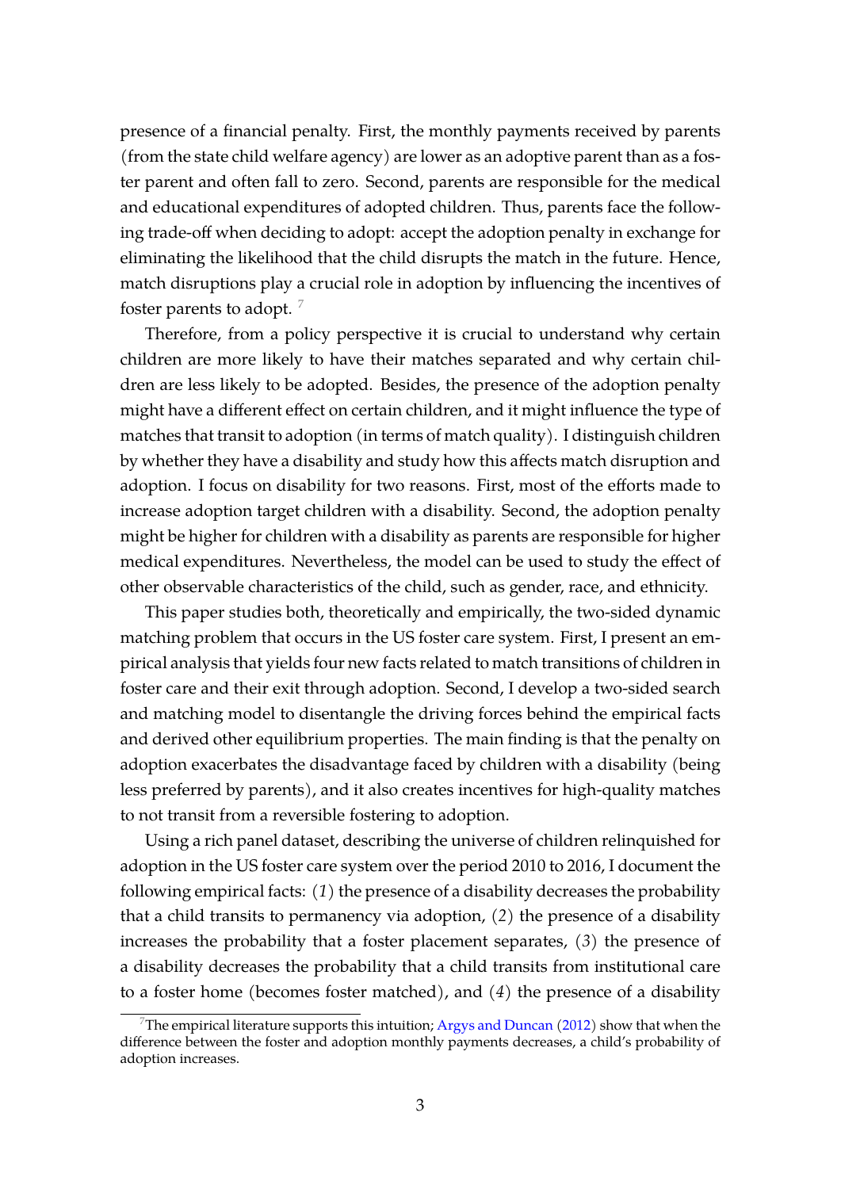presence of a financial penalty. First, the monthly payments received by parents (from the state child welfare agency) are lower as an adoptive parent than as a foster parent and often fall to zero. Second, parents are responsible for the medical and educational expenditures of adopted children. Thus, parents face the following trade-off when deciding to adopt: accept the adoption penalty in exchange for eliminating the likelihood that the child disrupts the match in the future. Hence, match disruptions play a crucial role in adoption by influencing the incentives of foster parents to adopt. [7]

Therefore, from a policy perspective it is crucial to understand why certain children are more likely to have their matches separated and why certain children are less likely to be adopted. Besides, the presence of the adoption penalty might have a different effect on certain children, and it might influence the type of matches that transit to adoption (in terms of match quality). I distinguish children by whether they have a disability and study how this affects match disruption and adoption. I focus on disability for two reasons. First, most of the efforts made to increase adoption target children with a disability. Second, the adoption penalty might be higher for children with a disability as parents are responsible for higher medical expenditures. Nevertheless, the model can be used to study the effect of other observable characteristics of the child, such as gender, race, and ethnicity.

This paper studies both, theoretically and empirically, the two-sided dynamic matching problem that occurs in the US foster care system. First, I present an empirical analysis that yields four new facts related to match transitions of children in foster care and their exit through adoption. Second, I develop a two-sided search and matching model to disentangle the driving forces behind the empirical facts and derived other equilibrium properties. The main finding is that the penalty on adoption exacerbates the disadvantage faced by children with a disability (being less preferred by parents), and it also creates incentives for high-quality matches to not transit from a reversible fostering to adoption.

Using a rich panel dataset, describing the universe of children relinquished for adoption in the US foster care system over the period 2010 to 2016, I document the following empirical facts: (*1*) the presence of a disability decreases the probability that a child transits to permanency via adoption, (*2*) the presence of a disability increases the probability that a foster placement separates, (*3*) the presence of a disability decreases the probability that a child transits from institutional care to a foster home (becomes foster matched), and (*4*) the presence of a disability

[7] The empirical literature supports this intuition; Argys and Duncan (2012) show that when the difference between the foster and adoption monthly payments decreases, a child's probability of adoption increases.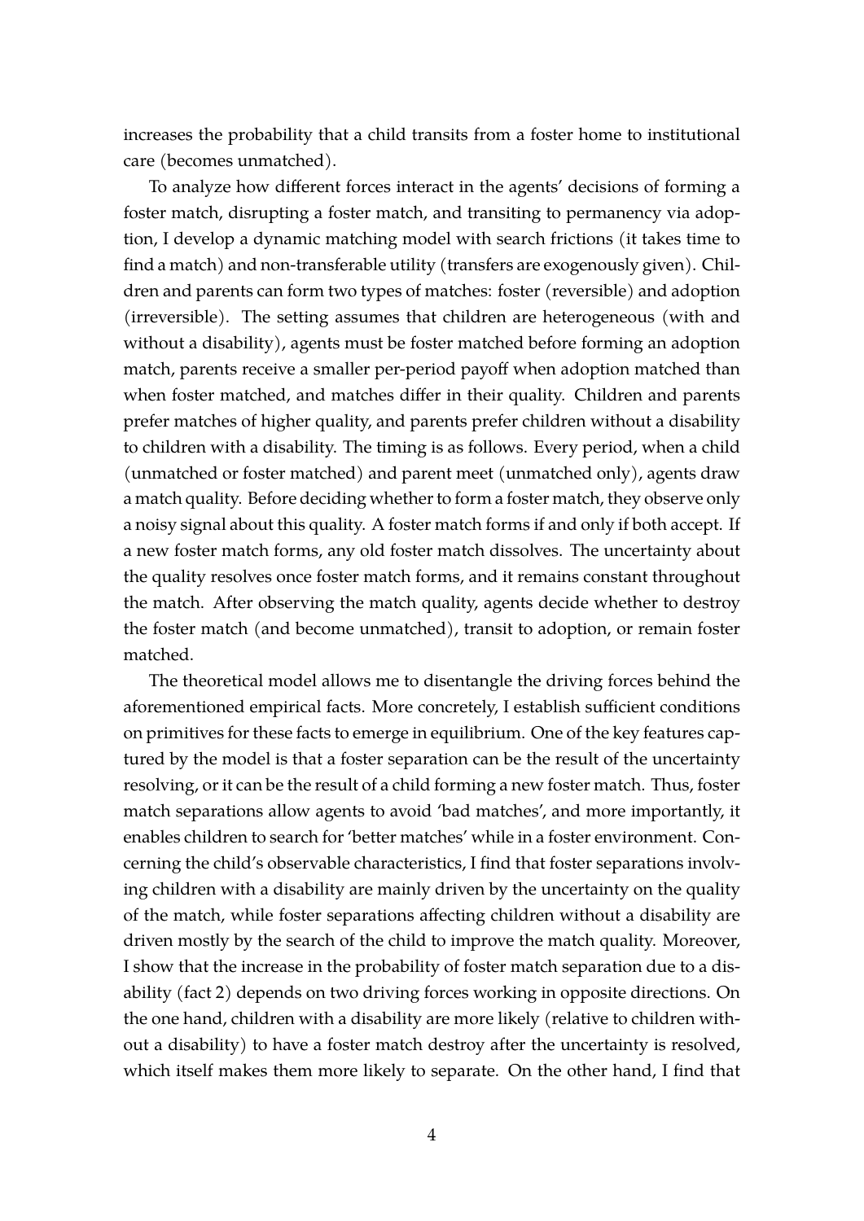increases the probability that a child transits from a foster home to institutional care (becomes unmatched).

To analyze how different forces interact in the agents' decisions of forming a foster match, disrupting a foster match, and transiting to permanency via adoption, I develop a dynamic matching model with search frictions (it takes time to find a match) and non-transferable utility (transfers are exogenously given). Children and parents can form two types of matches: foster (reversible) and adoption (irreversible). The setting assumes that children are heterogeneous (with and without a disability), agents must be foster matched before forming an adoption match, parents receive a smaller per-period payoff when adoption matched than when foster matched, and matches differ in their quality. Children and parents prefer matches of higher quality, and parents prefer children without a disability to children with a disability. The timing is as follows. Every period, when a child (unmatched or foster matched) and parent meet (unmatched only), agents draw a match quality. Before deciding whether to form a foster match, they observe only a noisy signal about this quality. A foster match forms if and only if both accept. If a new foster match forms, any old foster match dissolves. The uncertainty about the quality resolves once foster match forms, and it remains constant throughout the match. After observing the match quality, agents decide whether to destroy the foster match (and become unmatched), transit to adoption, or remain foster matched.

The theoretical model allows me to disentangle the driving forces behind the aforementioned empirical facts. More concretely, I establish sufficient conditions on primitives for these facts to emerge in equilibrium. One of the key features captured by the model is that a foster separation can be the result of the uncertainty resolving, or it can be the result of a child forming a new foster match. Thus, foster match separations allow agents to avoid 'bad matches', and more importantly, it enables children to search for 'better matches' while in a foster environment. Concerning the child's observable characteristics, I find that foster separations involving children with a disability are mainly driven by the uncertainty on the quality of the match, while foster separations affecting children without a disability are driven mostly by the search of the child to improve the match quality. Moreover, I show that the increase in the probability of foster match separation due to a disability (fact 2) depends on two driving forces working in opposite directions. On the one hand, children with a disability are more likely (relative to children without a disability) to have a foster match destroy after the uncertainty is resolved, which itself makes them more likely to separate. On the other hand, I find that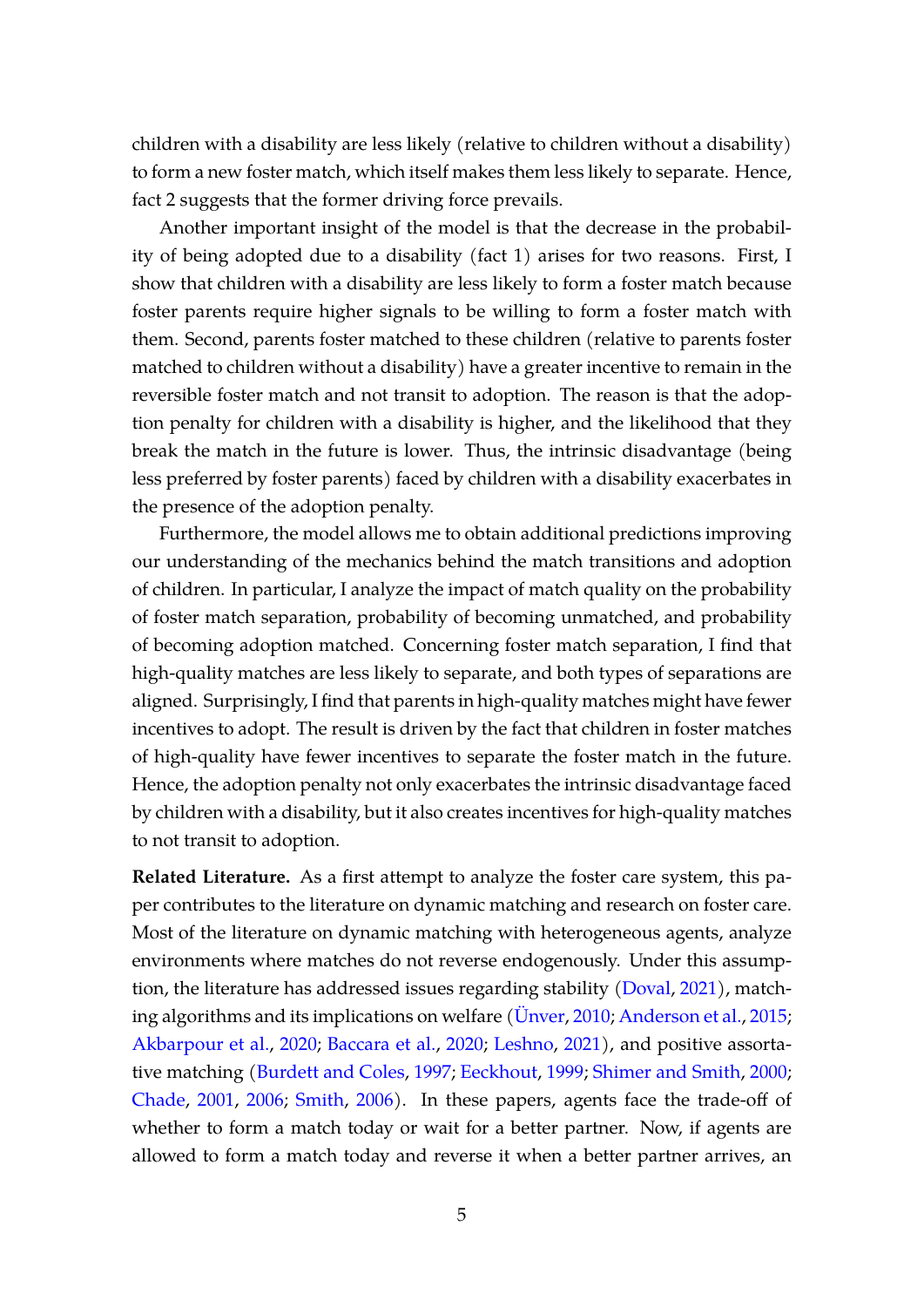children with a disability are less likely (relative to children without a disability) to form a new foster match, which itself makes them less likely to separate. Hence, fact 2 suggests that the former driving force prevails.

Another important insight of the model is that the decrease in the probability of being adopted due to a disability (fact 1) arises for two reasons. First, I show that children with a disability are less likely to form a foster match because foster parents require higher signals to be willing to form a foster match with them. Second, parents foster matched to these children (relative to parents foster matched to children without a disability) have a greater incentive to remain in the reversible foster match and not transit to adoption. The reason is that the adoption penalty for children with a disability is higher, and the likelihood that they break the match in the future is lower. Thus, the intrinsic disadvantage (being less preferred by foster parents) faced by children with a disability exacerbates in the presence of the adoption penalty.

Furthermore, the model allows me to obtain additional predictions improving our understanding of the mechanics behind the match transitions and adoption of children. In particular, I analyze the impact of match quality on the probability of foster match separation, probability of becoming unmatched, and probability of becoming adoption matched. Concerning foster match separation, I find that high-quality matches are less likely to separate, and both types of separations are aligned. Surprisingly, I find that parents in high-quality matches might have fewer incentives to adopt. The result is driven by the fact that children in foster matches of high-quality have fewer incentives to separate the foster match in the future. Hence, the adoption penalty not only exacerbates the intrinsic disadvantage faced by children with a disability, but it also creates incentives for high-quality matches to not transit to adoption.

**Related Literature.** As a first attempt to analyze the foster care system, this paper contributes to the literature on dynamic matching and research on foster care. Most of the literature on dynamic matching with heterogeneous agents, analyze environments where matches do not reverse endogenously. Under this assumption, the literature has addressed issues regarding stability (Doval, 2021), matching algorithms and its implications on welfare (Ünver, 2010; Anderson et al., 2015; Akbarpour et al., 2020; Baccara et al., 2020; Leshno, 2021), and positive assortative matching (Burdett and Coles, 1997; Eeckhout, 1999; Shimer and Smith, 2000; Chade, 2001, 2006; Smith, 2006). In these papers, agents face the trade-off of whether to form a match today or wait for a better partner. Now, if agents are allowed to form a match today and reverse it when a better partner arrives, an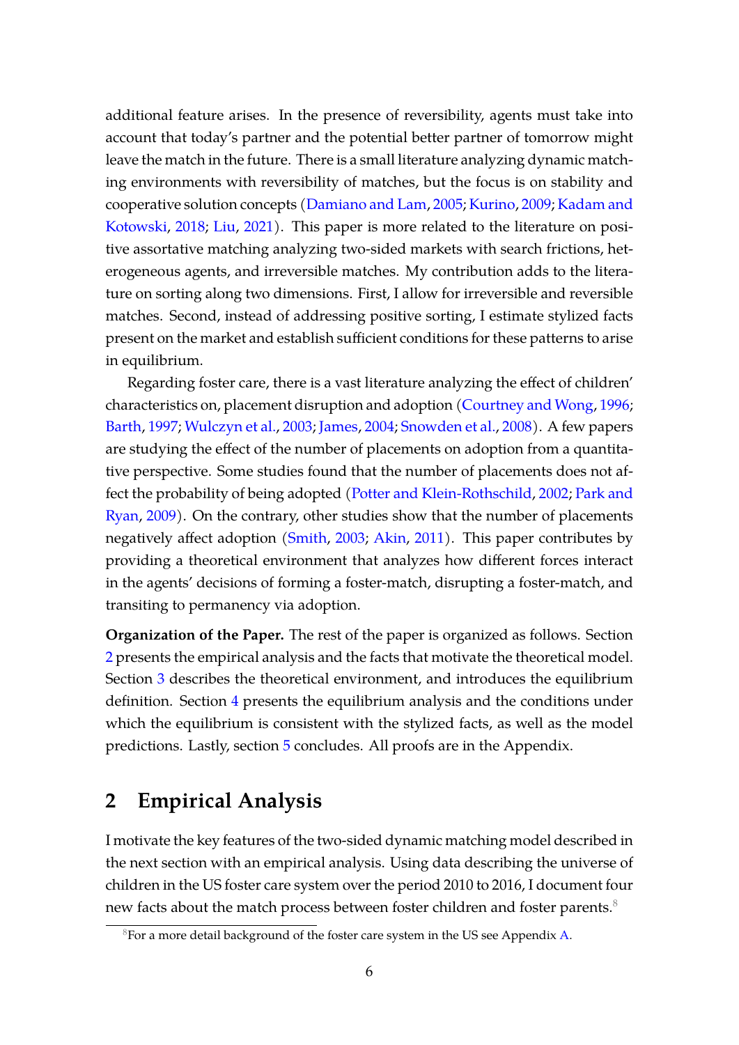additional feature arises. In the presence of reversibility, agents must take into account that today's partner and the potential better partner of tomorrow might leave the match in the future. There is a small literature analyzing dynamic matching environments with reversibility of matches, but the focus is on stability and cooperative solution concepts (Damiano and Lam, 2005; Kurino, 2009; Kadam and Kotowski, 2018; Liu, 2021). This paper is more related to the literature on positive assortative matching analyzing two-sided markets with search frictions, heterogeneous agents, and irreversible matches. My contribution adds to the literature on sorting along two dimensions. First, I allow for irreversible and reversible matches. Second, instead of addressing positive sorting, I estimate stylized facts present on the market and establish sufficient conditions for these patterns to arise in equilibrium.

Regarding foster care, there is a vast literature analyzing the effect of children' characteristics on, placement disruption and adoption (Courtney and Wong, 1996; Barth, 1997; Wulczyn et al., 2003; James, 2004; Snowden et al., 2008). A few papers are studying the effect of the number of placements on adoption from a quantitative perspective. Some studies found that the number of placements does not affect the probability of being adopted (Potter and Klein-Rothschild, 2002; Park and Ryan, 2009). On the contrary, other studies show that the number of placements negatively affect adoption (Smith, 2003; Akin, 2011). This paper contributes by providing a theoretical environment that analyzes how different forces interact in the agents' decisions of forming a foster-match, disrupting a foster-match, and transiting to permanency via adoption.

**Organization of the Paper.** The rest of the paper is organized as follows. Section 2 presents the empirical analysis and the facts that motivate the theoretical model. Section 3 describes the theoretical environment, and introduces the equilibrium definition. Section 4 presents the equilibrium analysis and the conditions under which the equilibrium is consistent with the stylized facts, as well as the model predictions. Lastly, section 5 concludes. All proofs are in the Appendix.

## 2 Empirical Analysis

I motivate the key features of the two-sided dynamic matching model described in the next section with an empirical analysis. Using data describing the universe of children in the US foster care system over the period 2010 to 2016, I document four new facts about the match process between foster children and foster parents.[8]

[8] For a more detail background of the foster care system in the US see Appendix A.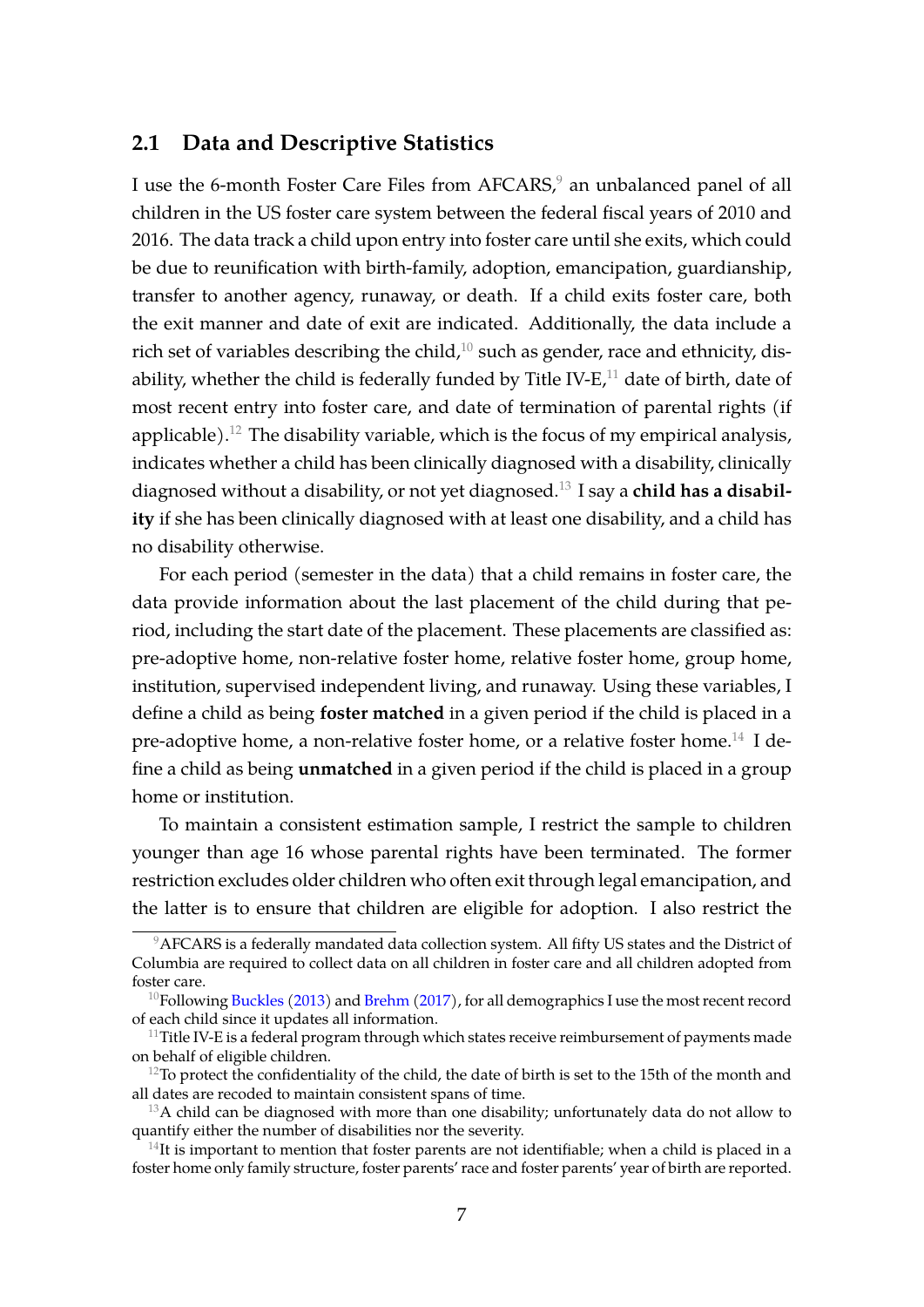## 2.1 Data and Descriptive Statistics

I use the 6-month Foster Care Files from AFCARS,[9] an unbalanced panel of all children in the US foster care system between the federal fiscal years of 2010 and 2016. The data track a child upon entry into foster care until she exits, which could be due to reunification with birth-family, adoption, emancipation, guardianship, transfer to another agency, runaway, or death. If a child exits foster care, both the exit manner and date of exit are indicated. Additionally, the data include a rich set of variables describing the child,[10] such as gender, race and ethnicity, disability, whether the child is federally funded by Title IV-E,[11] date of birth, date of most recent entry into foster care, and date of termination of parental rights (if applicable).[12] The disability variable, which is the focus of my empirical analysis, indicates whether a child has been clinically diagnosed with a disability, clinically diagnosed without a disability, or not yet diagnosed.[13] I say a **child has a disability** if she has been clinically diagnosed with at least one disability, and a child has no disability otherwise.

For each period (semester in the data) that a child remains in foster care, the data provide information about the last placement of the child during that period, including the start date of the placement. These placements are classified as: pre-adoptive home, non-relative foster home, relative foster home, group home, institution, supervised independent living, and runaway. Using these variables, I define a child as being **foster matched** in a given period if the child is placed in a pre-adoptive home, a non-relative foster home, or a relative foster home.[14] I define a child as being **unmatched** in a given period if the child is placed in a group home or institution.

To maintain a consistent estimation sample, I restrict the sample to children younger than age 16 whose parental rights have been terminated. The former restriction excludes older children who often exit through legal emancipation, and the latter is to ensure that children are eligible for adoption. I also restrict the

---

[9] AFCARS is a federally mandated data collection system. All fifty US states and the District of Columbia are required to collect data on all children in foster care and all children adopted from foster care.

[10] Following Buckles (2013) and Brehm (2017), for all demographics I use the most recent record of each child since it updates all information.

[11] Title IV-E is a federal program through which states receive reimbursement of payments made on behalf of eligible children.

[12] To protect the confidentiality of the child, the date of birth is set to the 15th of the month and all dates are recoded to maintain consistent spans of time.

[13] A child can be diagnosed with more than one disability; unfortunately data do not allow to quantify either the number of disabilities nor the severity.

[14] It is important to mention that foster parents are not identifiable; when a child is placed in a foster home only family structure, foster parents' race and foster parents' year of birth are reported.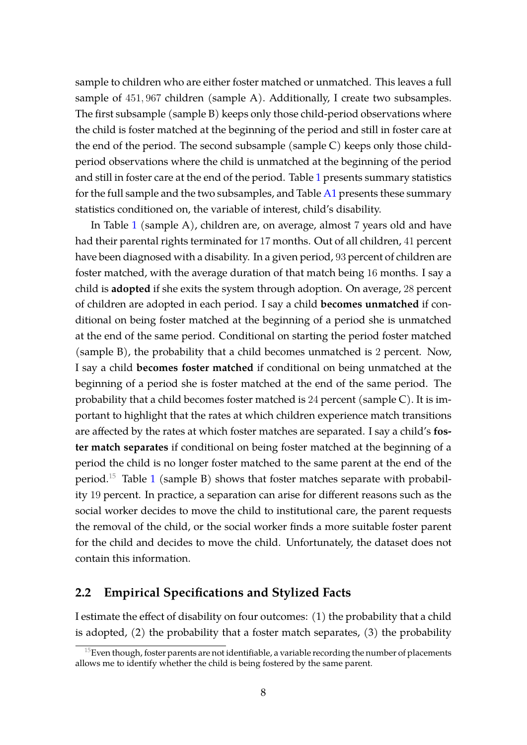sample to children who are either foster matched or unmatched. This leaves a full sample of $451,967$ children (sample A). Additionally, I create two subsamples. The first subsample (sample B) keeps only those child-period observations where the child is foster matched at the beginning of the period and still in foster care at the end of the period. The second subsample (sample C) keeps only those child-period observations where the child is unmatched at the beginning of the period and still in foster care at the end of the period. Table 1 presents summary statistics for the full sample and the two subsamples, and Table A1 presents these summary statistics conditioned on, the variable of interest, child's disability.

In Table 1 (sample A), children are, on average, almost 7 years old and have had their parental rights terminated for 17 months. Out of all children, 41 percent have been diagnosed with a disability. In a given period, 93 percent of children are foster matched, with the average duration of that match being 16 months. I say a child is **adopted** if she exits the system through adoption. On average, 28 percent of children are adopted in each period. I say a child **becomes unmatched** if conditional on being foster matched at the beginning of a period she is unmatched at the end of the same period. Conditional on starting the period foster matched (sample B), the probability that a child becomes unmatched is 2 percent. Now, I say a child **becomes foster matched** if conditional on being unmatched at the beginning of a period she is foster matched at the end of the same period. The probability that a child becomes foster matched is 24 percent (sample C). It is important to highlight that the rates at which children experience match transitions are affected by the rates at which foster matches are separated. I say a child's **foster match separates** if conditional on being foster matched at the beginning of a period the child is no longer foster matched to the same parent at the end of the period.[15] Table 1 (sample B) shows that foster matches separate with probability 19 percent. In practice, a separation can arise for different reasons such as the social worker decides to move the child to institutional care, the parent requests the removal of the child, or the social worker finds a more suitable foster parent for the child and decides to move the child. Unfortunately, the dataset does not contain this information.

## 2.2 Empirical Specifications and Stylized Facts

I estimate the effect of disability on four outcomes: (1) the probability that a child is adopted, (2) the probability that a foster match separates, (3) the probability

[15] Even though, foster parents are not identifiable, a variable recording the number of placements allows me to identify whether the child is being fostered by the same parent.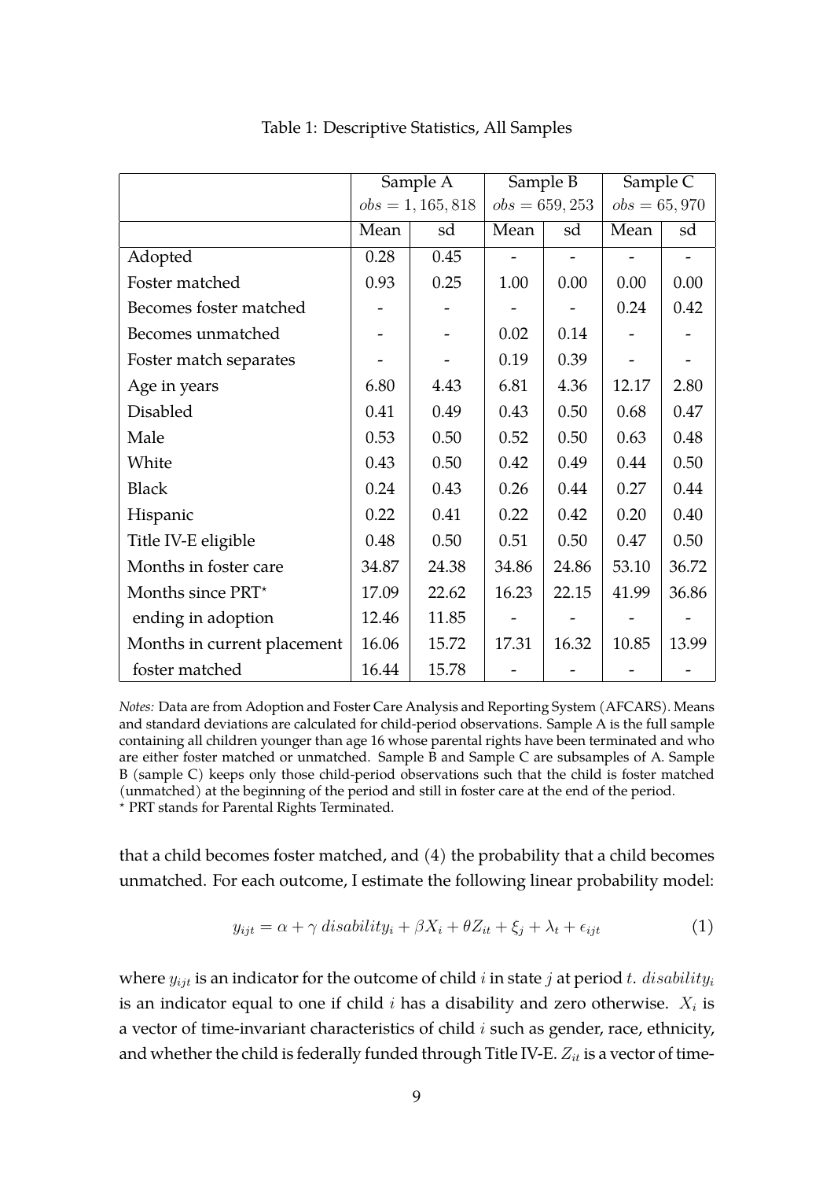Table 1: Descriptive Statistics, All Samples

| | Sample A | | Sample B | | Sample C | |
|---|---|---|---|---|---|---|
| | $obs = 1,165,818$ | | $obs = 659,253$ | | $obs = 65,970$ | |
| | Mean | sd | Mean | sd | Mean | sd |
| Adopted | 0.28 | 0.45 | - | - | - | - |
| Foster matched | 0.93 | 0.25 | 1.00 | 0.00 | 0.00 | 0.00 |
| Becomes foster matched | - | - | - | - | 0.24 | 0.42 |
| Becomes unmatched | - | - | 0.02 | 0.14 | - | - |
| Foster match separates | - | - | 0.19 | 0.39 | - | - |
| Age in years | 6.80 | 4.43 | 6.81 | 4.36 | 12.17 | 2.80 |
| Disabled | 0.41 | 0.49 | 0.43 | 0.50 | 0.68 | 0.47 |
| Male | 0.53 | 0.50 | 0.52 | 0.50 | 0.63 | 0.48 |
| White | 0.43 | 0.50 | 0.42 | 0.49 | 0.44 | 0.50 |
| Black | 0.24 | 0.43 | 0.26 | 0.44 | 0.27 | 0.44 |
| Hispanic | 0.22 | 0.41 | 0.22 | 0.42 | 0.20 | 0.40 |
| Title IV-E eligible | 0.48 | 0.50 | 0.51 | 0.50 | 0.47 | 0.50 |
| Months in foster care | 34.87 | 24.38 | 34.86 | 24.86 | 53.10 | 36.72 |
| Months since PRT* | 17.09 | 22.62 | 16.23 | 22.15 | 41.99 | 36.86 |
| ending in adoption | 12.46 | 11.85 | - | - | - | - |
| Months in current placement | 16.06 | 15.72 | 17.31 | 16.32 | 10.85 | 13.99 |
| foster matched | 16.44 | 15.78 | - | - | - | - |

*Notes:* Data are from Adoption and Foster Care Analysis and Reporting System (AFCARS). Means and standard deviations are calculated for child-period observations. Sample A is the full sample containing all children younger than age 16 whose parental rights have been terminated and who are either foster matched or unmatched. Sample B and Sample C are subsamples of A. Sample B (sample C) keeps only those child-period observations such that the child is foster matched (unmatched) at the beginning of the period and still in foster care at the end of the period.
* PRT stands for Parental Rights Terminated.

that a child becomes foster matched, and (4) the probability that a child becomes unmatched. For each outcome, I estimate the following linear probability model:

$$y_{ijt} = \alpha + \gamma \, disability_i + \beta X_i + \theta Z_{it} + \xi_j + \lambda_t + \epsilon_{ijt} \qquad (1)$$

where $y_{ijt}$ is an indicator for the outcome of child $i$ in state $j$ at period $t$. $disability_i$ is an indicator equal to one if child $i$ has a disability and zero otherwise. $X_i$ is a vector of time-invariant characteristics of child $i$ such as gender, race, ethnicity, and whether the child is federally funded through Title IV-E. $Z_{it}$ is a vector of time-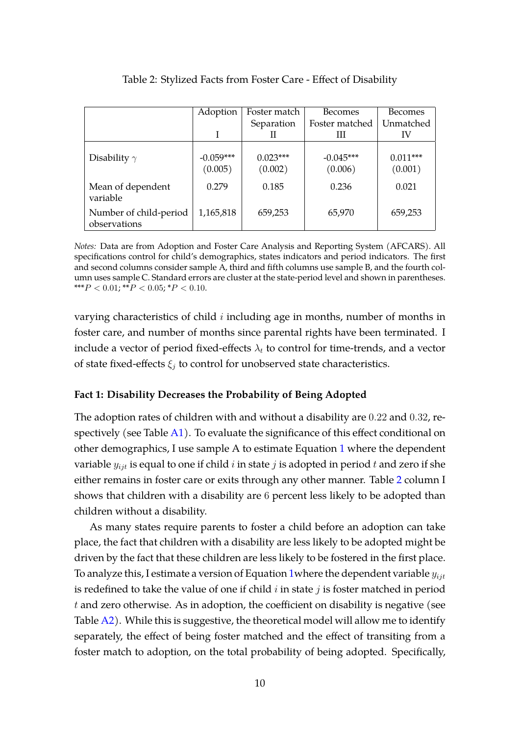Table 2: Stylized Facts from Foster Care - Effect of Disability

| | Adoption<br><br>I | Foster match Separation<br>II | Becomes Foster matched<br>III | Becomes Unmatched<br>IV |
|---|---|---|---|---|
| Disability $\gamma$ | -0.059*** (0.005) | 0.023*** (0.002) | -0.045*** (0.006) | 0.011*** (0.001) |
| Mean of dependent variable | 0.279 | 0.185 | 0.236 | 0.021 |
| Number of child-period observations | 1,165,818 | 659,253 | 65,970 | 659,253 |

*Notes:* Data are from Adoption and Foster Care Analysis and Reporting System (AFCARS). All specifications control for child's demographics, states indicators and period indicators. The first and second columns consider sample A, third and fifth columns use sample B, and the fourth column uses sample C. Standard errors are cluster at the state-period level and shown in parentheses. ***$P < 0.01$; **$P < 0.05$; *$P < 0.10$.

varying characteristics of child $i$ including age in months, number of months in foster care, and number of months since parental rights have been terminated. I include a vector of period fixed-effects $\lambda_t$ to control for time-trends, and a vector of state fixed-effects $\xi_j$ to control for unobserved state characteristics.

**Fact 1: Disability Decreases the Probability of Being Adopted**

The adoption rates of children with and without a disability are $0.22$ and $0.32$, respectively (see Table A1). To evaluate the significance of this effect conditional on other demographics, I use sample A to estimate Equation 1 where the dependent variable $y_{ijt}$ is equal to one if child $i$ in state $j$ is adopted in period $t$ and zero if she either remains in foster care or exits through any other manner. Table 2 column I shows that children with a disability are $6$ percent less likely to be adopted than children without a disability.

As many states require parents to foster a child before an adoption can take place, the fact that children with a disability are less likely to be adopted might be driven by the fact that these children are less likely to be fostered in the first place. To analyze this, I estimate a version of Equation 1where the dependent variable $y_{ijt}$ is redefined to take the value of one if child $i$ in state $j$ is foster matched in period $t$ and zero otherwise. As in adoption, the coefficient on disability is negative (see Table A2). While this is suggestive, the theoretical model will allow me to identify separately, the effect of being foster matched and the effect of transiting from a foster match to adoption, on the total probability of being adopted. Specifically,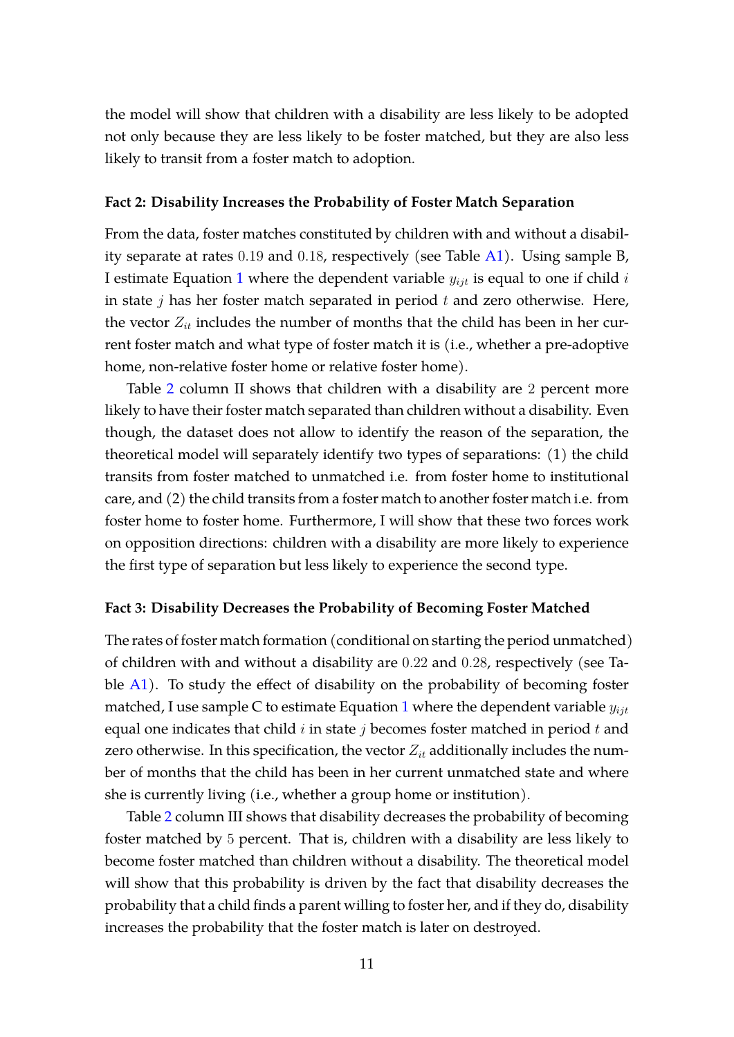the model will show that children with a disability are less likely to be adopted not only because they are less likely to be foster matched, but they are also less likely to transit from a foster match to adoption.

#### Fact 2: Disability Increases the Probability of Foster Match Separation

From the data, foster matches constituted by children with and without a disability separate at rates $0.19$ and $0.18$, respectively (see Table A1). Using sample B, I estimate Equation 1 where the dependent variable $y_{ijt}$ is equal to one if child $i$ in state $j$ has her foster match separated in period $t$ and zero otherwise. Here, the vector $Z_{it}$ includes the number of months that the child has been in her current foster match and what type of foster match it is (i.e., whether a pre-adoptive home, non-relative foster home or relative foster home).

Table 2 column II shows that children with a disability are $2$ percent more likely to have their foster match separated than children without a disability. Even though, the dataset does not allow to identify the reason of the separation, the theoretical model will separately identify two types of separations: (1) the child transits from foster matched to unmatched i.e. from foster home to institutional care, and (2) the child transits from a foster match to another foster match i.e. from foster home to foster home. Furthermore, I will show that these two forces work on opposition directions: children with a disability are more likely to experience the first type of separation but less likely to experience the second type.

#### Fact 3: Disability Decreases the Probability of Becoming Foster Matched

The rates of foster match formation (conditional on starting the period unmatched) of children with and without a disability are $0.22$ and $0.28$, respectively (see Table A1). To study the effect of disability on the probability of becoming foster matched, I use sample C to estimate Equation 1 where the dependent variable $y_{ijt}$ equal one indicates that child $i$ in state $j$ becomes foster matched in period $t$ and zero otherwise. In this specification, the vector $Z_{it}$ additionally includes the number of months that the child has been in her current unmatched state and where she is currently living (i.e., whether a group home or institution).

Table 2 column III shows that disability decreases the probability of becoming foster matched by $5$ percent. That is, children with a disability are less likely to become foster matched than children without a disability. The theoretical model will show that this probability is driven by the fact that disability decreases the probability that a child finds a parent willing to foster her, and if they do, disability increases the probability that the foster match is later on destroyed.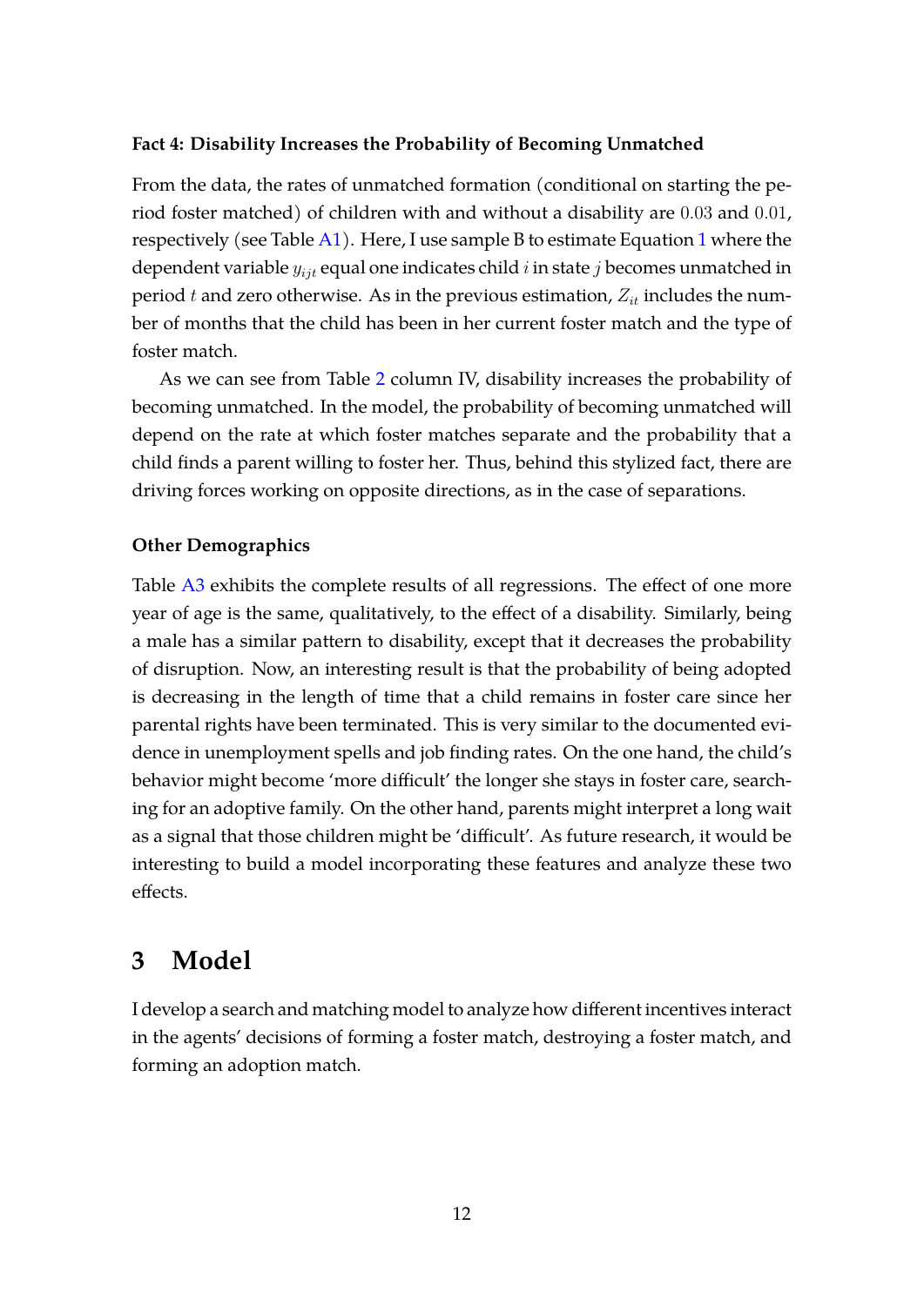**Fact 4: Disability Increases the Probability of Becoming Unmatched**

From the data, the rates of unmatched formation (conditional on starting the period foster matched) of children with and without a disability are $0.03$ and $0.01$, respectively (see Table A1). Here, I use sample B to estimate Equation 1 where the dependent variable $y_{ijt}$ equal one indicates child $i$ in state $j$ becomes unmatched in period $t$ and zero otherwise. As in the previous estimation, $Z_{it}$ includes the number of months that the child has been in her current foster match and the type of foster match.

As we can see from Table 2 column IV, disability increases the probability of becoming unmatched. In the model, the probability of becoming unmatched will depend on the rate at which foster matches separate and the probability that a child finds a parent willing to foster her. Thus, behind this stylized fact, there are driving forces working on opposite directions, as in the case of separations.

**Other Demographics**

Table A3 exhibits the complete results of all regressions. The effect of one more year of age is the same, qualitatively, to the effect of a disability. Similarly, being a male has a similar pattern to disability, except that it decreases the probability of disruption. Now, an interesting result is that the probability of being adopted is decreasing in the length of time that a child remains in foster care since her parental rights have been terminated. This is very similar to the documented evidence in unemployment spells and job finding rates. On the one hand, the child's behavior might become 'more difficult' the longer she stays in foster care, searching for an adoptive family. On the other hand, parents might interpret a long wait as a signal that those children might be 'difficult'. As future research, it would be interesting to build a model incorporating these features and analyze these two effects.

# 3 Model

I develop a search and matching model to analyze how different incentives interact in the agents' decisions of forming a foster match, destroying a foster match, and forming an adoption match.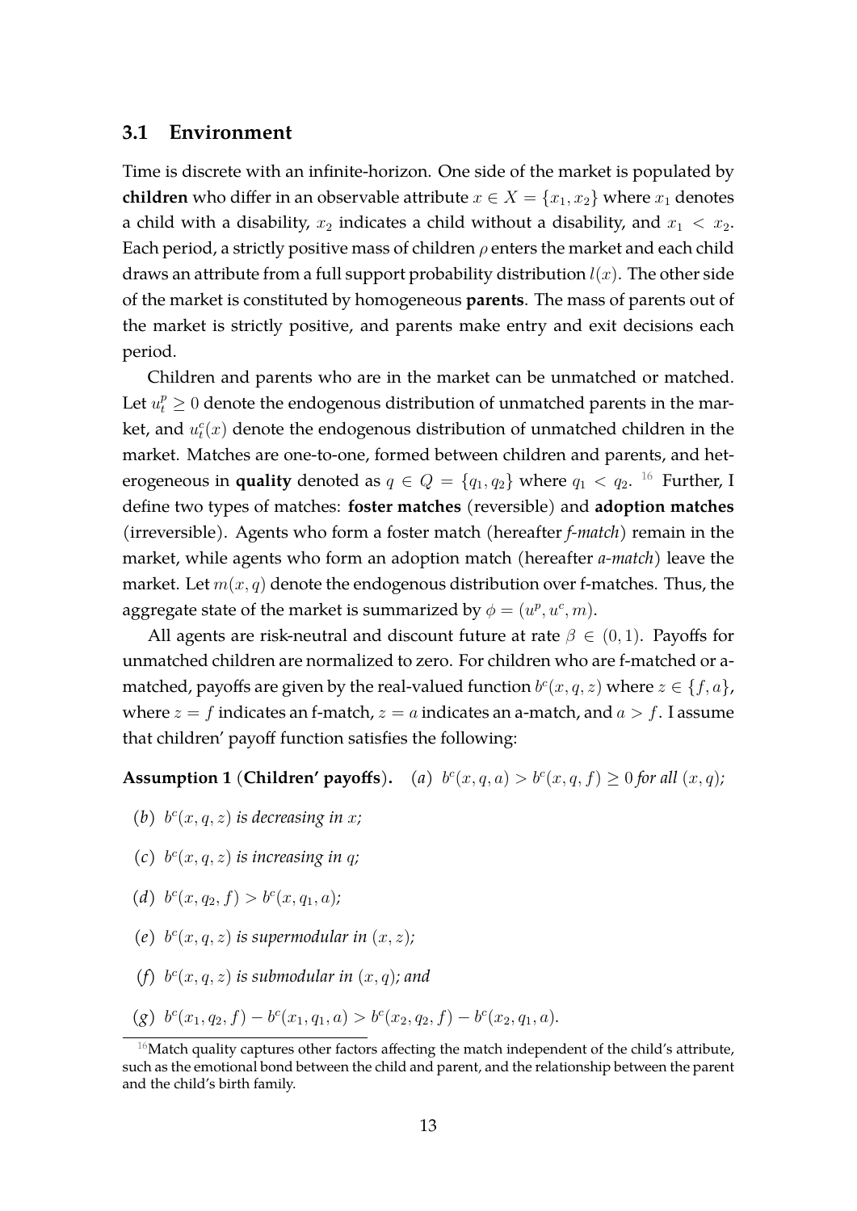### 3.1 Environment

Time is discrete with an infinite-horizon. One side of the market is populated by **children** who differ in an observable attribute $x \in X = \{x_1, x_2\}$ where $x_1$ denotes a child with a disability, $x_2$ indicates a child without a disability, and $x_1 < x_2$. Each period, a strictly positive mass of children $\rho$ enters the market and each child draws an attribute from a full support probability distribution $l(x)$. The other side of the market is constituted by homogeneous **parents**. The mass of parents out of the market is strictly positive, and parents make entry and exit decisions each period.

Children and parents who are in the market can be unmatched or matched. Let $u_t^p \geq 0$ denote the endogenous distribution of unmatched parents in the market, and $u_t^c(x)$ denote the endogenous distribution of unmatched children in the market. Matches are one-to-one, formed between children and parents, and heterogeneous in **quality** denoted as $q \in Q = \{q_1, q_2\}$ where $q_1 < q_2$. [16] Further, I define two types of matches: **foster matches** (reversible) and **adoption matches** (irreversible). Agents who form a foster match (hereafter *f-match*) remain in the market, while agents who form an adoption match (hereafter *a-match*) leave the market. Let $m(x, q)$ denote the endogenous distribution over f-matches. Thus, the aggregate state of the market is summarized by $\phi = (u^p, u^c, m)$.

All agents are risk-neutral and discount future at rate $\beta \in (0, 1)$. Payoffs for unmatched children are normalized to zero. For children who are f-matched or a-matched, payoffs are given by the real-valued function $b^c(x, q, z)$ where $z \in \{f, a\}$, where $z = f$ indicates an f-match, $z = a$ indicates an a-match, and $a > f$. I assume that children' payoff function satisfies the following:

**Assumption 1 (Children' payoffs).** *(a)* $b^c(x, q, a) > b^c(x, q, f) \geq 0$ *for all* $(x, q)$*;*

*(b)* $b^c(x, q, z)$ *is decreasing in* $x$*;*

*(c)* $b^c(x, q, z)$ *is increasing in* $q$*;*

*(d)* $b^c(x, q_2, f) > b^c(x, q_1, a)$*;*

*(e)* $b^c(x, q, z)$ *is supermodular in* $(x, z)$*;*

*(f)* $b^c(x, q, z)$ *is submodular in* $(x, q)$*; and*

*(g)* $b^c(x_1, q_2, f) - b^c(x_1, q_1, a) > b^c(x_2, q_2, f) - b^c(x_2, q_1, a)$.

[16] Match quality captures other factors affecting the match independent of the child's attribute, such as the emotional bond between the child and parent, and the relationship between the parent and the child's birth family.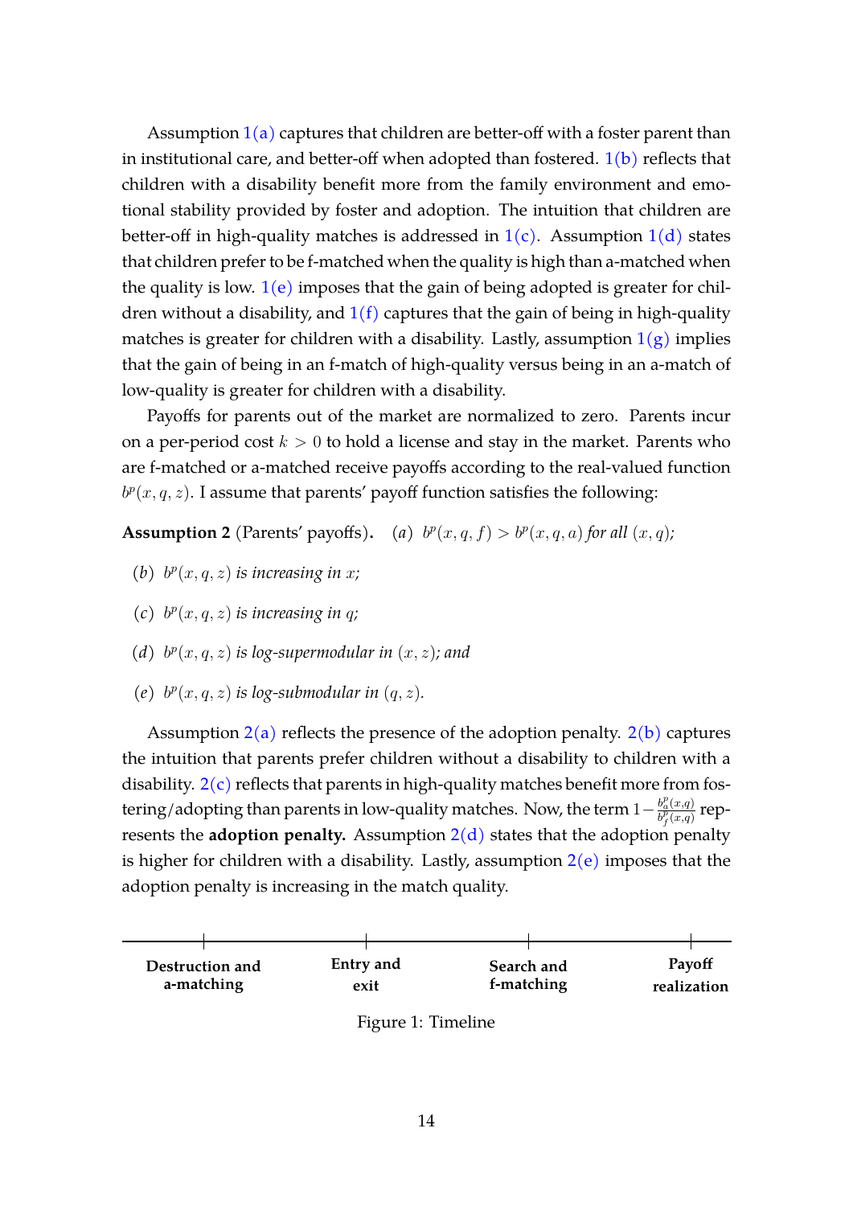Assumption 1(a) captures that children are better-off with a foster parent than in institutional care, and better-off when adopted than fostered. 1(b) reflects that children with a disability benefit more from the family environment and emotional stability provided by foster and adoption. The intuition that children are better-off in high-quality matches is addressed in 1(c). Assumption 1(d) states that children prefer to be f-matched when the quality is high than a-matched when the quality is low. 1(e) imposes that the gain of being adopted is greater for children without a disability, and 1(f) captures that the gain of being in high-quality matches is greater for children with a disability. Lastly, assumption 1(g) implies that the gain of being in an f-match of high-quality versus being in an a-match of low-quality is greater for children with a disability.

Payoffs for parents out of the market are normalized to zero. Parents incur on a per-period cost $k > 0$ to hold a license and stay in the market. Parents who are f-matched or a-matched receive payoffs according to the real-valued function $b^p(x, q, z)$. I assume that parents' payoff function satisfies the following:

**Assumption 2** (Parents' payoffs)**.** *(a)* $b^p(x, q, f) > b^p(x, q, a)$ *for all* $(x, q)$*;*

*(b)* $b^p(x, q, z)$ *is increasing in* $x$*;*

*(c)* $b^p(x, q, z)$ *is increasing in* $q$*;*

*(d)* $b^p(x, q, z)$ *is log-supermodular in* $(x, z)$*; and*

*(e)* $b^p(x, q, z)$ *is log-submodular in* $(q, z)$*.*

Assumption 2(a) reflects the presence of the adoption penalty. 2(b) captures the intuition that parents prefer children without a disability to children with a disability. 2(c) reflects that parents in high-quality matches benefit more from fostering/adopting than parents in low-quality matches. Now, the term $1 - \frac{b^p_a(x,q)}{b^p_f(x,q)}$ represents the **adoption penalty.** Assumption 2(d) states that the adoption penalty is higher for children with a disability. Lastly, assumption 2(e) imposes that the adoption penalty is increasing in the match quality.

| Destruction and a-matching | Entry and exit | Search and f-matching | Payoff realization |
|---|---|---|---|

Figure 1: Timeline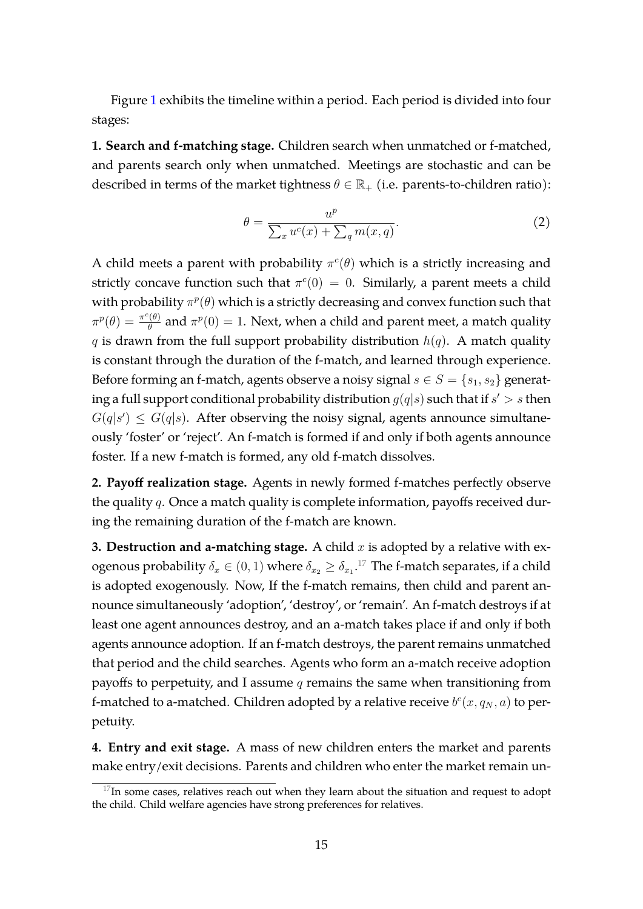Figure 1 exhibits the timeline within a period. Each period is divided into four stages:

**1. Search and f-matching stage.** Children search when unmatched or f-matched, and parents search only when unmatched. Meetings are stochastic and can be described in terms of the market tightness $\theta \in \mathbb{R}_+$ (i.e. parents-to-children ratio):

$$\theta = \frac{u^p}{\sum_x u^c(x) + \sum_q m(x,q)}. \tag{2}$$

A child meets a parent with probability $\pi^c(\theta)$ which is a strictly increasing and strictly concave function such that $\pi^c(0) = 0$. Similarly, a parent meets a child with probability $\pi^p(\theta)$ which is a strictly decreasing and convex function such that $\pi^p(\theta) = \frac{\pi^c(\theta)}{\theta}$ and $\pi^p(0) = 1$. Next, when a child and parent meet, a match quality $q$ is drawn from the full support probability distribution $h(q)$. A match quality is constant through the duration of the f-match, and learned through experience. Before forming an f-match, agents observe a noisy signal $s \in S = \{s_1, s_2\}$ generating a full support conditional probability distribution $g(q|s)$ such that if $s' > s$ then $G(q|s') \leq G(q|s)$. After observing the noisy signal, agents announce simultaneously 'foster' or 'reject'. An f-match is formed if and only if both agents announce foster. If a new f-match is formed, any old f-match dissolves.

**2. Payoff realization stage.** Agents in newly formed f-matches perfectly observe the quality $q$. Once a match quality is complete information, payoffs received during the remaining duration of the f-match are known.

**3. Destruction and a-matching stage.** A child $x$ is adopted by a relative with exogenous probability $\delta_x \in (0, 1)$ where $\delta_{x_2} \geq \delta_{x_1}$.[17] The f-match separates, if a child is adopted exogenously. Now, If the f-match remains, then child and parent announce simultaneously 'adoption', 'destroy', or 'remain'. An f-match destroys if at least one agent announces destroy, and an a-match takes place if and only if both agents announce adoption. If an f-match destroys, the parent remains unmatched that period and the child searches. Agents who form an a-match receive adoption payoffs to perpetuity, and I assume $q$ remains the same when transitioning from f-matched to a-matched. Children adopted by a relative receive $b^c(x, q_N, a)$ to perpetuity.

**4. Entry and exit stage.** A mass of new children enters the market and parents make entry/exit decisions. Parents and children who enter the market remain un-

[17] In some cases, relatives reach out when they learn about the situation and request to adopt the child. Child welfare agencies have strong preferences for relatives.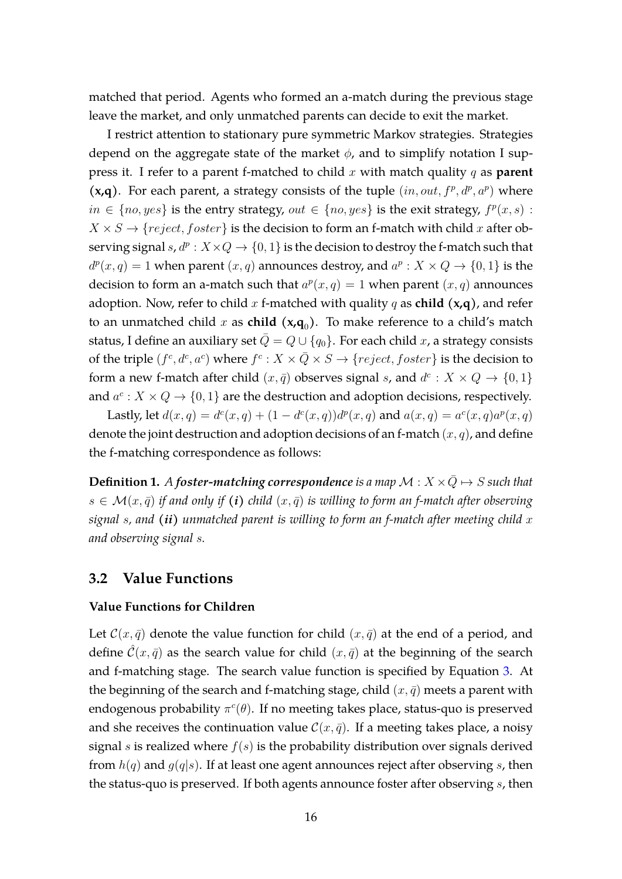matched that period. Agents who formed an a-match during the previous stage leave the market, and only unmatched parents can decide to exit the market.

I restrict attention to stationary pure symmetric Markov strategies. Strategies depend on the aggregate state of the market $\phi$, and to simplify notation I suppress it. I refer to a parent f-matched to child $x$ with match quality $q$ as **parent (x,q)**. For each parent, a strategy consists of the tuple $(in, out, f^p, d^p, a^p)$ where $in \in \{no, yes\}$ is the entry strategy, $out \in \{no, yes\}$ is the exit strategy, $f^p(x,s) : X \times S \to \{reject, foster\}$ is the decision to form an f-match with child $x$ after observing signal $s$, $d^p : X \times Q \to \{0,1\}$ is the decision to destroy the f-match such that $d^p(x,q) = 1$ when parent $(x,q)$ announces destroy, and $a^p : X \times Q \to \{0,1\}$ is the decision to form an a-match such that $a^p(x,q) = 1$ when parent $(x,q)$ announces adoption. Now, refer to child $x$ f-matched with quality $q$ as **child (x,q)**, and refer to an unmatched child $x$ as **child (x,q$_0$)**. To make reference to a child's match status, I define an auxiliary set $\bar{Q} = Q \cup \{q_0\}$. For each child $x$, a strategy consists of the triple $(f^c, d^c, a^c)$ where $f^c : X \times \bar{Q} \times S \to \{reject, foster\}$ is the decision to form a new f-match after child $(x,\bar{q})$ observes signal $s$, and $d^c : X \times Q \to \{0,1\}$ and $a^c : X \times Q \to \{0,1\}$ are the destruction and adoption decisions, respectively.

Lastly, let $d(x,q) = d^c(x,q) + (1 - d^c(x,q))d^p(x,q)$ and $a(x,q) = a^c(x,q)a^p(x,q)$ denote the joint destruction and adoption decisions of an f-match $(x,q)$, and define the f-matching correspondence as follows:

**Definition 1.** *A **foster-matching correspondence** is a map $\mathcal{M} : X \times \bar{Q} \mapsto S$ such that $s \in \mathcal{M}(x,\bar{q})$ if and only if **(i)** child $(x,\bar{q})$ is willing to form an f-match after observing signal $s$, and **(ii)** unmatched parent is willing to form an f-match after meeting child $x$ and observing signal $s$.*

## 3.2 Value Functions

**Value Functions for Children**

Let $\mathcal{C}(x,\bar{q})$ denote the value function for child $(x,\bar{q})$ at the end of a period, and define $\hat{\mathcal{C}}(x,\bar{q})$ as the search value for child $(x,\bar{q})$ at the beginning of the search and f-matching stage. The search value function is specified by Equation 3. At the beginning of the search and f-matching stage, child $(x,\bar{q})$ meets a parent with endogenous probability $\pi^c(\theta)$. If no meeting takes place, status-quo is preserved and she receives the continuation value $\mathcal{C}(x,\bar{q})$. If a meeting takes place, a noisy signal $s$ is realized where $f(s)$ is the probability distribution over signals derived from $h(q)$ and $g(q|s)$. If at least one agent announces reject after observing $s$, then the status-quo is preserved. If both agents announce foster after observing $s$, then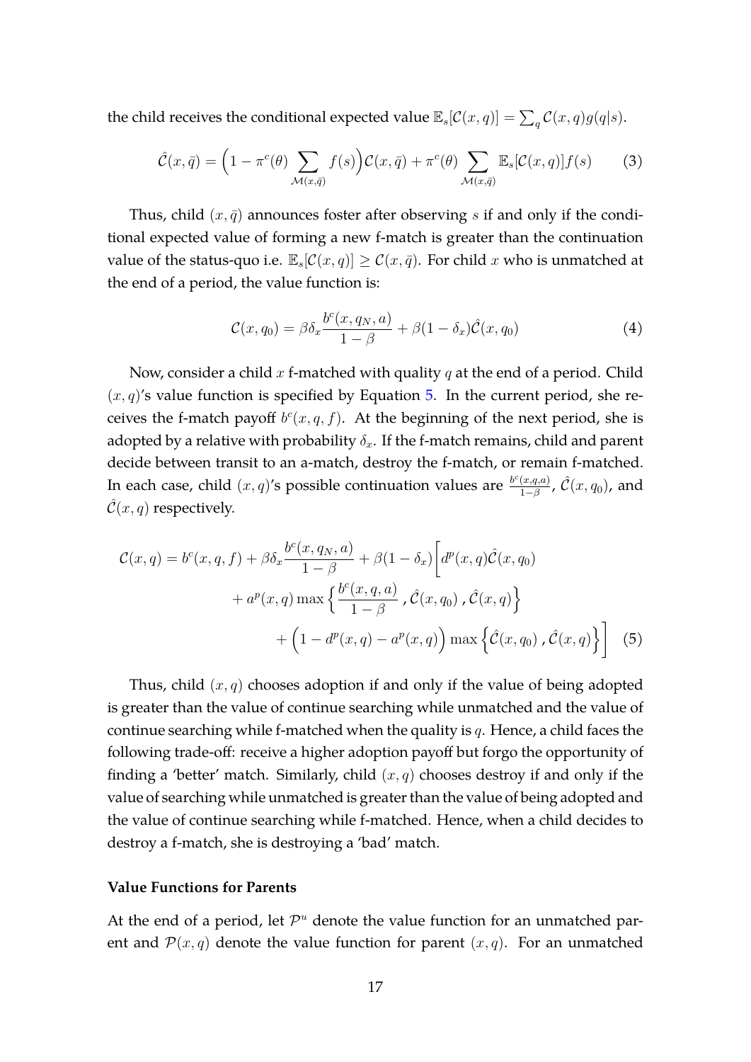the child receives the conditional expected value $\mathbb{E}_s[\mathcal{C}(x,q)] = \sum_q \mathcal{C}(x,q)g(q|s)$.

$$\hat{\mathcal{C}}(x,\bar{q}) = \Big(1 - \pi^c(\theta) \sum_{\mathcal{M}(x,\bar{q})} f(s)\Big)\mathcal{C}(x,\bar{q}) + \pi^c(\theta) \sum_{\mathcal{M}(x,\bar{q})} \mathbb{E}_s[\mathcal{C}(x,q)]f(s) \tag{3}$$

Thus, child $(x,\bar{q})$ announces foster after observing $s$ if and only if the conditional expected value of forming a new f-match is greater than the continuation value of the status-quo i.e. $\mathbb{E}_s[\mathcal{C}(x,q)] \geq \mathcal{C}(x,\bar{q})$. For child $x$ who is unmatched at the end of a period, the value function is:

$$\mathcal{C}(x,q_0) = \beta\delta_x \frac{b^c(x,q_N,a)}{1-\beta} + \beta(1-\delta_x)\hat{\mathcal{C}}(x,q_0) \tag{4}$$

Now, consider a child $x$ f-matched with quality $q$ at the end of a period. Child $(x,q)$'s value function is specified by Equation 5. In the current period, she receives the f-match payoff $b^c(x,q,f)$. At the beginning of the next period, she is adopted by a relative with probability $\delta_x$. If the f-match remains, child and parent decide between transit to an a-match, destroy the f-match, or remain f-matched. In each case, child $(x,q)$'s possible continuation values are $\frac{b^c(x,q,a)}{1-\beta}$, $\hat{\mathcal{C}}(x,q_0)$, and $\hat{\mathcal{C}}(x,q)$ respectively.

$$\begin{aligned}
\mathcal{C}(x,q) = b^c(x,q,f) + \beta\delta_x \frac{b^c(x,q_N,a)}{1-\beta} + \beta(1-\delta_x)\bigg[ & d^p(x,q)\hat{\mathcal{C}}(x,q_0) \\
& + a^p(x,q)\max\Big\{\frac{b^c(x,q,a)}{1-\beta}\,,\,\hat{\mathcal{C}}(x,q_0)\,,\,\hat{\mathcal{C}}(x,q)\Big\} \\
& + \Big(1 - d^p(x,q) - a^p(x,q)\Big)\max\Big\{\hat{\mathcal{C}}(x,q_0)\,,\,\hat{\mathcal{C}}(x,q)\Big\}\bigg]
\end{aligned} \tag{5}$$

Thus, child $(x,q)$ chooses adoption if and only if the value of being adopted is greater than the value of continue searching while unmatched and the value of continue searching while f-matched when the quality is $q$. Hence, a child faces the following trade-off: receive a higher adoption payoff but forgo the opportunity of finding a 'better' match. Similarly, child $(x,q)$ chooses destroy if and only if the value of searching while unmatched is greater than the value of being adopted and the value of continue searching while f-matched. Hence, when a child decides to destroy a f-match, she is destroying a 'bad' match.

**Value Functions for Parents**

At the end of a period, let $\mathcal{P}^u$ denote the value function for an unmatched parent and $\mathcal{P}(x,q)$ denote the value function for parent $(x,q)$. For an unmatched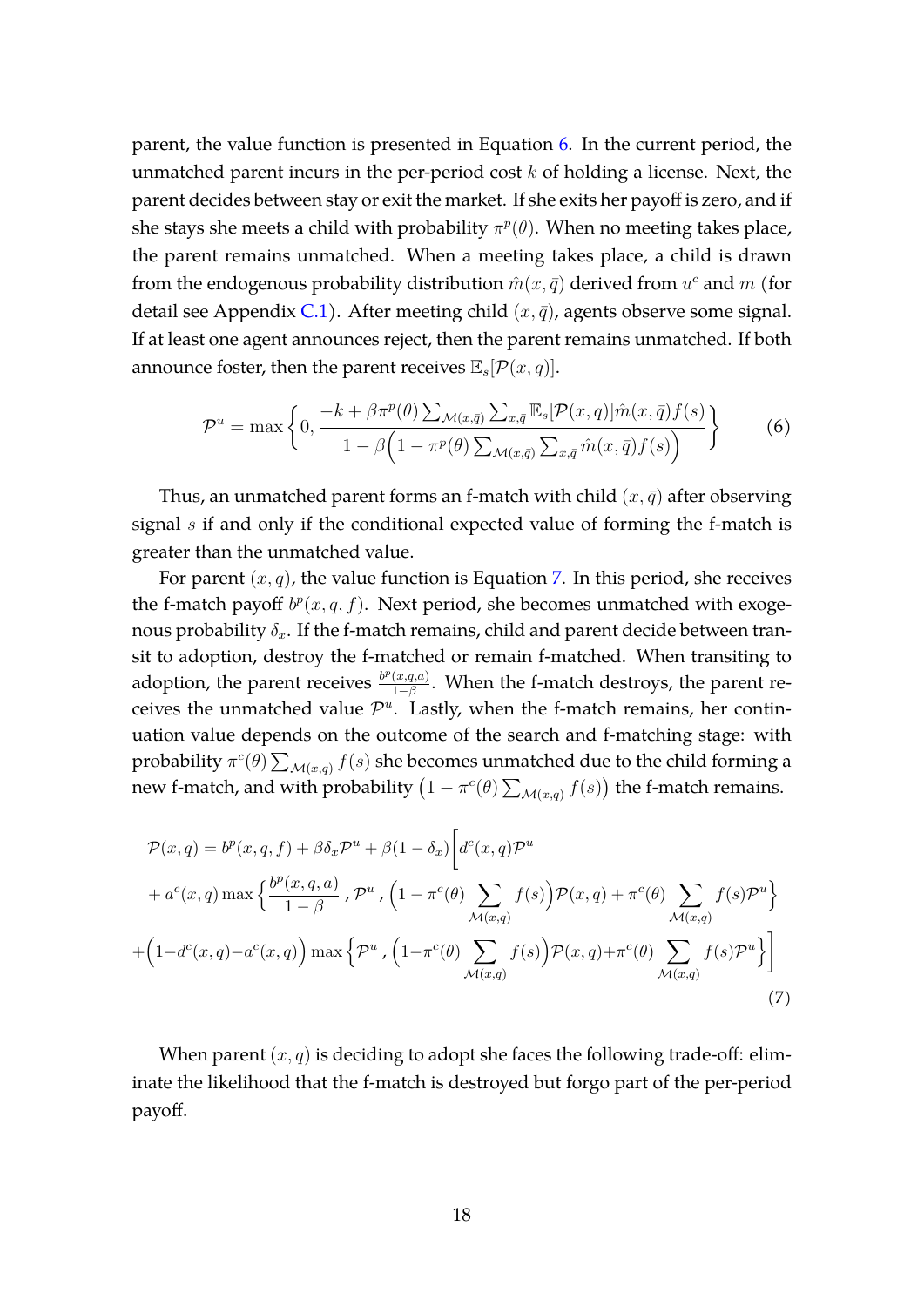parent, the value function is presented in Equation 6. In the current period, the unmatched parent incurs in the per-period cost $k$ of holding a license. Next, the parent decides between stay or exit the market. If she exits her payoff is zero, and if she stays she meets a child with probability $\pi^p(\theta)$. When no meeting takes place, the parent remains unmatched. When a meeting takes place, a child is drawn from the endogenous probability distribution $\hat{m}(x, \bar{q})$ derived from $u^c$ and $m$ (for detail see Appendix C.1). After meeting child $(x, \bar{q})$, agents observe some signal. If at least one agent announces reject, then the parent remains unmatched. If both announce foster, then the parent receives $\mathbb{E}_s[\mathcal{P}(x, q)]$.

$$\mathcal{P}^u = \max\left\{0, \frac{-k + \beta\pi^p(\theta)\sum_{\mathcal{M}(x,\bar{q})}\sum_{x,\bar{q}}\mathbb{E}_s[\mathcal{P}(x,q)]\hat{m}(x,\bar{q})f(s)}{1 - \beta\Big(1 - \pi^p(\theta)\sum_{\mathcal{M}(x,\bar{q})}\sum_{x,\bar{q}}\hat{m}(x,\bar{q})f(s)\Big)}\right\} \tag{6}$$

Thus, an unmatched parent forms an f-match with child $(x, \bar{q})$ after observing signal $s$ if and only if the conditional expected value of forming the f-match is greater than the unmatched value.

For parent $(x, q)$, the value function is Equation 7. In this period, she receives the f-match payoff $b^p(x, q, f)$. Next period, she becomes unmatched with exogenous probability $\delta_x$. If the f-match remains, child and parent decide between transit to adoption, destroy the f-matched or remain f-matched. When transiting to adoption, the parent receives $\frac{b^p(x,q,a)}{1-\beta}$. When the f-match destroys, the parent receives the unmatched value $\mathcal{P}^u$. Lastly, when the f-match remains, her continuation value depends on the outcome of the search and f-matching stage: with probability $\pi^c(\theta)\sum_{\mathcal{M}(x,q)} f(s)$ she becomes unmatched due to the child forming a new f-match, and with probability $\big(1 - \pi^c(\theta)\sum_{\mathcal{M}(x,q)} f(s)\big)$ the f-match remains.

$$\begin{aligned}
\mathcal{P}(x,q) &= b^p(x,q,f) + \beta\delta_x\mathcal{P}^u + \beta(1-\delta_x)\bigg[d^c(x,q)\mathcal{P}^u \\
&+ a^c(x,q)\max\Big\{\frac{b^p(x,q,a)}{1-\beta}\,,\,\mathcal{P}^u\,,\,\Big(1 - \pi^c(\theta)\sum_{\mathcal{M}(x,q)} f(s)\Big)\mathcal{P}(x,q) + \pi^c(\theta)\sum_{\mathcal{M}(x,q)} f(s)\mathcal{P}^u\Big\} \\
&+\Big(1 - d^c(x,q) - a^c(x,q)\Big)\max\Big\{\mathcal{P}^u\,,\,\Big(1 - \pi^c(\theta)\sum_{\mathcal{M}(x,q)} f(s)\Big)\mathcal{P}(x,q) + \pi^c(\theta)\sum_{\mathcal{M}(x,q)} f(s)\mathcal{P}^u\Big\}\bigg]
\end{aligned} \tag{7}$$

When parent $(x, q)$ is deciding to adopt she faces the following trade-off: eliminate the likelihood that the f-match is destroyed but forgo part of the per-period payoff.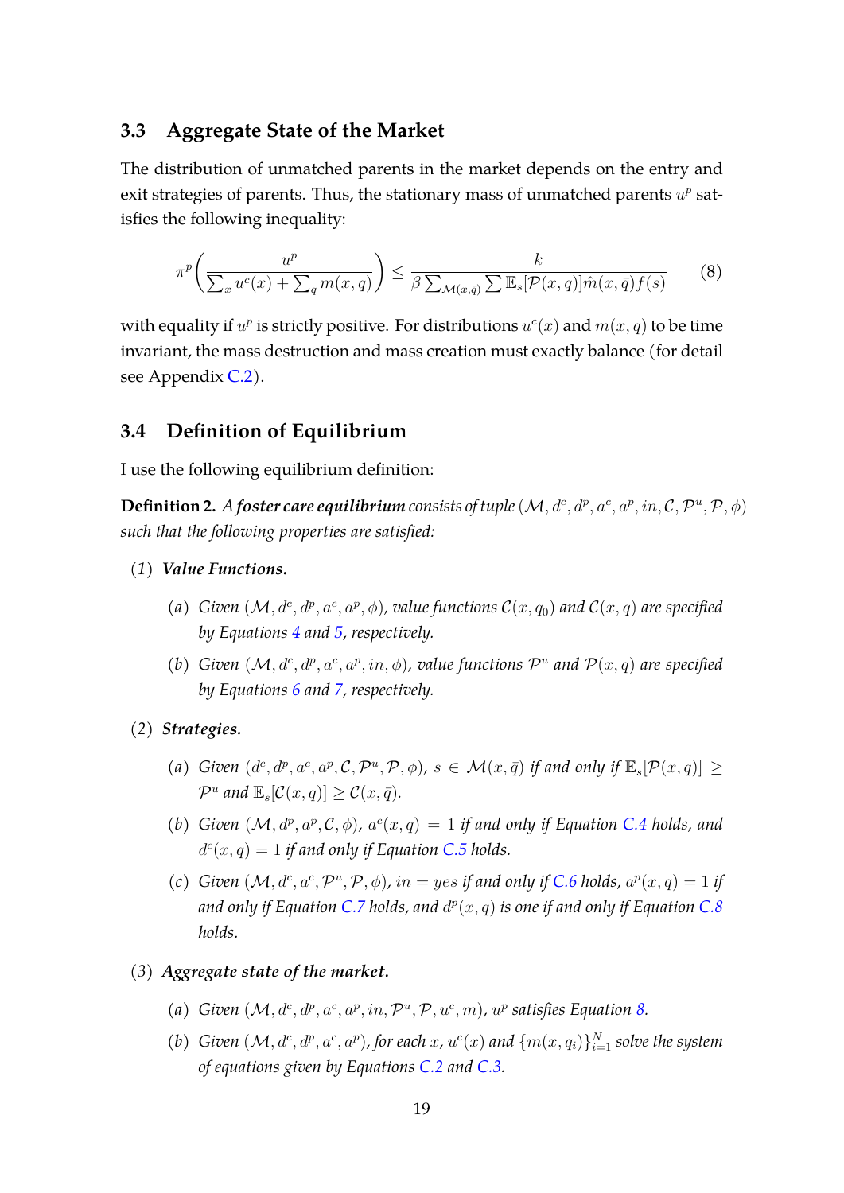### 3.3 Aggregate State of the Market

The distribution of unmatched parents in the market depends on the entry and exit strategies of parents. Thus, the stationary mass of unmatched parents $u^p$ satisfies the following inequality:

$$\pi^p\left(\frac{u^p}{\sum_x u^c(x) + \sum_q m(x,q)}\right) \leq \frac{k}{\beta \sum_{\mathcal{M}(x,\bar{q})} \sum \mathbb{E}_s[\mathcal{P}(x,q)]\hat{m}(x,\bar{q})f(s)} \tag{8}$$

with equality if $u^p$ is strictly positive. For distributions $u^c(x)$ and $m(x,q)$ to be time invariant, the mass destruction and mass creation must exactly balance (for detail see Appendix C.2).

### 3.4 Definition of Equilibrium

I use the following equilibrium definition:

**Definition 2.** *A* ***foster care equilibrium*** *consists of tuple $(\mathcal{M}, d^c, d^p, a^c, a^p, in, \mathcal{C}, \mathcal{P}^u, \mathcal{P}, \phi)$ such that the following properties are satisfied:*

(1) ***Value Functions.***

  (a) *Given $(\mathcal{M}, d^c, d^p, a^c, a^p, \phi)$, value functions $\mathcal{C}(x, q_0)$ and $\mathcal{C}(x, q)$ are specified by Equations 4 and 5, respectively.*

  (b) *Given $(\mathcal{M}, d^c, d^p, a^c, a^p, in, \phi)$, value functions $\mathcal{P}^u$ and $\mathcal{P}(x, q)$ are specified by Equations 6 and 7, respectively.*

(2) ***Strategies.***

  (a) *Given $(d^c, d^p, a^c, a^p, \mathcal{C}, \mathcal{P}^u, \mathcal{P}, \phi)$, $s \in \mathcal{M}(x, \bar{q})$ if and only if $\mathbb{E}_s[\mathcal{P}(x,q)] \geq \mathcal{P}^u$ and $\mathbb{E}_s[\mathcal{C}(x,q)] \geq \mathcal{C}(x, \bar{q})$.*

  (b) *Given $(\mathcal{M}, d^p, a^p, \mathcal{C}, \phi)$, $a^c(x,q) = 1$ if and only if Equation C.4 holds, and $d^c(x,q) = 1$ if and only if Equation C.5 holds.*

  (c) *Given $(\mathcal{M}, d^c, a^c, \mathcal{P}^u, \mathcal{P}, \phi)$, $in = yes$ if and only if C.6 holds, $a^p(x,q) = 1$ if and only if Equation C.7 holds, and $d^p(x,q)$ is one if and only if Equation C.8 holds.*

(3) ***Aggregate state of the market.***

  (a) *Given $(\mathcal{M}, d^c, d^p, a^c, a^p, in, \mathcal{P}^u, \mathcal{P}, u^c, m)$, $u^p$ satisfies Equation 8.*

  (b) *Given $(\mathcal{M}, d^c, d^p, a^c, a^p)$, for each $x$, $u^c(x)$ and $\{m(x, q_i)\}_{i=1}^N$ solve the system of equations given by Equations C.2 and C.3.*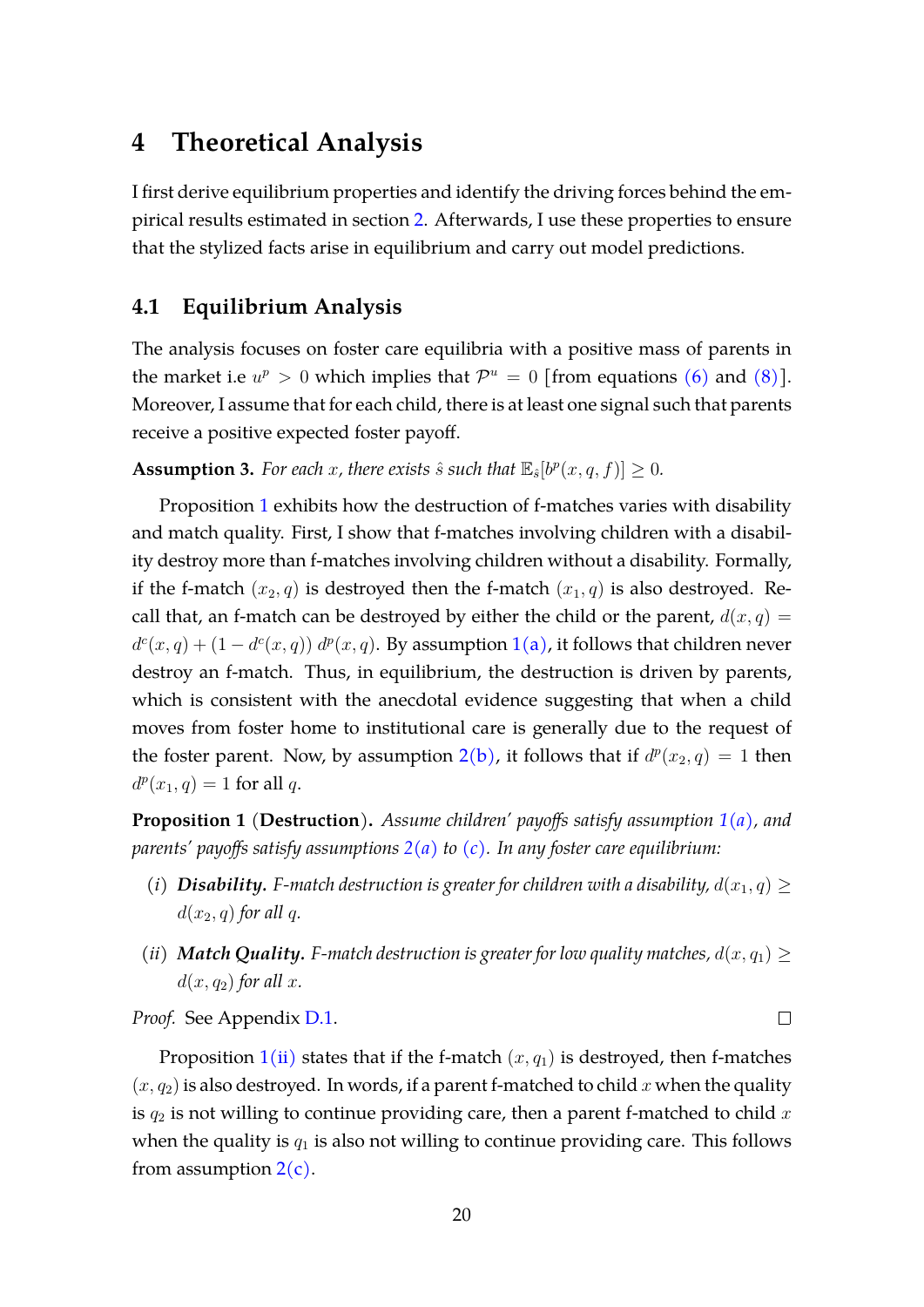# 4 Theoretical Analysis

I first derive equilibrium properties and identify the driving forces behind the empirical results estimated in section 2. Afterwards, I use these properties to ensure that the stylized facts arise in equilibrium and carry out model predictions.

## 4.1 Equilibrium Analysis

The analysis focuses on foster care equilibria with a positive mass of parents in the market i.e $u^p > 0$ which implies that $\mathcal{P}^u = 0$ [from equations (6) and (8)]. Moreover, I assume that for each child, there is at least one signal such that parents receive a positive expected foster payoff.

**Assumption 3.** *For each $x$, there exists $\hat{s}$ such that $\mathbb{E}_{\hat{s}}[b^p(x, q, f)] \geq 0$.*

Proposition 1 exhibits how the destruction of f-matches varies with disability and match quality. First, I show that f-matches involving children with a disability destroy more than f-matches involving children without a disability. Formally, if the f-match $(x_2, q)$ is destroyed then the f-match $(x_1, q)$ is also destroyed. Recall that, an f-match can be destroyed by either the child or the parent, $d(x, q) = d^c(x, q) + (1 - d^c(x, q))\, d^p(x, q)$. By assumption 1(a), it follows that children never destroy an f-match. Thus, in equilibrium, the destruction is driven by parents, which is consistent with the anecdotal evidence suggesting that when a child moves from foster home to institutional care is generally due to the request of the foster parent. Now, by assumption 2(b), it follows that if $d^p(x_2, q) = 1$ then $d^p(x_1, q) = 1$ for all $q$.

**Proposition 1** (**Destruction**)**.** *Assume children' payoffs satisfy assumption 1(a), and parents' payoffs satisfy assumptions 2(a) to (c). In any foster care equilibrium:*

- $(i)$ ***Disability.*** *F-match destruction is greater for children with a disability, $d(x_1, q) \geq d(x_2, q)$ for all $q$.*
- $(ii)$ ***Match Quality.*** *F-match destruction is greater for low quality matches, $d(x, q_1) \geq d(x, q_2)$ for all $x$.*

*Proof.* See Appendix D.1. □

Proposition 1(ii) states that if the f-match $(x, q_1)$ is destroyed, then f-matches $(x, q_2)$ is also destroyed. In words, if a parent f-matched to child $x$ when the quality is $q_2$ is not willing to continue providing care, then a parent f-matched to child $x$ when the quality is $q_1$ is also not willing to continue providing care. This follows from assumption 2(c).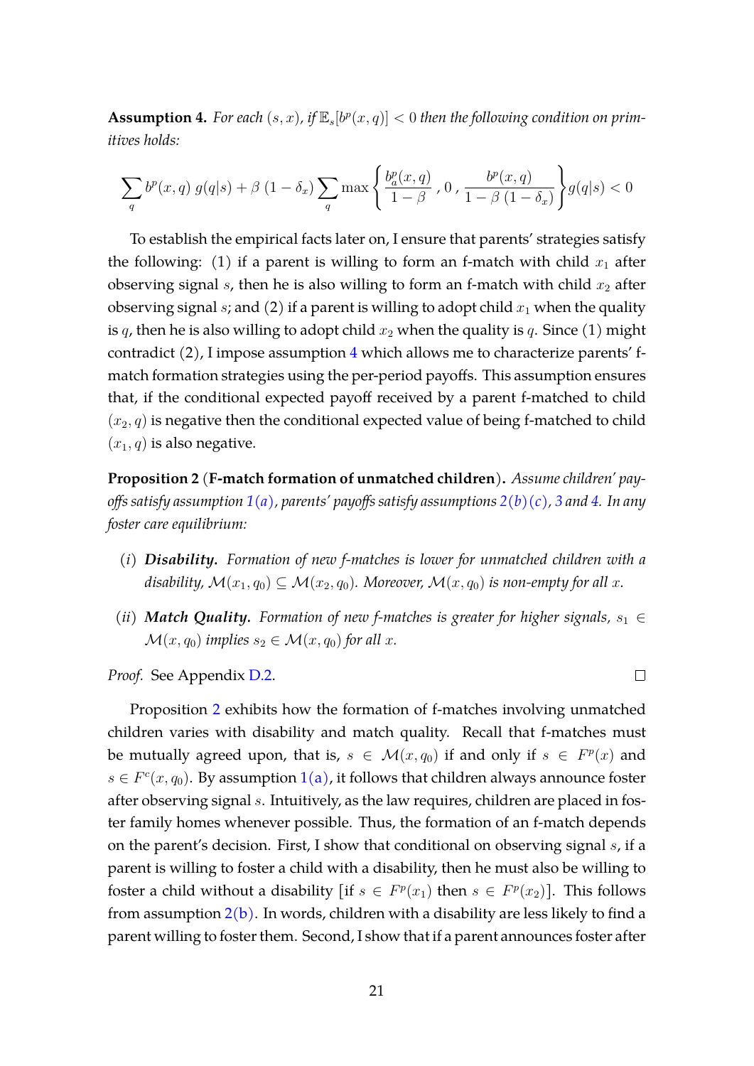**Assumption 4.** *For each $(s, x)$, if $\mathbb{E}_s[b^p(x, q)] < 0$ then the following condition on primitives holds:*

$$\sum_q b^p(x,q)\, g(q|s) + \beta\,(1-\delta_x) \sum_q \max\left\{ \frac{b_a^p(x,q)}{1-\beta}\, , \, 0\, , \, \frac{b^p(x,q)}{1-\beta\,(1-\delta_x)} \right\} g(q|s) < 0$$

To establish the empirical facts later on, I ensure that parents' strategies satisfy the following: (1) if a parent is willing to form an f-match with child $x_1$ after observing signal $s$, then he is also willing to form an f-match with child $x_2$ after observing signal $s$; and (2) if a parent is willing to adopt child $x_1$ when the quality is $q$, then he is also willing to adopt child $x_2$ when the quality is $q$. Since (1) might contradict (2), I impose assumption 4 which allows me to characterize parents' f-match formation strategies using the per-period payoffs. This assumption ensures that, if the conditional expected payoff received by a parent f-matched to child $(x_2, q)$ is negative then the conditional expected value of being f-matched to child $(x_1, q)$ is also negative.

**Proposition 2** (**F-match formation of unmatched children**)**.** *Assume children' payoffs satisfy assumption 1(a), parents' payoffs satisfy assumptions 2(b)(c), 3 and 4. In any foster care equilibrium:*

- $(i)$ ***Disability.*** *Formation of new f-matches is lower for unmatched children with a disability, $\mathcal{M}(x_1, q_0) \subseteq \mathcal{M}(x_2, q_0)$. Moreover, $\mathcal{M}(x, q_0)$ is non-empty for all $x$.*
- $(ii)$ ***Match Quality.*** *Formation of new f-matches is greater for higher signals, $s_1 \in \mathcal{M}(x, q_0)$ implies $s_2 \in \mathcal{M}(x, q_0)$ for all $x$.*

*Proof.* See Appendix D.2. □

Proposition 2 exhibits how the formation of f-matches involving unmatched children varies with disability and match quality. Recall that f-matches must be mutually agreed upon, that is, $s \in \mathcal{M}(x, q_0)$ if and only if $s \in F^p(x)$ and $s \in F^c(x, q_0)$. By assumption 1(a), it follows that children always announce foster after observing signal $s$. Intuitively, as the law requires, children are placed in foster family homes whenever possible. Thus, the formation of an f-match depends on the parent's decision. First, I show that conditional on observing signal $s$, if a parent is willing to foster a child with a disability, then he must also be willing to foster a child without a disability [if $s \in F^p(x_1)$ then $s \in F^p(x_2)$]. This follows from assumption 2(b). In words, children with a disability are less likely to find a parent willing to foster them. Second, I show that if a parent announces foster after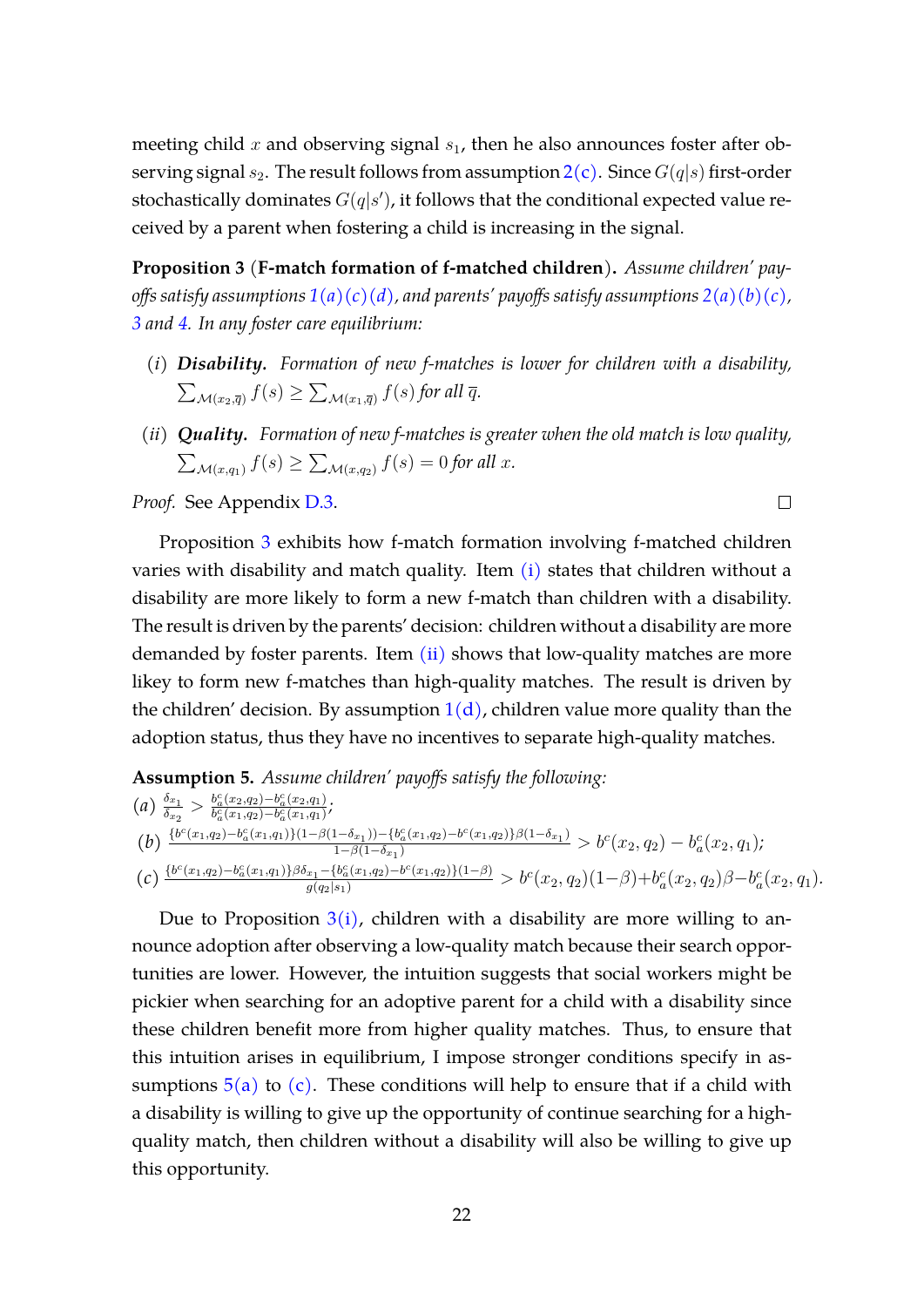meeting child $x$ and observing signal $s_1$, then he also announces foster after observing signal $s_2$. The result follows from assumption 2(c). Since $G(q|s)$ first-order stochastically dominates $G(q|s')$, it follows that the conditional expected value received by a parent when fostering a child is increasing in the signal.

**Proposition 3** (**F-match formation of f-matched children**). *Assume children' payoffs satisfy assumptions 1(a)(c)(d), and parents' payoffs satisfy assumptions 2(a)(b)(c), 3 and 4. In any foster care equilibrium:*

$(i)$ ***Disability.*** *Formation of new f-matches is lower for children with a disability,* $\sum_{\mathcal{M}(x_2,\overline{q})} f(s) \geq \sum_{\mathcal{M}(x_1,\overline{q})} f(s)$ *for all* $\overline{q}$.

$(ii)$ ***Quality.*** *Formation of new f-matches is greater when the old match is low quality,* $\sum_{\mathcal{M}(x,q_1)} f(s) \geq \sum_{\mathcal{M}(x,q_2)} f(s) = 0$ *for all* $x$.

*Proof.* See Appendix D.3. □

Proposition 3 exhibits how f-match formation involving f-matched children varies with disability and match quality. Item (i) states that children without a disability are more likely to form a new f-match than children with a disability. The result is driven by the parents' decision: children without a disability are more demanded by foster parents. Item (ii) shows that low-quality matches are more likey to form new f-matches than high-quality matches. The result is driven by the children' decision. By assumption 1(d), children value more quality than the adoption status, thus they have no incentives to separate high-quality matches.

**Assumption 5.** *Assume children' payoffs satisfy the following:*

$(a)$ $\frac{\delta_{x_1}}{\delta_{x_2}} > \frac{b^c_a(x_2,q_2)-b^c_a(x_2,q_1)}{b^c_a(x_1,q_2)-b^c_a(x_1,q_1)}$;

$(b)$ $\frac{\{b^c(x_1,q_2)-b^c_a(x_1,q_1)\}(1-\beta(1-\delta_{x_1}))-\{b^c_a(x_1,q_2)-b^c(x_1,q_2)\}\beta(1-\delta_{x_1})}{1-\beta(1-\delta_{x_1})} > b^c(x_2,q_2) - b^c_a(x_2,q_1)$;

$(c)$ $\frac{\{b^c(x_1,q_2)-b^c_a(x_1,q_1)\}\beta\delta_{x_1}-\{b^c_a(x_1,q_2)-b^c(x_1,q_2)\}(1-\beta)}{g(q_2|s_1)} > b^c(x_2,q_2)(1-\beta)+b^c_a(x_2,q_2)\beta-b^c_a(x_2,q_1)$.

Due to Proposition 3(i), children with a disability are more willing to announce adoption after observing a low-quality match because their search opportunities are lower. However, the intuition suggests that social workers might be pickier when searching for an adoptive parent for a child with a disability since these children benefit more from higher quality matches. Thus, to ensure that this intuition arises in equilibrium, I impose stronger conditions specify in assumptions 5(a) to (c). These conditions will help to ensure that if a child with a disability is willing to give up the opportunity of continue searching for a high-quality match, then children without a disability will also be willing to give up this opportunity.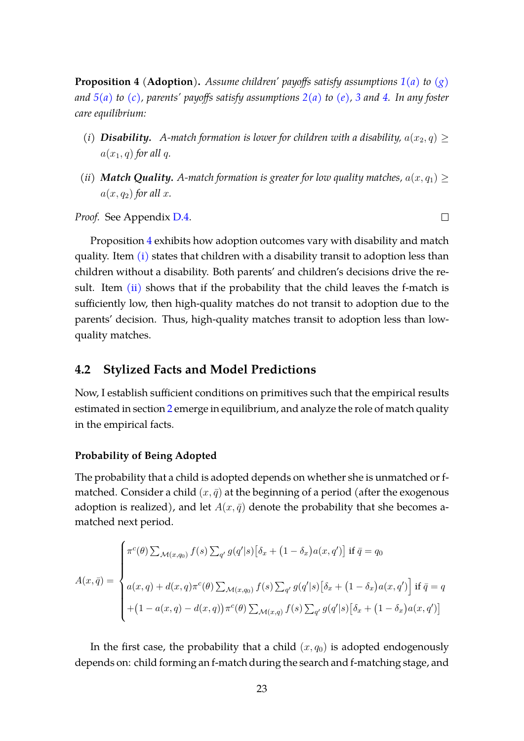**Proposition 4** (**Adoption**)**.** *Assume children' payoffs satisfy assumptions 1(a) to (g) and 5(a) to (c), parents' payoffs satisfy assumptions 2(a) to (e), 3 and 4. In any foster care equilibrium:*

- (*i*) ***Disability.*** *A-match formation is lower for children with a disability,* $a(x_2, q) \geq a(x_1, q)$ *for all* $q$.
- (*ii*) ***Match Quality.*** *A-match formation is greater for low quality matches,* $a(x, q_1) \geq a(x, q_2)$ *for all* $x$.

*Proof.* See Appendix D.4. □

Proposition 4 exhibits how adoption outcomes vary with disability and match quality. Item (i) states that children with a disability transit to adoption less than children without a disability. Both parents' and children's decisions drive the result. Item (ii) shows that if the probability that the child leaves the f-match is sufficiently low, then high-quality matches do not transit to adoption due to the parents' decision. Thus, high-quality matches transit to adoption less than low-quality matches.

## 4.2 Stylized Facts and Model Predictions

Now, I establish sufficient conditions on primitives such that the empirical results estimated in section 2 emerge in equilibrium, and analyze the role of match quality in the empirical facts.

#### Probability of Being Adopted

The probability that a child is adopted depends on whether she is unmatched or f-matched. Consider a child $(x, \bar{q})$ at the beginning of a period (after the exogenous adoption is realized), and let $A(x, \bar{q})$ denote the probability that she becomes a-matched next period.

$$A(x,\bar{q}) = \begin{cases} \pi^c(\theta) \sum_{\mathcal{M}(x,q_0)} f(s) \sum_{q'} g(q'|s) \big[\delta_x + \big(1-\delta_x\big) a(x,q')\big] \text{ if } \bar{q} = q_0 \\[2ex] a(x,q) + d(x,q)\pi^c(\theta) \sum_{\mathcal{M}(x,q_0)} f(s) \sum_{q'} g(q'|s) \big[\delta_x + \big(1-\delta_x\big) a(x,q')\big] \text{ if } \bar{q} = q \\ +\big(1 - a(x,q) - d(x,q)\big)\pi^c(\theta) \sum_{\mathcal{M}(x,q)} f(s) \sum_{q'} g(q'|s) \big[\delta_x + \big(1-\delta_x\big) a(x,q')\big] \end{cases}$$

In the first case, the probability that a child $(x, q_0)$ is adopted endogenously depends on: child forming an f-match during the search and f-matching stage, and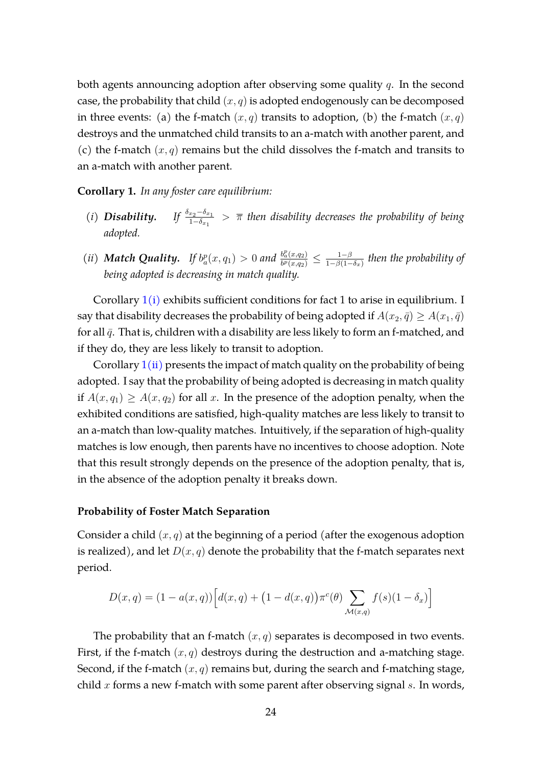both agents announcing adoption after observing some quality $q$. In the second case, the probability that child $(x, q)$ is adopted endogenously can be decomposed in three events: (a) the f-match $(x, q)$ transits to adoption, (b) the f-match $(x, q)$ destroys and the unmatched child transits to an a-match with another parent, and (c) the f-match $(x, q)$ remains but the child dissolves the f-match and transits to an a-match with another parent.

**Corollary 1.** *In any foster care equilibrium:*

- $(i)$ ***Disability.*** *If* $\frac{\delta_{x_2} - \delta_{x_1}}{1-\delta_{x_1}} > \overline{\pi}$ *then disability decreases the probability of being adopted.*
- $(ii)$ ***Match Quality.*** *If* $b^p_a(x, q_1) > 0$ *and* $\frac{b^p_a(x,q_2)}{b^p(x,q_2)} \leq \frac{1-\beta}{1-\beta(1-\delta_x)}$ *then the probability of being adopted is decreasing in match quality.*

Corollary 1(i) exhibits sufficient conditions for fact 1 to arise in equilibrium. I say that disability decreases the probability of being adopted if $A(x_2, \bar{q}) \geq A(x_1, \bar{q})$ for all $\bar{q}$. That is, children with a disability are less likely to form an f-matched, and if they do, they are less likely to transit to adoption.

Corollary 1(ii) presents the impact of match quality on the probability of being adopted. I say that the probability of being adopted is decreasing in match quality if $A(x, q_1) \geq A(x, q_2)$ for all $x$. In the presence of the adoption penalty, when the exhibited conditions are satisfied, high-quality matches are less likely to transit to an a-match than low-quality matches. Intuitively, if the separation of high-quality matches is low enough, then parents have no incentives to choose adoption. Note that this result strongly depends on the presence of the adoption penalty, that is, in the absence of the adoption penalty it breaks down.

#### Probability of Foster Match Separation

Consider a child $(x, q)$ at the beginning of a period (after the exogenous adoption is realized), and let $D(x, q)$ denote the probability that the f-match separates next period.

$$
D(x, q) = (1 - a(x, q))\Big[d(x, q) + \big(1 - d(x, q)\big)\pi^c(\theta) \sum_{\mathcal{M}(x,q)} f(s)(1 - \delta_x)\Big]
$$

The probability that an f-match $(x, q)$ separates is decomposed in two events. First, if the f-match $(x, q)$ destroys during the destruction and a-matching stage. Second, if the f-match $(x, q)$ remains but, during the search and f-matching stage, child $x$ forms a new f-match with some parent after observing signal $s$. In words,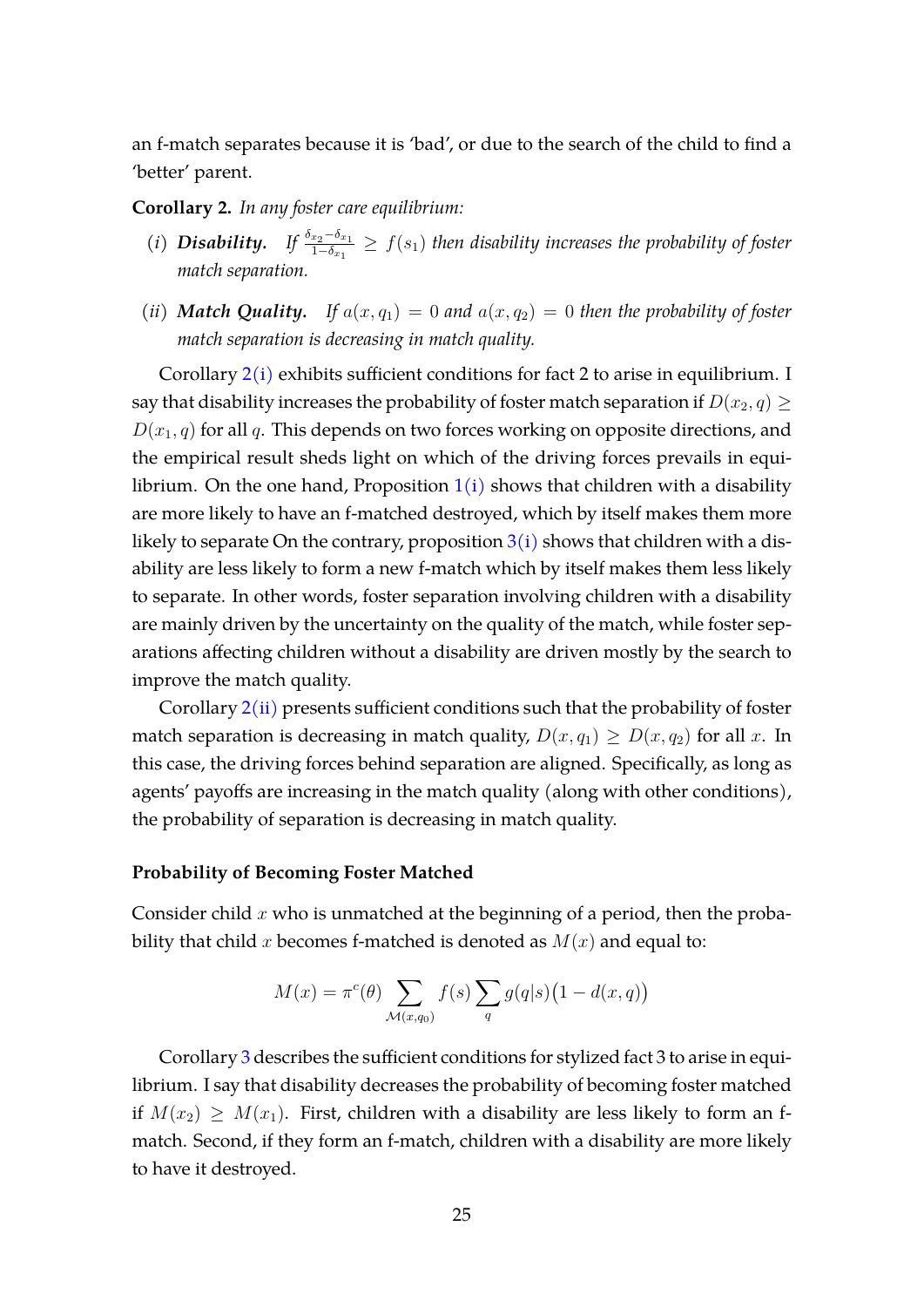an f-match separates because it is 'bad', or due to the search of the child to find a 'better' parent.

**Corollary 2.** *In any foster care equilibrium:*

(*i*) ***Disability.*** *If* $\frac{\delta_{x_2} - \delta_{x_1}}{1 - \delta_{x_1}} \geq f(s_1)$ *then disability increases the probability of foster match separation.*

(*ii*) ***Match Quality.*** *If* $a(x, q_1) = 0$ *and* $a(x, q_2) = 0$ *then the probability of foster match separation is decreasing in match quality.*

Corollary 2(i) exhibits sufficient conditions for fact 2 to arise in equilibrium. I say that disability increases the probability of foster match separation if $D(x_2, q) \geq D(x_1, q)$ for all $q$. This depends on two forces working on opposite directions, and the empirical result sheds light on which of the driving forces prevails in equilibrium. On the one hand, Proposition 1(i) shows that children with a disability are more likely to have an f-matched destroyed, which by itself makes them more likely to separate On the contrary, proposition 3(i) shows that children with a disability are less likely to form a new f-match which by itself makes them less likely to separate. In other words, foster separation involving children with a disability are mainly driven by the uncertainty on the quality of the match, while foster separations affecting children without a disability are driven mostly by the search to improve the match quality.

Corollary 2(ii) presents sufficient conditions such that the probability of foster match separation is decreasing in match quality, $D(x, q_1) \geq D(x, q_2)$ for all $x$. In this case, the driving forces behind separation are aligned. Specifically, as long as agents' payoffs are increasing in the match quality (along with other conditions), the probability of separation is decreasing in match quality.

### Probability of Becoming Foster Matched

Consider child $x$ who is unmatched at the beginning of a period, then the probability that child $x$ becomes f-matched is denoted as $M(x)$ and equal to:

$$M(x) = \pi^c(\theta) \sum_{\mathcal{M}(x,q_0)} f(s) \sum_q g(q|s)\big(1 - d(x, q)\big)$$

Corollary 3 describes the sufficient conditions for stylized fact 3 to arise in equilibrium. I say that disability decreases the probability of becoming foster matched if $M(x_2) \geq M(x_1)$. First, children with a disability are less likely to form an f-match. Second, if they form an f-match, children with a disability are more likely to have it destroyed.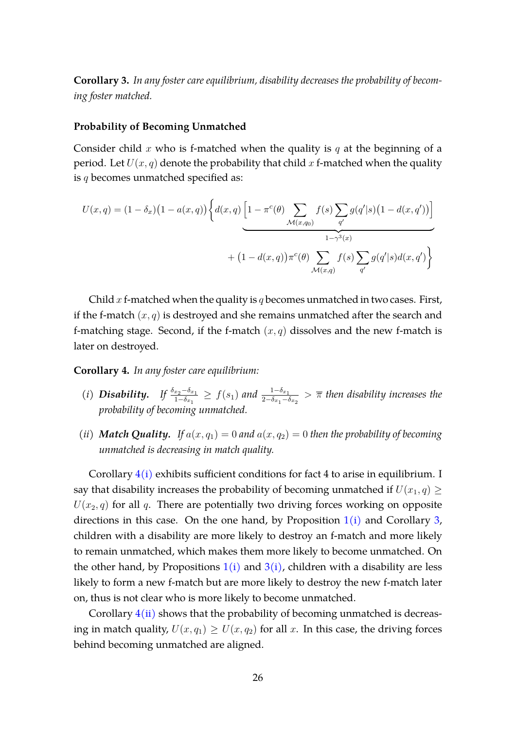**Corollary 3.** *In any foster care equilibrium, disability decreases the probability of becoming foster matched.*

**Probability of Becoming Unmatched**

Consider child $x$ who is f-matched when the quality is $q$ at the beginning of a period. Let $U(x,q)$ denote the probability that child $x$ f-matched when the quality is $q$ becomes unmatched specified as:

$$U(x,q) = (1-\delta_x)\big(1-a(x,q)\big)\Bigg\{d(x,q)\underbrace{\Big[1-\pi^c(\theta)\sum_{\mathcal{M}(x,q_0)} f(s)\sum_{q'} g(q'|s)\big(1-d(x,q')\big)\Big]}_{1-\gamma^3(x)} + \big(1-d(x,q)\big)\pi^c(\theta)\sum_{\mathcal{M}(x,q)} f(s)\sum_{q'} g(q'|s)d(x,q')\Bigg\}$$

Child $x$ f-matched when the quality is $q$ becomes unmatched in two cases. First, if the f-match $(x,q)$ is destroyed and she remains unmatched after the search and f-matching stage. Second, if the f-match $(x,q)$ dissolves and the new f-match is later on destroyed.

**Corollary 4.** *In any foster care equilibrium:*

(*i*) ***Disability.*** *If* $\frac{\delta_{x_2}-\delta_{x_1}}{1-\delta_{x_1}} \geq f(s_1)$ *and* $\frac{1-\delta_{x_1}}{2-\delta_{x_1}-\delta_{x_2}} > \overline{\pi}$ *then disability increases the probability of becoming unmatched.*

(*ii*) ***Match Quality.*** *If* $a(x,q_1)=0$ *and* $a(x,q_2)=0$ *then the probability of becoming unmatched is decreasing in match quality.*

Corollary 4(i) exhibits sufficient conditions for fact 4 to arise in equilibrium. I say that disability increases the probability of becoming unmatched if $U(x_1,q) \geq U(x_2,q)$ for all $q$. There are potentially two driving forces working on opposite directions in this case. On the one hand, by Proposition 1(i) and Corollary 3, children with a disability are more likely to destroy an f-match and more likely to remain unmatched, which makes them more likely to become unmatched. On the other hand, by Propositions 1(i) and 3(i), children with a disability are less likely to form a new f-match but are more likely to destroy the new f-match later on, thus is not clear who is more likely to become unmatched.

Corollary 4(ii) shows that the probability of becoming unmatched is decreasing in match quality, $U(x,q_1) \geq U(x,q_2)$ for all $x$. In this case, the driving forces behind becoming unmatched are aligned.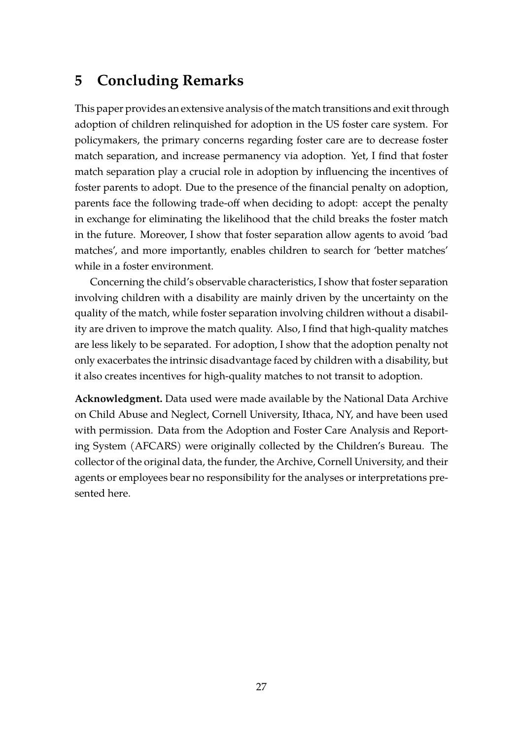## 5 Concluding Remarks

This paper provides an extensive analysis of the match transitions and exit through adoption of children relinquished for adoption in the US foster care system. For policymakers, the primary concerns regarding foster care are to decrease foster match separation, and increase permanency via adoption. Yet, I find that foster match separation play a crucial role in adoption by influencing the incentives of foster parents to adopt. Due to the presence of the financial penalty on adoption, parents face the following trade-off when deciding to adopt: accept the penalty in exchange for eliminating the likelihood that the child breaks the foster match in the future. Moreover, I show that foster separation allow agents to avoid 'bad matches', and more importantly, enables children to search for 'better matches' while in a foster environment.

Concerning the child's observable characteristics, I show that foster separation involving children with a disability are mainly driven by the uncertainty on the quality of the match, while foster separation involving children without a disability are driven to improve the match quality. Also, I find that high-quality matches are less likely to be separated. For adoption, I show that the adoption penalty not only exacerbates the intrinsic disadvantage faced by children with a disability, but it also creates incentives for high-quality matches to not transit to adoption.

**Acknowledgment.** Data used were made available by the National Data Archive on Child Abuse and Neglect, Cornell University, Ithaca, NY, and have been used with permission. Data from the Adoption and Foster Care Analysis and Reporting System (AFCARS) were originally collected by the Children's Bureau. The collector of the original data, the funder, the Archive, Cornell University, and their agents or employees bear no responsibility for the analyses or interpretations presented here.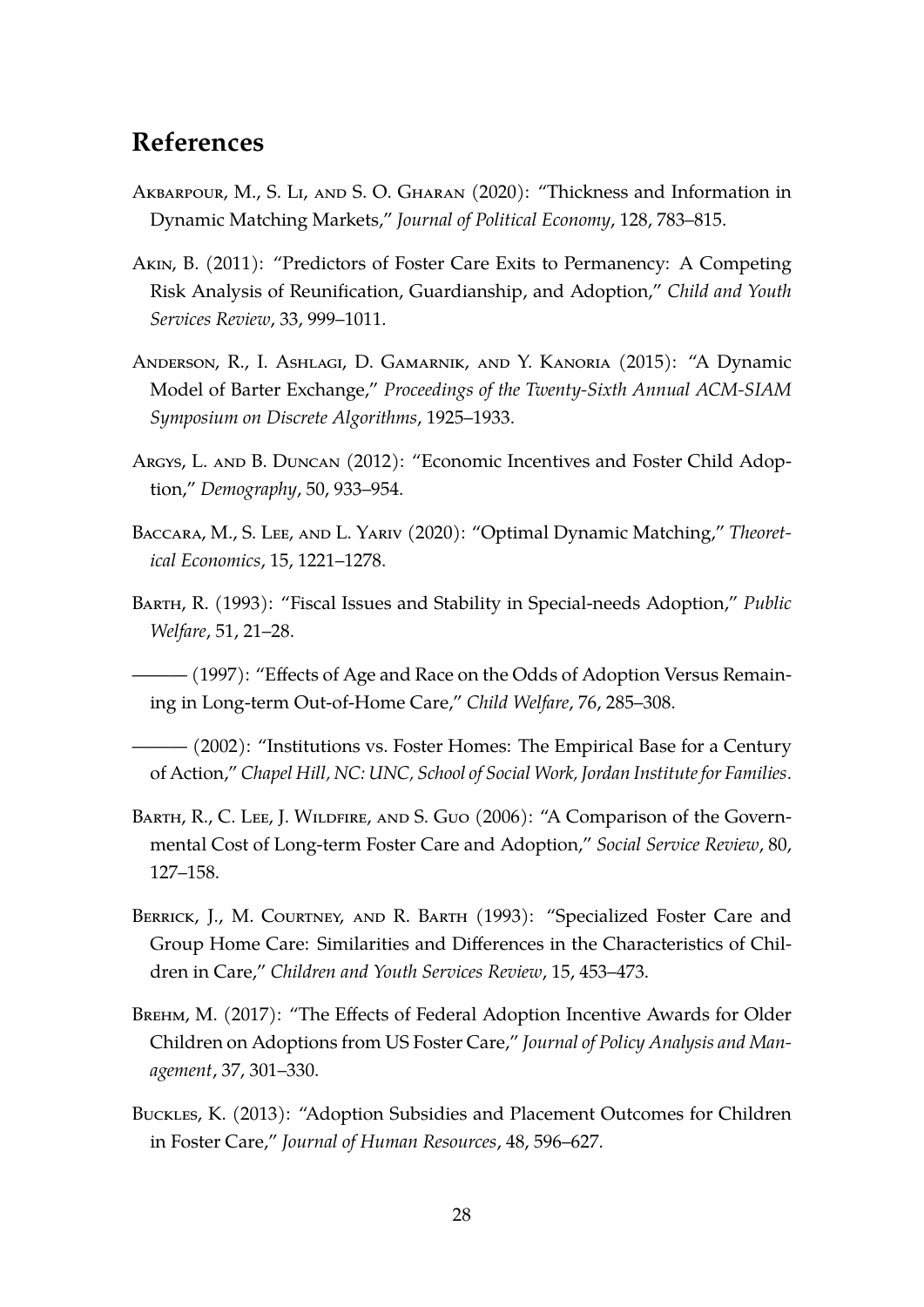## References

Akbarpour, M., S. Li, and S. O. Gharan (2020): "Thickness and Information in Dynamic Matching Markets," *Journal of Political Economy*, 128, 783–815.

Akin, B. (2011): "Predictors of Foster Care Exits to Permanency: A Competing Risk Analysis of Reunification, Guardianship, and Adoption," *Child and Youth Services Review*, 33, 999–1011.

Anderson, R., I. Ashlagi, D. Gamarnik, and Y. Kanoria (2015): "A Dynamic Model of Barter Exchange," *Proceedings of the Twenty-Sixth Annual ACM-SIAM Symposium on Discrete Algorithms*, 1925–1933.

Argys, L. and B. Duncan (2012): "Economic Incentives and Foster Child Adoption," *Demography*, 50, 933–954.

Baccara, M., S. Lee, and L. Yariv (2020): "Optimal Dynamic Matching," *Theoretical Economics*, 15, 1221–1278.

Barth, R. (1993): "Fiscal Issues and Stability in Special-needs Adoption," *Public Welfare*, 51, 21–28.

——— (1997): "Effects of Age and Race on the Odds of Adoption Versus Remaining in Long-term Out-of-Home Care," *Child Welfare*, 76, 285–308.

——— (2002): "Institutions vs. Foster Homes: The Empirical Base for a Century of Action," *Chapel Hill, NC: UNC, School of Social Work, Jordan Institute for Families*.

Barth, R., C. Lee, J. Wildfire, and S. Guo (2006): "A Comparison of the Governmental Cost of Long-term Foster Care and Adoption," *Social Service Review*, 80, 127–158.

Berrick, J., M. Courtney, and R. Barth (1993): "Specialized Foster Care and Group Home Care: Similarities and Differences in the Characteristics of Children in Care," *Children and Youth Services Review*, 15, 453–473.

Brehm, M. (2017): "The Effects of Federal Adoption Incentive Awards for Older Children on Adoptions from US Foster Care," *Journal of Policy Analysis and Management*, 37, 301–330.

Buckles, K. (2013): "Adoption Subsidies and Placement Outcomes for Children in Foster Care," *Journal of Human Resources*, 48, 596–627.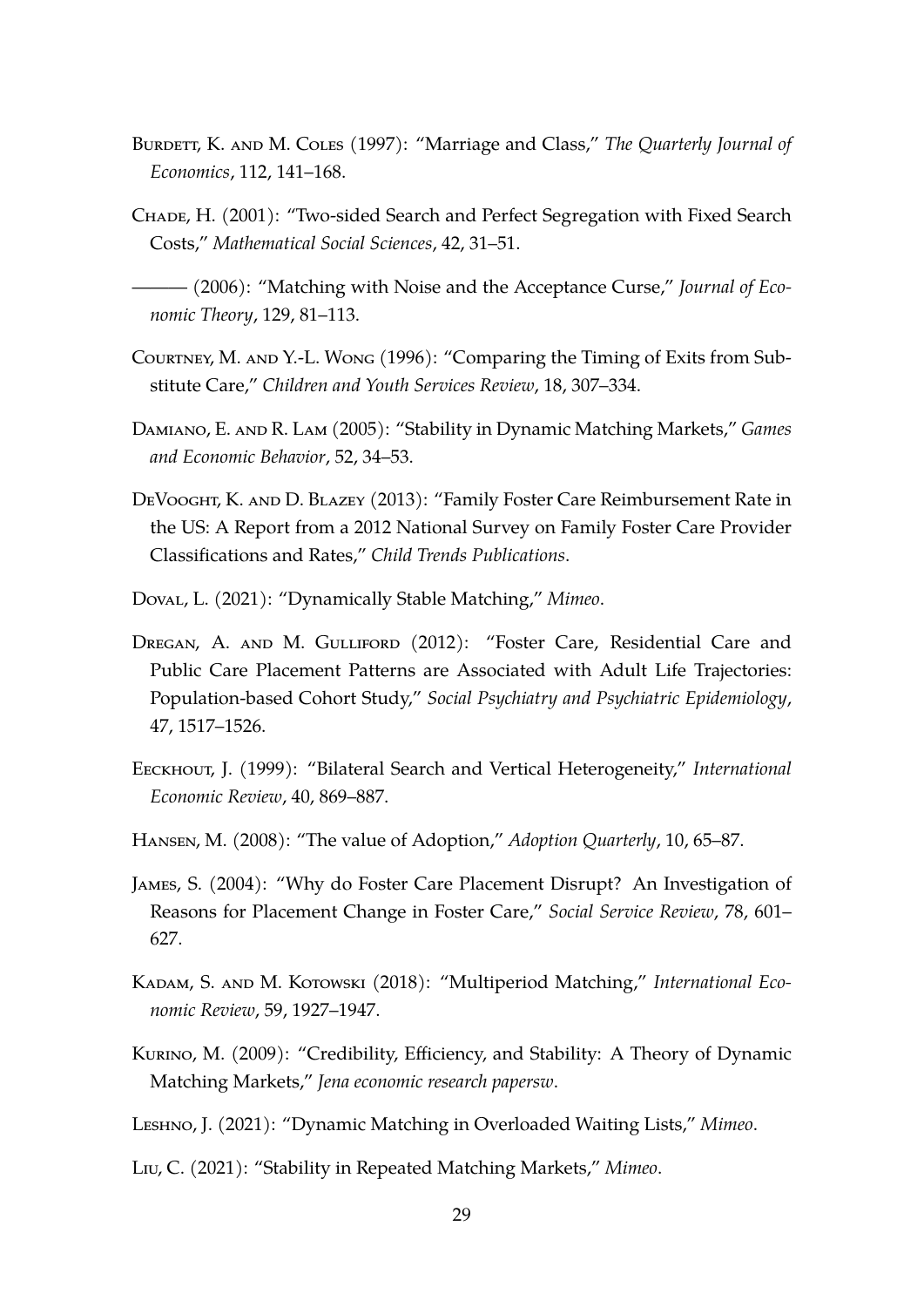Burdett, K. and M. Coles (1997): "Marriage and Class," *The Quarterly Journal of Economics*, 112, 141–168.

Chade, H. (2001): "Two-sided Search and Perfect Segregation with Fixed Search Costs," *Mathematical Social Sciences*, 42, 31–51.

——— (2006): "Matching with Noise and the Acceptance Curse," *Journal of Economic Theory*, 129, 81–113.

Courtney, M. and Y.-L. Wong (1996): "Comparing the Timing of Exits from Substitute Care," *Children and Youth Services Review*, 18, 307–334.

Damiano, E. and R. Lam (2005): "Stability in Dynamic Matching Markets," *Games and Economic Behavior*, 52, 34–53.

DeVooght, K. and D. Blazey (2013): "Family Foster Care Reimbursement Rate in the US: A Report from a 2012 National Survey on Family Foster Care Provider Classifications and Rates," *Child Trends Publications*.

Doval, L. (2021): "Dynamically Stable Matching," *Mimeo*.

Dregan, A. and M. Gulliford (2012): "Foster Care, Residential Care and Public Care Placement Patterns are Associated with Adult Life Trajectories: Population-based Cohort Study," *Social Psychiatry and Psychiatric Epidemiology*, 47, 1517–1526.

Eeckhout, J. (1999): "Bilateral Search and Vertical Heterogeneity," *International Economic Review*, 40, 869–887.

Hansen, M. (2008): "The value of Adoption," *Adoption Quarterly*, 10, 65–87.

James, S. (2004): "Why do Foster Care Placement Disrupt? An Investigation of Reasons for Placement Change in Foster Care," *Social Service Review*, 78, 601–627.

Kadam, S. and M. Kotowski (2018): "Multiperiod Matching," *International Economic Review*, 59, 1927–1947.

Kurino, M. (2009): "Credibility, Efficiency, and Stability: A Theory of Dynamic Matching Markets," *Jena economic research papersw*.

Leshno, J. (2021): "Dynamic Matching in Overloaded Waiting Lists," *Mimeo*.

Liu, C. (2021): "Stability in Repeated Matching Markets," *Mimeo*.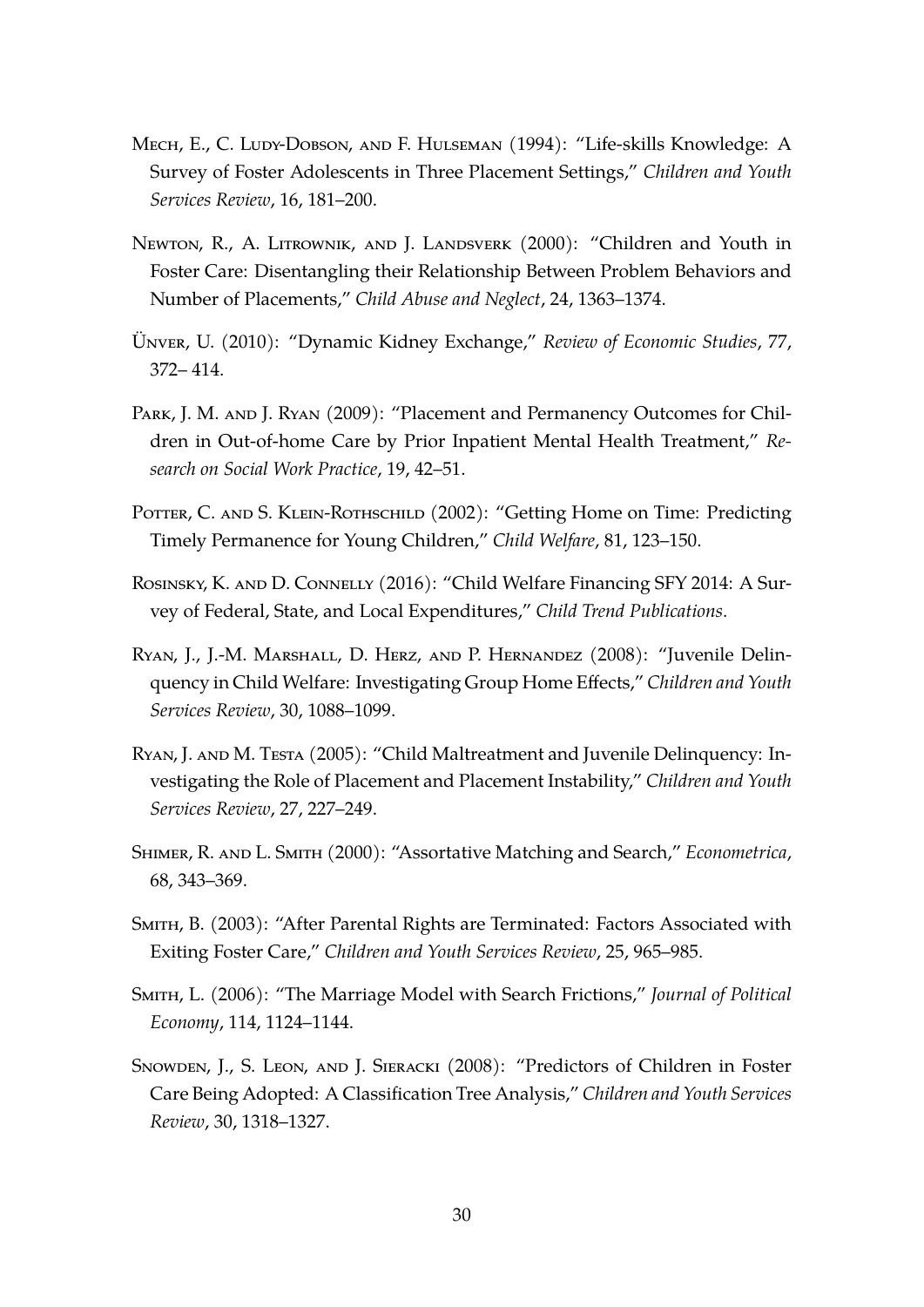Mech, E., C. Ludy-Dobson, and F. Hulseman (1994): "Life-skills Knowledge: A Survey of Foster Adolescents in Three Placement Settings," *Children and Youth Services Review*, 16, 181–200.

Newton, R., A. Litrownik, and J. Landsverk (2000): "Children and Youth in Foster Care: Disentangling their Relationship Between Problem Behaviors and Number of Placements," *Child Abuse and Neglect*, 24, 1363–1374.

Ünver, U. (2010): "Dynamic Kidney Exchange," *Review of Economic Studies*, 77, 372– 414.

Park, J. M. and J. Ryan (2009): "Placement and Permanency Outcomes for Children in Out-of-home Care by Prior Inpatient Mental Health Treatment," *Research on Social Work Practice*, 19, 42–51.

Potter, C. and S. Klein-Rothschild (2002): "Getting Home on Time: Predicting Timely Permanence for Young Children," *Child Welfare*, 81, 123–150.

Rosinsky, K. and D. Connelly (2016): "Child Welfare Financing SFY 2014: A Survey of Federal, State, and Local Expenditures," *Child Trend Publications*.

Ryan, J., J.-M. Marshall, D. Herz, and P. Hernandez (2008): "Juvenile Delinquency in Child Welfare: Investigating Group Home Effects," *Children and Youth Services Review*, 30, 1088–1099.

Ryan, J. and M. Testa (2005): "Child Maltreatment and Juvenile Delinquency: Investigating the Role of Placement and Placement Instability," *Children and Youth Services Review*, 27, 227–249.

Shimer, R. and L. Smith (2000): "Assortative Matching and Search," *Econometrica*, 68, 343–369.

Smith, B. (2003): "After Parental Rights are Terminated: Factors Associated with Exiting Foster Care," *Children and Youth Services Review*, 25, 965–985.

Smith, L. (2006): "The Marriage Model with Search Frictions," *Journal of Political Economy*, 114, 1124–1144.

Snowden, J., S. Leon, and J. Sieracki (2008): "Predictors of Children in Foster Care Being Adopted: A Classification Tree Analysis," *Children and Youth Services Review*, 30, 1318–1327.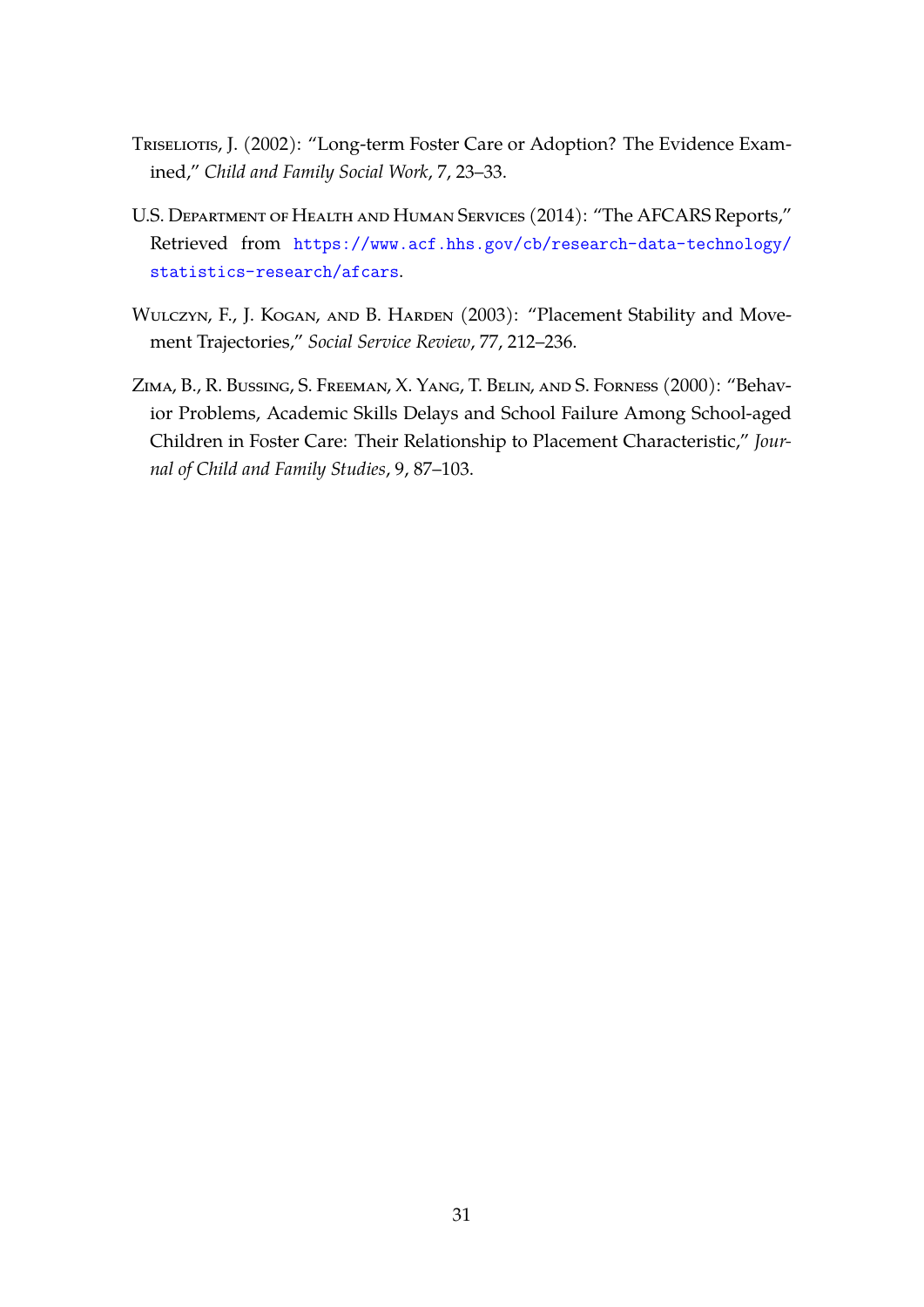Triseliotis, J. (2002): "Long-term Foster Care or Adoption? The Evidence Examined," *Child and Family Social Work*, 7, 23–33.

U.S. Department of Health and Human Services (2014): "The AFCARS Reports," Retrieved from https://www.acf.hhs.gov/cb/research-data-technology/statistics-research/afcars.

Wulczyn, F., J. Kogan, and B. Harden (2003): "Placement Stability and Movement Trajectories," *Social Service Review*, 77, 212–236.

Zima, B., R. Bussing, S. Freeman, X. Yang, T. Belin, and S. Forness (2000): "Behavior Problems, Academic Skills Delays and School Failure Among School-aged Children in Foster Care: Their Relationship to Placement Characteristic," *Journal of Child and Family Studies*, 9, 87–103.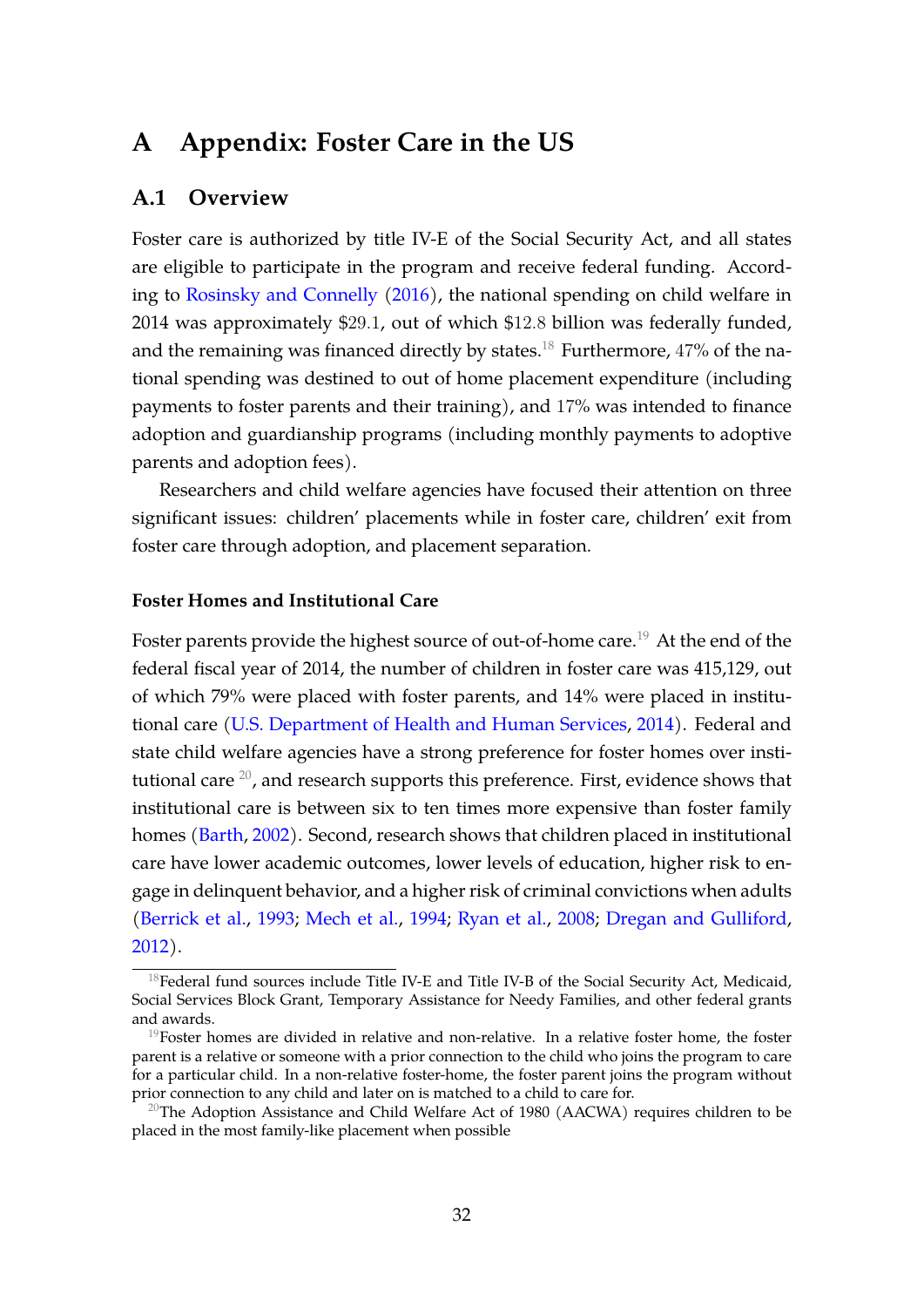# A Appendix: Foster Care in the US

## A.1 Overview

Foster care is authorized by title IV-E of the Social Security Act, and all states are eligible to participate in the program and receive federal funding. According to Rosinsky and Connelly (2016), the national spending on child welfare in 2014 was approximately $29.1, out of which $12.8 billion was federally funded, and the remaining was financed directly by states.[18] Furthermore, 47% of the national spending was destined to out of home placement expenditure (including payments to foster parents and their training), and 17% was intended to finance adoption and guardianship programs (including monthly payments to adoptive parents and adoption fees).

Researchers and child welfare agencies have focused their attention on three significant issues: children' placements while in foster care, children' exit from foster care through adoption, and placement separation.

#### Foster Homes and Institutional Care

Foster parents provide the highest source of out-of-home care.[19] At the end of the federal fiscal year of 2014, the number of children in foster care was 415,129, out of which 79% were placed with foster parents, and 14% were placed in institutional care (U.S. Department of Health and Human Services, 2014). Federal and state child welfare agencies have a strong preference for foster homes over institutional care [20], and research supports this preference. First, evidence shows that institutional care is between six to ten times more expensive than foster family homes (Barth, 2002). Second, research shows that children placed in institutional care have lower academic outcomes, lower levels of education, higher risk to engage in delinquent behavior, and a higher risk of criminal convictions when adults (Berrick et al., 1993; Mech et al., 1994; Ryan et al., 2008; Dregan and Gulliford, 2012).

---

[18] Federal fund sources include Title IV-E and Title IV-B of the Social Security Act, Medicaid, Social Services Block Grant, Temporary Assistance for Needy Families, and other federal grants and awards.

[19] Foster homes are divided in relative and non-relative. In a relative foster home, the foster parent is a relative or someone with a prior connection to the child who joins the program to care for a particular child. In a non-relative foster-home, the foster parent joins the program without prior connection to any child and later on is matched to a child to care for.

[20] The Adoption Assistance and Child Welfare Act of 1980 (AACWA) requires children to be placed in the most family-like placement when possible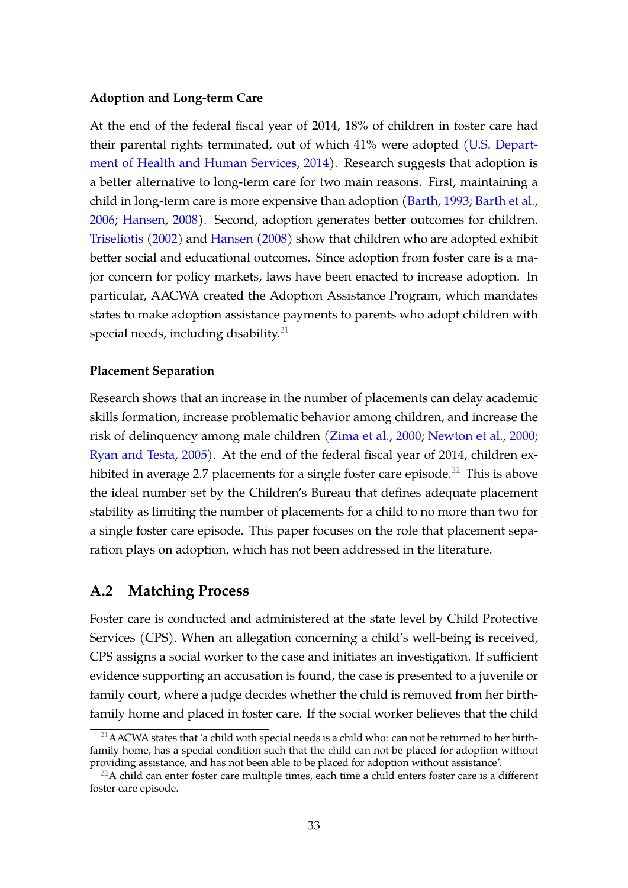**Adoption and Long-term Care**

At the end of the federal fiscal year of 2014, 18% of children in foster care had their parental rights terminated, out of which 41% were adopted (U.S. Department of Health and Human Services, 2014). Research suggests that adoption is a better alternative to long-term care for two main reasons. First, maintaining a child in long-term care is more expensive than adoption (Barth, 1993; Barth et al., 2006; Hansen, 2008). Second, adoption generates better outcomes for children. Triseliotis (2002) and Hansen (2008) show that children who are adopted exhibit better social and educational outcomes. Since adoption from foster care is a major concern for policy markets, laws have been enacted to increase adoption. In particular, AACWA created the Adoption Assistance Program, which mandates states to make adoption assistance payments to parents who adopt children with special needs, including disability.[21]

**Placement Separation**

Research shows that an increase in the number of placements can delay academic skills formation, increase problematic behavior among children, and increase the risk of delinquency among male children (Zima et al., 2000; Newton et al., 2000; Ryan and Testa, 2005). At the end of the federal fiscal year of 2014, children exhibited in average 2.7 placements for a single foster care episode.[22] This is above the ideal number set by the Children's Bureau that defines adequate placement stability as limiting the number of placements for a child to no more than two for a single foster care episode. This paper focuses on the role that placement separation plays on adoption, which has not been addressed in the literature.

## A.2 Matching Process

Foster care is conducted and administered at the state level by Child Protective Services (CPS). When an allegation concerning a child's well-being is received, CPS assigns a social worker to the case and initiates an investigation. If sufficient evidence supporting an accusation is found, the case is presented to a juvenile or family court, where a judge decides whether the child is removed from her birth-family home and placed in foster care. If the social worker believes that the child

[21] AACWA states that 'a child with special needs is a child who: can not be returned to her birth-family home, has a special condition such that the child can not be placed for adoption without providing assistance, and has not been able to be placed for adoption without assistance'.

[22] A child can enter foster care multiple times, each time a child enters foster care is a different foster care episode.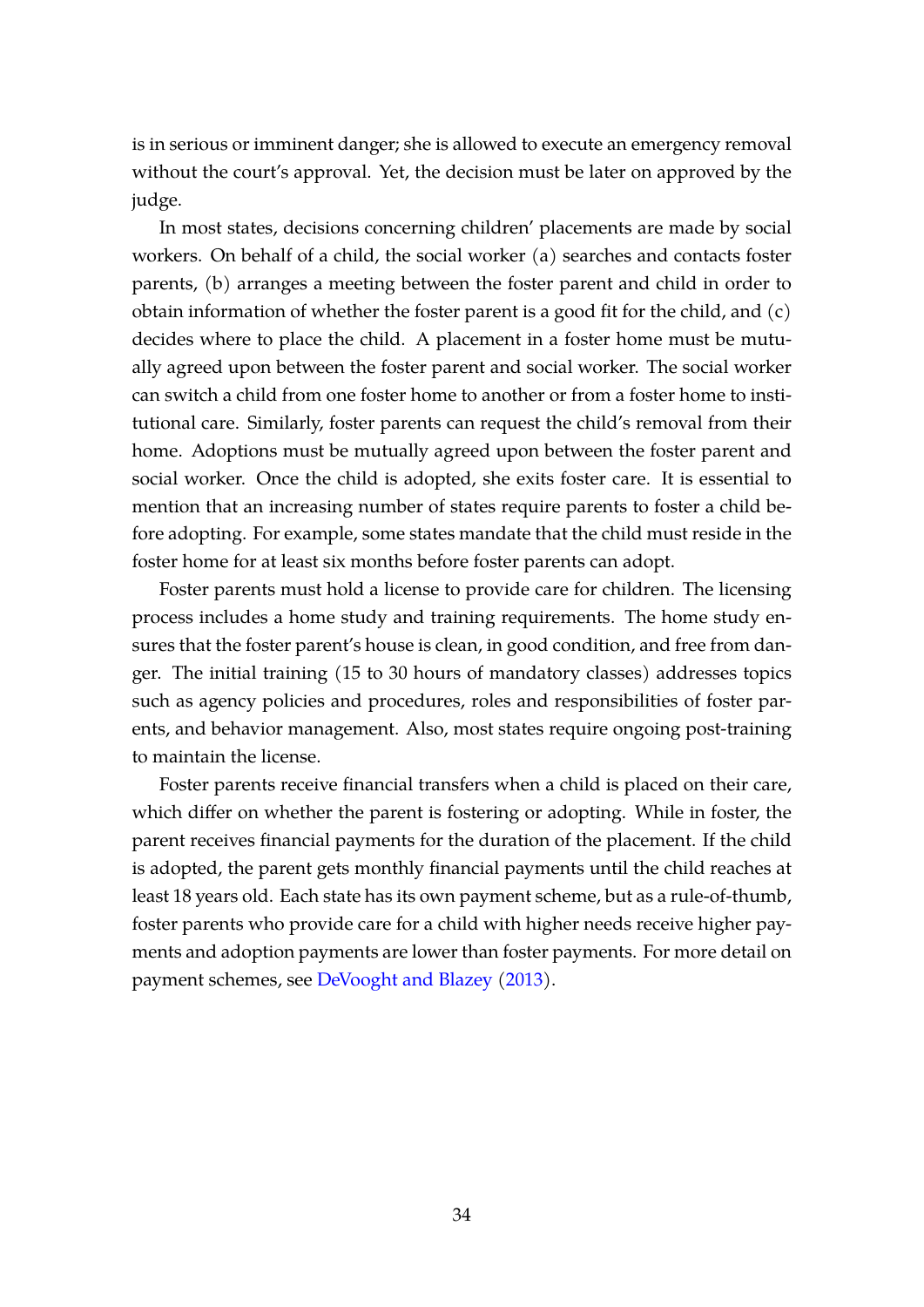is in serious or imminent danger; she is allowed to execute an emergency removal without the court's approval. Yet, the decision must be later on approved by the judge.

In most states, decisions concerning children' placements are made by social workers. On behalf of a child, the social worker (a) searches and contacts foster parents, (b) arranges a meeting between the foster parent and child in order to obtain information of whether the foster parent is a good fit for the child, and (c) decides where to place the child. A placement in a foster home must be mutually agreed upon between the foster parent and social worker. The social worker can switch a child from one foster home to another or from a foster home to institutional care. Similarly, foster parents can request the child's removal from their home. Adoptions must be mutually agreed upon between the foster parent and social worker. Once the child is adopted, she exits foster care. It is essential to mention that an increasing number of states require parents to foster a child before adopting. For example, some states mandate that the child must reside in the foster home for at least six months before foster parents can adopt.

Foster parents must hold a license to provide care for children. The licensing process includes a home study and training requirements. The home study ensures that the foster parent's house is clean, in good condition, and free from danger. The initial training (15 to 30 hours of mandatory classes) addresses topics such as agency policies and procedures, roles and responsibilities of foster parents, and behavior management. Also, most states require ongoing post-training to maintain the license.

Foster parents receive financial transfers when a child is placed on their care, which differ on whether the parent is fostering or adopting. While in foster, the parent receives financial payments for the duration of the placement. If the child is adopted, the parent gets monthly financial payments until the child reaches at least 18 years old. Each state has its own payment scheme, but as a rule-of-thumb, foster parents who provide care for a child with higher needs receive higher payments and adoption payments are lower than foster payments. For more detail on payment schemes, see DeVooght and Blazey (2013).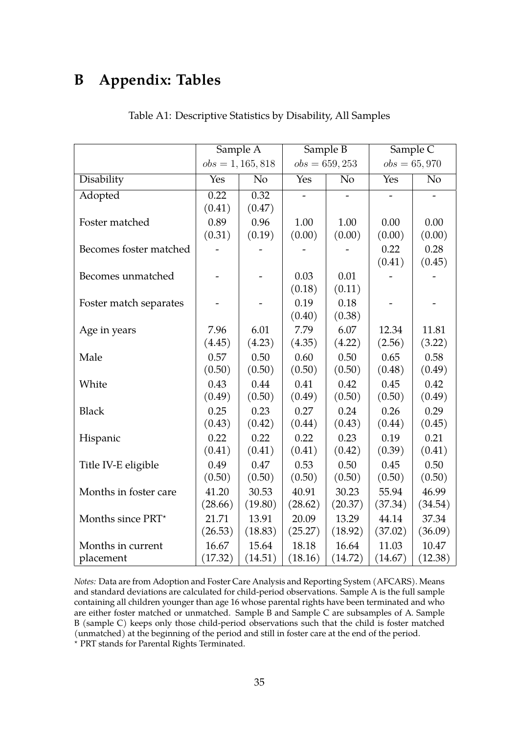# B Appendix: Tables

Table A1: Descriptive Statistics by Disability, All Samples

| | Sample A $obs = 1,165,818$ | | Sample B $obs = 659,253$ | | Sample C $obs = 65,970$ | |
|---|---|---|---|---|---|---|
| Disability | Yes | No | Yes | No | Yes | No |
| Adopted | 0.22 (0.41) | 0.32 (0.47) | - | - | - | - |
| Foster matched | 0.89 (0.31) | 0.96 (0.19) | 1.00 (0.00) | 1.00 (0.00) | 0.00 (0.00) | 0.00 (0.00) |
| Becomes foster matched | - | - | - | - | 0.22 (0.41) | 0.28 (0.45) |
| Becomes unmatched | - | - | 0.03 (0.18) | 0.01 (0.11) | - | - |
| Foster match separates | - | - | 0.19 (0.40) | 0.18 (0.38) | - | - |
| Age in years | 7.96 (4.45) | 6.01 (4.23) | 7.79 (4.35) | 6.07 (4.22) | 12.34 (2.56) | 11.81 (3.22) |
| Male | 0.57 (0.50) | 0.50 (0.50) | 0.60 (0.50) | 0.50 (0.50) | 0.65 (0.48) | 0.58 (0.49) |
| White | 0.43 (0.49) | 0.44 (0.50) | 0.41 (0.49) | 0.42 (0.50) | 0.45 (0.50) | 0.42 (0.49) |
| Black | 0.25 (0.43) | 0.23 (0.42) | 0.27 (0.44) | 0.24 (0.43) | 0.26 (0.44) | 0.29 (0.45) |
| Hispanic | 0.22 (0.41) | 0.22 (0.41) | 0.22 (0.41) | 0.23 (0.42) | 0.19 (0.39) | 0.21 (0.41) |
| Title IV-E eligible | 0.49 (0.50) | 0.47 (0.50) | 0.53 (0.50) | 0.50 (0.50) | 0.45 (0.50) | 0.50 (0.50) |
| Months in foster care | 41.20 (28.66) | 30.53 (19.80) | 40.91 (28.62) | 30.23 (20.37) | 55.94 (37.34) | 46.99 (34.54) |
| Months since PRT* | 21.71 (26.53) | 13.91 (18.83) | 20.09 (25.27) | 13.29 (18.92) | 44.14 (37.02) | 37.34 (36.09) |
| Months in current placement | 16.67 (17.32) | 15.64 (14.51) | 18.18 (18.16) | 16.64 (14.72) | 11.03 (14.67) | 10.47 (12.38) |

*Notes:* Data are from Adoption and Foster Care Analysis and Reporting System (AFCARS). Means and standard deviations are calculated for child-period observations. Sample A is the full sample containing all children younger than age 16 whose parental rights have been terminated and who are either foster matched or unmatched. Sample B and Sample C are subsamples of A. Sample B (sample C) keeps only those child-period observations such that the child is foster matched (unmatched) at the beginning of the period and still in foster care at the end of the period.
* PRT stands for Parental Rights Terminated.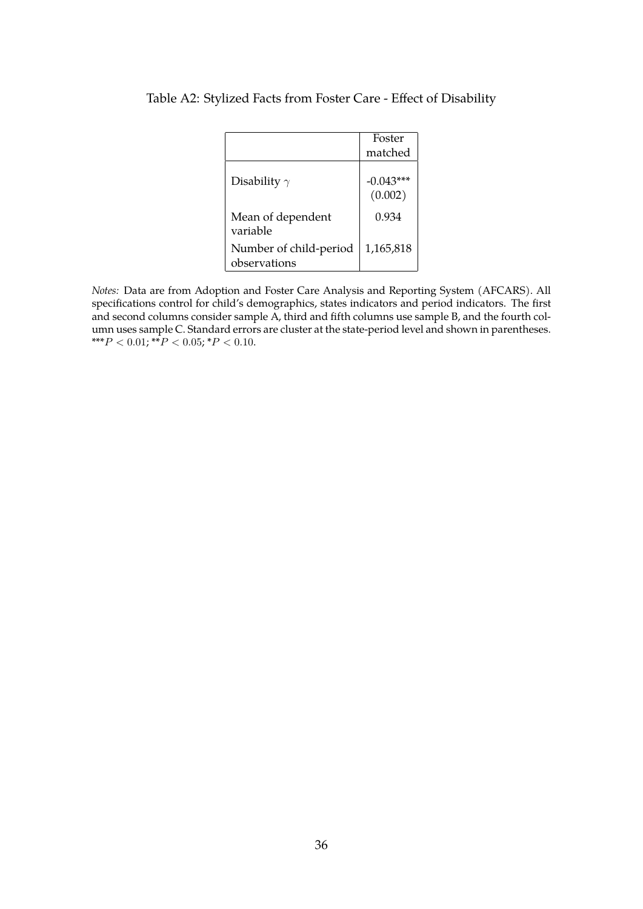Table A2: Stylized Facts from Foster Care - Effect of Disability

| | Foster matched |
|---|---|
| Disability $\gamma$ | -0.043*** |
| | (0.002) |
| Mean of dependent variable | 0.934 |
| Number of child-period observations | 1,165,818 |

*Notes:* Data are from Adoption and Foster Care Analysis and Reporting System (AFCARS). All specifications control for child's demographics, states indicators and period indicators. The first and second columns consider sample A, third and fifth columns use sample B, and the fourth column uses sample C. Standard errors are cluster at the state-period level and shown in parentheses. ***$P < 0.01$; **$P < 0.05$; *$P < 0.10$.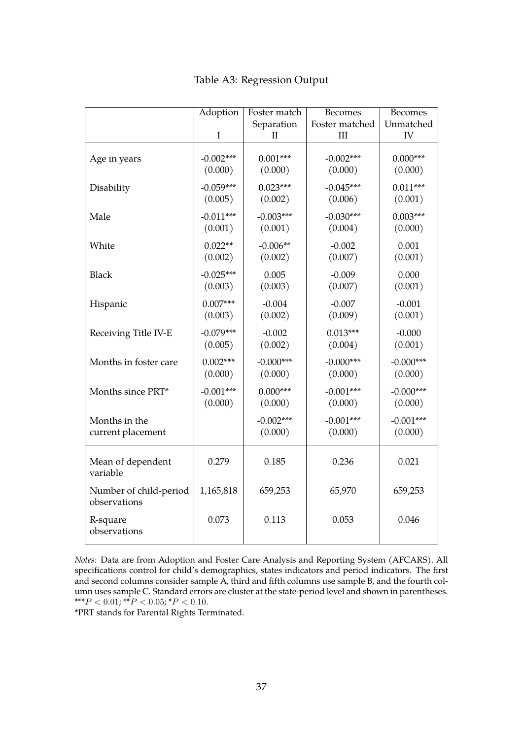Table A3: Regression Output

| | Adoption<br>I | Foster match Separation<br>II | Becomes Foster matched<br>III | Becomes Unmatched<br>IV |
|---|---|---|---|---|
| Age in years | -0.002*** | 0.001*** | -0.002*** | 0.000*** |
| | (0.000) | (0.000) | (0.000) | (0.000) |
| Disability | -0.059*** | 0.023*** | -0.045*** | 0.011*** |
| | (0.005) | (0.002) | (0.006) | (0.001) |
| Male | -0.011*** | -0.003*** | -0.030*** | 0.003*** |
| | (0.001) | (0.001) | (0.004) | (0.000) |
| White | 0.022** | -0.006** | -0.002 | 0.001 |
| | (0.002) | (0.002) | (0.007) | (0.001) |
| Black | -0.025*** | 0.005 | -0.009 | 0.000 |
| | (0.003) | (0.003) | (0.007) | (0.001) |
| Hispanic | 0.007*** | -0.004 | -0.007 | -0.001 |
| | (0.003) | (0.002) | (0.009) | (0.001) |
| Receiving Title IV-E | -0.079*** | -0.002 | 0.013*** | -0.000 |
| | (0.005) | (0.002) | (0.004) | (0.001) |
| Months in foster care | 0.002*** | -0.000*** | -0.000*** | -0.000*** |
| | (0.000) | (0.000) | (0.000) | (0.000) |
| Months since PRT* | -0.001*** | 0.000*** | -0.001*** | -0.000*** |
| | (0.000) | (0.000) | (0.000) | (0.000) |
| Months in the current placement | | -0.002*** | -0.001*** | -0.001*** |
| | | (0.000) | (0.000) | (0.000) |
| Mean of dependent variable | 0.279 | 0.185 | 0.236 | 0.021 |
| Number of child-period observations | 1,165,818 | 659,253 | 65,970 | 659,253 |
| R-square observations | 0.073 | 0.113 | 0.053 | 0.046 |

*Notes:* Data are from Adoption and Foster Care Analysis and Reporting System (AFCARS). All specifications control for child's demographics, states indicators and period indicators. The first and second columns consider sample A, third and fifth columns use sample B, and the fourth column uses sample C. Standard errors are cluster at the state-period level and shown in parentheses. ***$P < 0.01$; **$P < 0.05$; *$P < 0.10$.

*PRT stands for Parental Rights Terminated.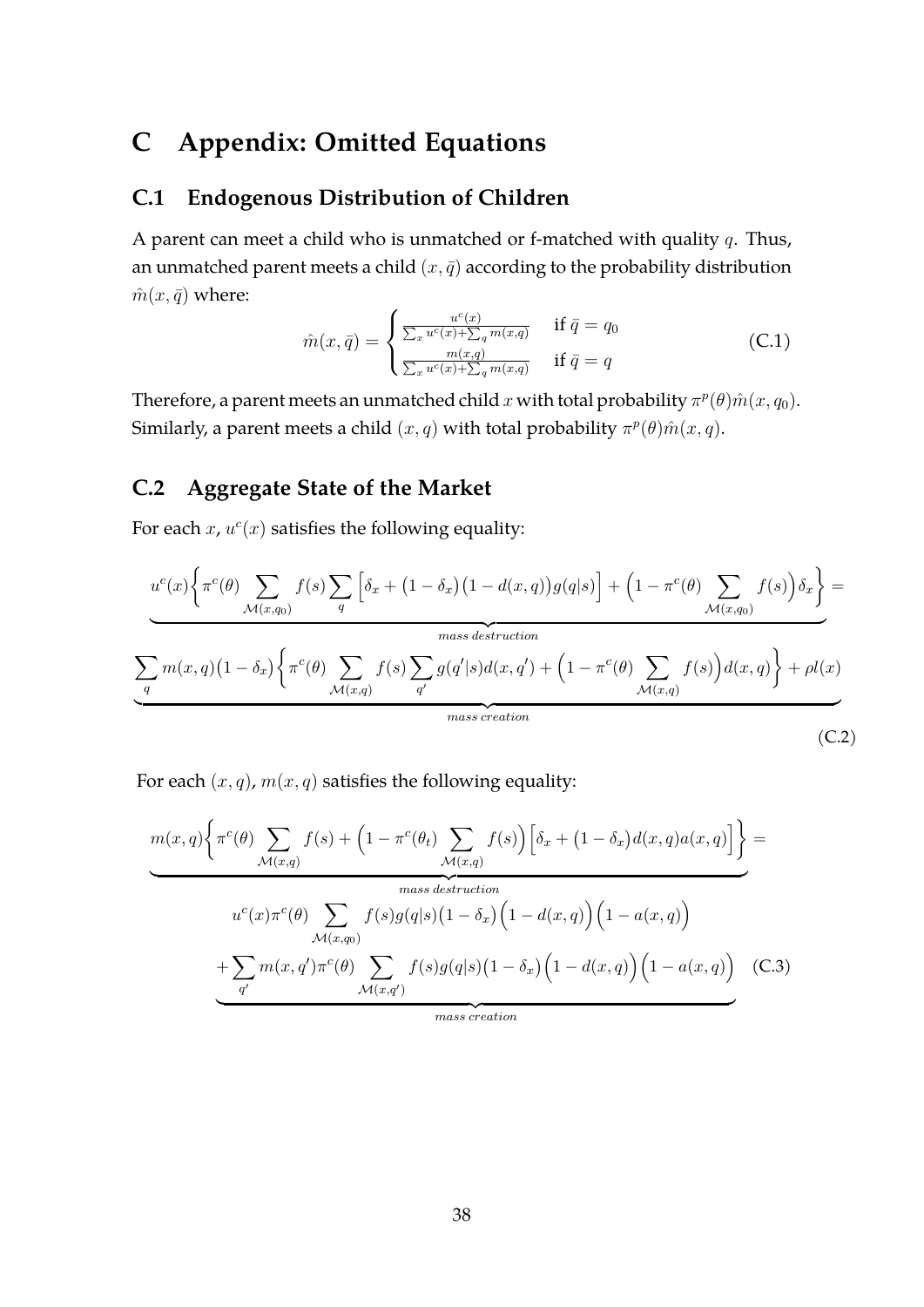# C Appendix: Omitted Equations

## C.1 Endogenous Distribution of Children

A parent can meet a child who is unmatched or f-matched with quality $q$. Thus, an unmatched parent meets a child $(x, \bar{q})$ according to the probability distribution $\hat{m}(x, \bar{q})$ where:

$$\hat{m}(x, \bar{q}) = \begin{cases} \frac{u^c(x)}{\sum_x u^c(x) + \sum_q m(x,q)} & \text{if } \bar{q} = q_0 \\ \frac{m(x,q)}{\sum_x u^c(x) + \sum_q m(x,q)} & \text{if } \bar{q} = q \end{cases} \tag{C.1}$$

Therefore, a parent meets an unmatched child $x$ with total probability $\pi^p(\theta)\hat{m}(x, q_0)$. Similarly, a parent meets a child $(x, q)$ with total probability $\pi^p(\theta)\hat{m}(x, q)$.

## C.2 Aggregate State of the Market

For each $x$, $u^c(x)$ satisfies the following equality:

$$\underbrace{u^c(x)\Big\{\pi^c(\theta) \sum_{\mathcal{M}(x,q_0)} f(s) \sum_q \Big[\delta_x + \big(1-\delta_x\big)\big(1-d(x,q)\big)g(q|s)\Big] + \Big(1 - \pi^c(\theta) \sum_{\mathcal{M}(x,q_0)} f(s)\Big)\delta_x\Big\}}_{mass\ destruction} =$$

$$\underbrace{\sum_q m(x,q)\big(1-\delta_x\big)\Big\{\pi^c(\theta) \sum_{\mathcal{M}(x,q)} f(s) \sum_{q'} g(q'|s)d(x,q') + \Big(1 - \pi^c(\theta) \sum_{\mathcal{M}(x,q)} f(s)\Big)d(x,q)\Big\} + \rho l(x)}_{mass\ creation} \tag{C.2}$$

For each $(x, q)$, $m(x, q)$ satisfies the following equality:

$$\underbrace{m(x,q)\Big\{\pi^c(\theta) \sum_{\mathcal{M}(x,q)} f(s) + \Big(1 - \pi^c(\theta_t) \sum_{\mathcal{M}(x,q)} f(s)\Big)\Big[\delta_x + \big(1-\delta_x\big)d(x,q)a(x,q)\Big]\Big\}}_{mass\ destruction} =$$

$$\underbrace{\begin{aligned} &u^c(x)\pi^c(\theta) \sum_{\mathcal{M}(x,q_0)} f(s)g(q|s)\big(1-\delta_x\big)\Big(1-d(x,q)\Big)\Big(1-a(x,q)\Big) \\ &+ \sum_{q'} m(x,q')\pi^c(\theta) \sum_{\mathcal{M}(x,q')} f(s)g(q|s)\big(1-\delta_x\big)\Big(1-d(x,q)\Big)\Big(1-a(x,q)\Big) \end{aligned}}_{mass\ creation} \tag{C.3}$$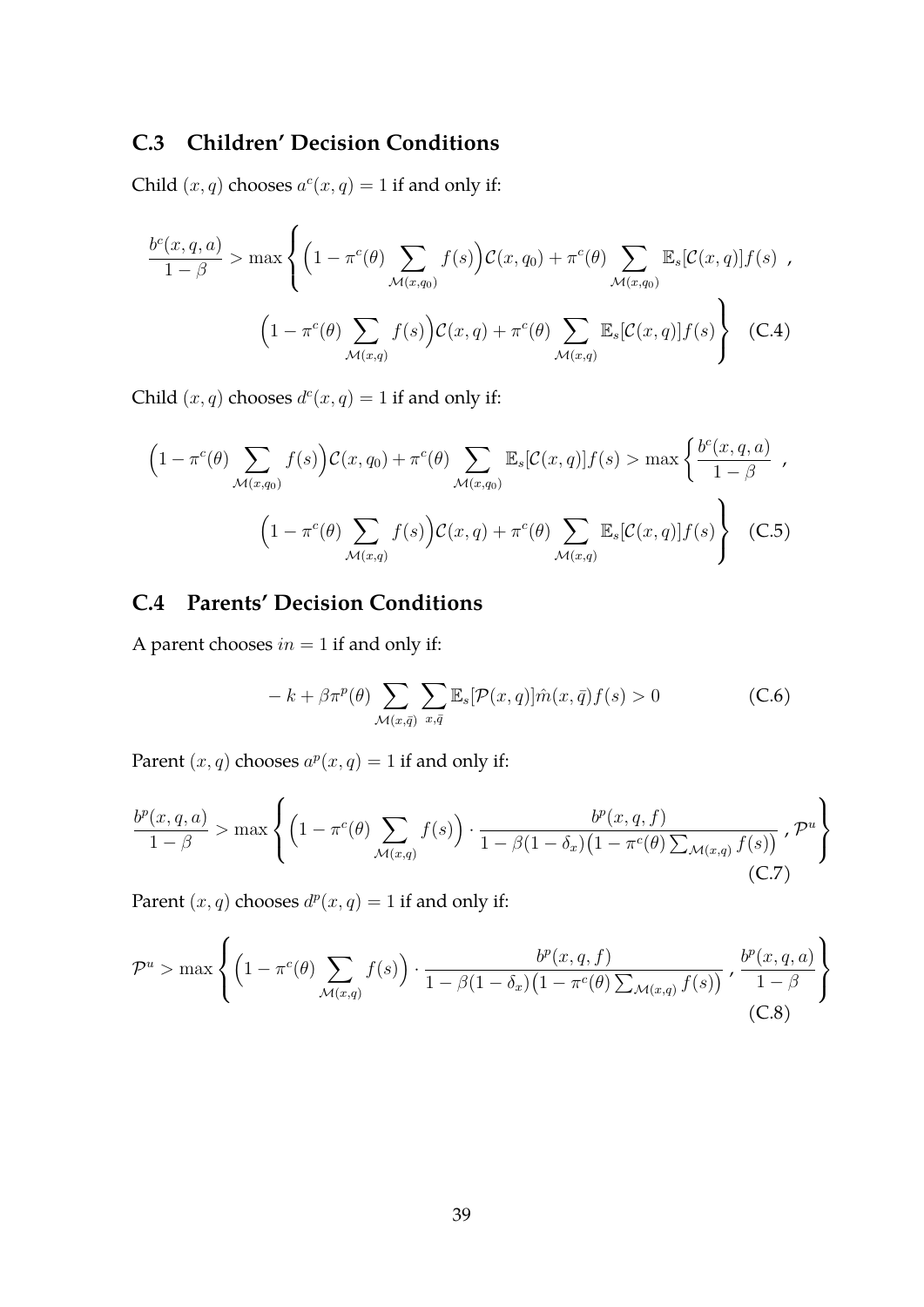## C.3 Children' Decision Conditions

Child $(x, q)$ chooses $a^c(x, q) = 1$ if and only if:

$$\frac{b^c(x,q,a)}{1-\beta} > \max\Bigg\{ \Big(1 - \pi^c(\theta) \sum_{\mathcal{M}(x,q_0)} f(s)\Big) \mathcal{C}(x, q_0) + \pi^c(\theta) \sum_{\mathcal{M}(x,q_0)} \mathbb{E}_s[\mathcal{C}(x,q)] f(s) \text{ , } \Big(1 - \pi^c(\theta) \sum_{\mathcal{M}(x,q)} f(s)\Big) \mathcal{C}(x, q) + \pi^c(\theta) \sum_{\mathcal{M}(x,q)} \mathbb{E}_s[\mathcal{C}(x,q)] f(s) \Bigg\} \quad \text{(C.4)}$$

Child $(x, q)$ chooses $d^c(x, q) = 1$ if and only if:

$$\Big(1 - \pi^c(\theta) \sum_{\mathcal{M}(x,q_0)} f(s)\Big) \mathcal{C}(x, q_0) + \pi^c(\theta) \sum_{\mathcal{M}(x,q_0)} \mathbb{E}_s[\mathcal{C}(x,q)] f(s) > \max\Bigg\{ \frac{b^c(x,q,a)}{1-\beta} \text{ , } \Big(1 - \pi^c(\theta) \sum_{\mathcal{M}(x,q)} f(s)\Big) \mathcal{C}(x, q) + \pi^c(\theta) \sum_{\mathcal{M}(x,q)} \mathbb{E}_s[\mathcal{C}(x,q)] f(s) \Bigg\} \quad \text{(C.5)}$$

## C.4 Parents' Decision Conditions

A parent chooses $in = 1$ if and only if:

$$-k + \beta \pi^p(\theta) \sum_{\mathcal{M}(x,\bar{q})} \sum_{x,\bar{q}} \mathbb{E}_s[\mathcal{P}(x,q)] \hat{m}(x, \bar{q}) f(s) > 0 \quad \text{(C.6)}$$

Parent $(x, q)$ chooses $a^p(x, q) = 1$ if and only if:

$$\frac{b^p(x,q,a)}{1-\beta} > \max\left\{ \Big(1 - \pi^c(\theta) \sum_{\mathcal{M}(x,q)} f(s)\Big) \cdot \frac{b^p(x,q,f)}{1 - \beta(1-\delta_x)\big(1 - \pi^c(\theta) \sum_{\mathcal{M}(x,q)} f(s)\big)} \text{ , } \mathcal{P}^u \right\} \quad \text{(C.7)}$$

Parent $(x, q)$ chooses $d^p(x, q) = 1$ if and only if:

$$\mathcal{P}^u > \max\left\{ \Big(1 - \pi^c(\theta) \sum_{\mathcal{M}(x,q)} f(s)\Big) \cdot \frac{b^p(x,q,f)}{1 - \beta(1-\delta_x)\big(1 - \pi^c(\theta) \sum_{\mathcal{M}(x,q)} f(s)\big)} \text{ , } \frac{b^p(x,q,a)}{1-\beta} \right\} \quad \text{(C.8)}$$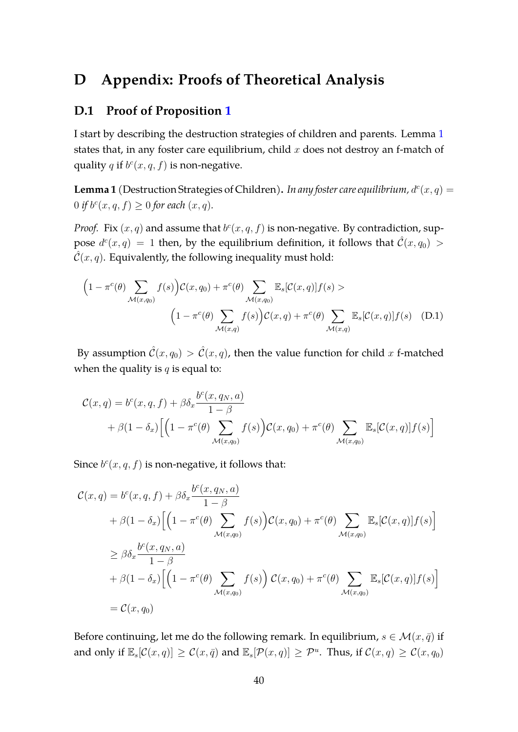# D Appendix: Proofs of Theoretical Analysis

## D.1 Proof of Proposition 1

I start by describing the destruction strategies of children and parents. Lemma 1 states that, in any foster care equilibrium, child $x$ does not destroy an f-match of quality $q$ if $b^c(x, q, f)$ is non-negative.

**Lemma 1** (Destruction Strategies of Children)**.** *In any foster care equilibrium, $d^c(x, q) = 0$ if $b^c(x, q, f) \geq 0$ for each $(x, q)$.*

*Proof.* Fix $(x, q)$ and assume that $b^c(x, q, f)$ is non-negative. By contradiction, suppose $d^c(x, q) = 1$ then, by the equilibrium definition, it follows that $\hat{\mathcal{C}}(x, q_0) > \hat{\mathcal{C}}(x, q)$. Equivalently, the following inequality must hold:

$$
\begin{aligned}
\Big(1 - \pi^c(\theta) \sum_{\mathcal{M}(x,q_0)} f(s)\Big)\mathcal{C}(x, q_0) + \pi^c(\theta) \sum_{\mathcal{M}(x,q_0)} \mathbb{E}_s[\mathcal{C}(x, q)]f(s) > \\
\Big(1 - \pi^c(\theta) \sum_{\mathcal{M}(x,q)} f(s)\Big)\mathcal{C}(x, q) + \pi^c(\theta) \sum_{\mathcal{M}(x,q)} \mathbb{E}_s[\mathcal{C}(x, q)]f(s) \quad \text{(D.1)}
\end{aligned}
$$

By assumption $\hat{\mathcal{C}}(x, q_0) > \hat{\mathcal{C}}(x, q)$, then the value function for child $x$ f-matched when the quality is $q$ is equal to:

$$
\begin{aligned}
\mathcal{C}(x, q) = &\, b^c(x, q, f) + \beta\delta_x \frac{b^c(x, q_N, a)}{1 - \beta} \\
&+ \beta(1 - \delta_x)\Big[\Big(1 - \pi^c(\theta) \sum_{\mathcal{M}(x,q_0)} f(s)\Big)\mathcal{C}(x, q_0) + \pi^c(\theta) \sum_{\mathcal{M}(x,q_0)} \mathbb{E}_s[\mathcal{C}(x, q)]f(s)\Big]
\end{aligned}
$$

Since $b^c(x, q, f)$ is non-negative, it follows that:

$$
\begin{aligned}
\mathcal{C}(x, q) &= b^c(x, q, f) + \beta\delta_x \frac{b^c(x, q_N, a)}{1 - \beta} \\
&\quad + \beta(1 - \delta_x)\Big[\Big(1 - \pi^c(\theta) \sum_{\mathcal{M}(x,q_0)} f(s)\Big)\mathcal{C}(x, q_0) + \pi^c(\theta) \sum_{\mathcal{M}(x,q_0)} \mathbb{E}_s[\mathcal{C}(x, q)]f(s)\Big] \\
&\geq \beta\delta_x \frac{b^c(x, q_N, a)}{1 - \beta} \\
&\quad + \beta(1 - \delta_x)\Big[\Big(1 - \pi^c(\theta) \sum_{\mathcal{M}(x,q_0)} f(s)\Big)\, \mathcal{C}(x, q_0) + \pi^c(\theta) \sum_{\mathcal{M}(x,q_0)} \mathbb{E}_s[\mathcal{C}(x, q)]f(s)\Big] \\
&= \mathcal{C}(x, q_0)
\end{aligned}
$$

Before continuing, let me do the following remark. In equilibrium, $s \in \mathcal{M}(x, \bar{q})$ if and only if $\mathbb{E}_s[\mathcal{C}(x, q)] \geq \mathcal{C}(x, \bar{q})$ and $\mathbb{E}_s[\mathcal{P}(x, q)] \geq \mathcal{P}^u$. Thus, if $\mathcal{C}(x, q) \geq \mathcal{C}(x, q_0)$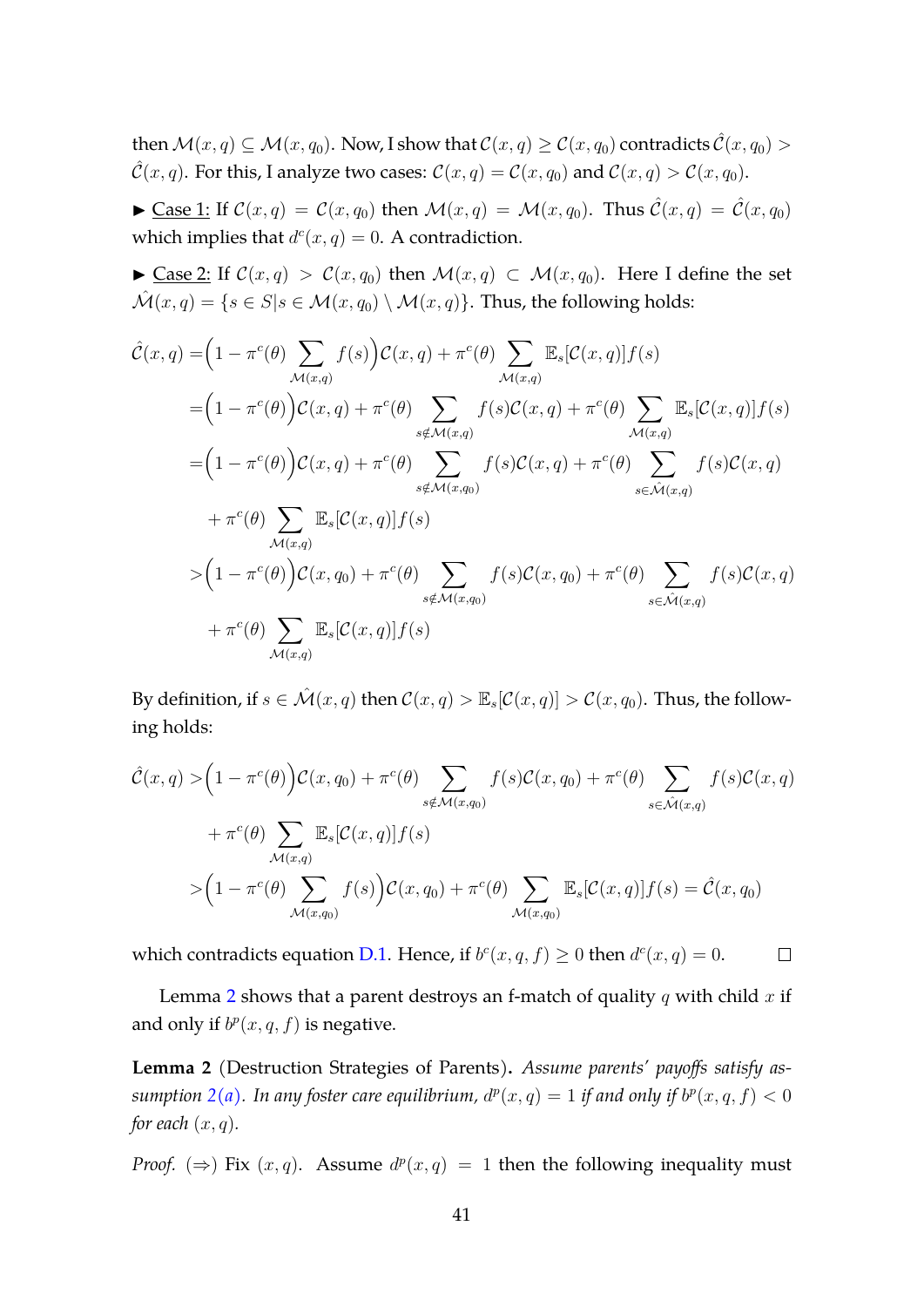then $\mathcal{M}(x,q) \subseteq \mathcal{M}(x,q_0)$. Now, I show that $\mathcal{C}(x,q) \geq \mathcal{C}(x,q_0)$ contradicts $\hat{\mathcal{C}}(x,q_0) > \hat{\mathcal{C}}(x,q)$. For this, I analyze two cases: $\mathcal{C}(x,q) = \mathcal{C}(x,q_0)$ and $\mathcal{C}(x,q) > \mathcal{C}(x,q_0)$.

► Case 1: If $\mathcal{C}(x,q) = \mathcal{C}(x,q_0)$ then $\mathcal{M}(x,q) = \mathcal{M}(x,q_0)$. Thus $\hat{\mathcal{C}}(x,q) = \hat{\mathcal{C}}(x,q_0)$ which implies that $d^c(x,q) = 0$. A contradiction.

► Case 2: If $\mathcal{C}(x,q) > \mathcal{C}(x,q_0)$ then $\mathcal{M}(x,q) \subset \mathcal{M}(x,q_0)$. Here I define the set $\hat{\mathcal{M}}(x,q) = \{s \in S | s \in \mathcal{M}(x,q_0) \setminus \mathcal{M}(x,q)\}$. Thus, the following holds:

$$
\begin{aligned}
\hat{\mathcal{C}}(x,q) =& \Big(1 - \pi^c(\theta) \sum_{\mathcal{M}(x,q)} f(s)\Big)\mathcal{C}(x,q) + \pi^c(\theta) \sum_{\mathcal{M}(x,q)} \mathbb{E}_s[\mathcal{C}(x,q)]f(s) \\
=& \Big(1 - \pi^c(\theta)\Big)\mathcal{C}(x,q) + \pi^c(\theta) \sum_{s \notin \mathcal{M}(x,q)} f(s)\mathcal{C}(x,q) + \pi^c(\theta) \sum_{\mathcal{M}(x,q)} \mathbb{E}_s[\mathcal{C}(x,q)]f(s) \\
=& \Big(1 - \pi^c(\theta)\Big)\mathcal{C}(x,q) + \pi^c(\theta) \sum_{s \notin \mathcal{M}(x,q_0)} f(s)\mathcal{C}(x,q) + \pi^c(\theta) \sum_{s \in \hat{\mathcal{M}}(x,q)} f(s)\mathcal{C}(x,q) \\
&+ \pi^c(\theta) \sum_{\mathcal{M}(x,q)} \mathbb{E}_s[\mathcal{C}(x,q)]f(s) \\
>& \Big(1 - \pi^c(\theta)\Big)\mathcal{C}(x,q_0) + \pi^c(\theta) \sum_{s \notin \mathcal{M}(x,q_0)} f(s)\mathcal{C}(x,q_0) + \pi^c(\theta) \sum_{s \in \hat{\mathcal{M}}(x,q)} f(s)\mathcal{C}(x,q) \\
&+ \pi^c(\theta) \sum_{\mathcal{M}(x,q)} \mathbb{E}_s[\mathcal{C}(x,q)]f(s)
\end{aligned}
$$

By definition, if $s \in \hat{\mathcal{M}}(x,q)$ then $\mathcal{C}(x,q) > \mathbb{E}_s[\mathcal{C}(x,q)] > \mathcal{C}(x,q_0)$. Thus, the following holds:

$$
\begin{aligned}
\hat{\mathcal{C}}(x,q) >& \Big(1 - \pi^c(\theta)\Big)\mathcal{C}(x,q_0) + \pi^c(\theta) \sum_{s \notin \mathcal{M}(x,q_0)} f(s)\mathcal{C}(x,q_0) + \pi^c(\theta) \sum_{s \in \hat{\mathcal{M}}(x,q)} f(s)\mathcal{C}(x,q) \\
&+ \pi^c(\theta) \sum_{\mathcal{M}(x,q)} \mathbb{E}_s[\mathcal{C}(x,q)]f(s) \\
>& \Big(1 - \pi^c(\theta) \sum_{\mathcal{M}(x,q_0)} f(s)\Big)\mathcal{C}(x,q_0) + \pi^c(\theta) \sum_{\mathcal{M}(x,q_0)} \mathbb{E}_s[\mathcal{C}(x,q)]f(s) = \hat{\mathcal{C}}(x,q_0)
\end{aligned}
$$

which contradicts equation D.1. Hence, if $b^c(x,q,f) \geq 0$ then $d^c(x,q) = 0$. □

Lemma 2 shows that a parent destroys an f-match of quality $q$ with child $x$ if and only if $b^p(x,q,f)$ is negative.

**Lemma 2** (Destruction Strategies of Parents)**.** *Assume parents' payoffs satisfy assumption 2(a). In any foster care equilibrium, $d^p(x,q) = 1$ if and only if $b^p(x,q,f) < 0$ for each $(x,q)$.*

*Proof.* $(\Rightarrow)$ Fix $(x,q)$. Assume $d^p(x,q) = 1$ then the following inequality must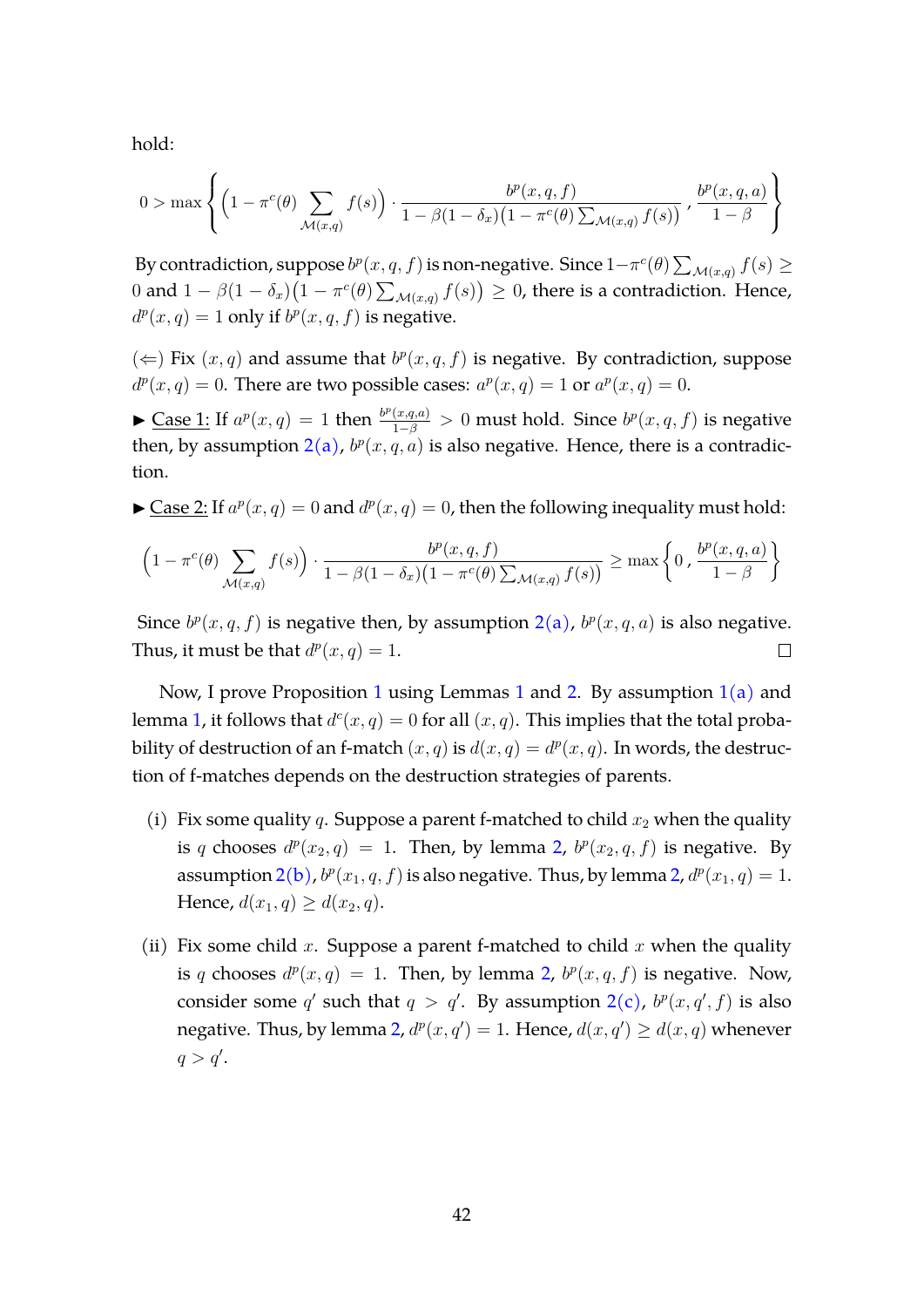hold:

$$0 > \max\left\{ \Big(1 - \pi^c(\theta) \sum_{\mathcal{M}(x,q)} f(s)\Big) \cdot \frac{b^p(x,q,f)}{1 - \beta(1-\delta_x)\big(1 - \pi^c(\theta)\sum_{\mathcal{M}(x,q)} f(s)\big)} \, , \, \frac{b^p(x,q,a)}{1-\beta} \right\}$$

By contradiction, suppose $b^p(x,q,f)$ is non-negative. Since $1 - \pi^c(\theta)\sum_{\mathcal{M}(x,q)} f(s) \geq 0$ and $1 - \beta(1-\delta_x)\big(1 - \pi^c(\theta)\sum_{\mathcal{M}(x,q)} f(s)\big) \geq 0$, there is a contradiction. Hence, $d^p(x,q) = 1$ only if $b^p(x,q,f)$ is negative.

($\Leftarrow$) Fix $(x,q)$ and assume that $b^p(x,q,f)$ is negative. By contradiction, suppose $d^p(x,q) = 0$. There are two possible cases: $a^p(x,q) = 1$ or $a^p(x,q) = 0$.

▶ Case 1: If $a^p(x,q) = 1$ then $\frac{b^p(x,q,a)}{1-\beta} > 0$ must hold. Since $b^p(x,q,f)$ is negative then, by assumption 2(a), $b^p(x,q,a)$ is also negative. Hence, there is a contradiction.

▶ Case 2: If $a^p(x,q) = 0$ and $d^p(x,q) = 0$, then the following inequality must hold:

$$\Big(1 - \pi^c(\theta) \sum_{\mathcal{M}(x,q)} f(s)\Big) \cdot \frac{b^p(x,q,f)}{1 - \beta(1-\delta_x)\big(1 - \pi^c(\theta)\sum_{\mathcal{M}(x,q)} f(s)\big)} \geq \max\left\{0 \, , \, \frac{b^p(x,q,a)}{1-\beta}\right\}$$

Since $b^p(x,q,f)$ is negative then, by assumption 2(a), $b^p(x,q,a)$ is also negative. Thus, it must be that $d^p(x,q) = 1$. □

Now, I prove Proposition 1 using Lemmas 1 and 2. By assumption 1(a) and lemma 1, it follows that $d^c(x,q) = 0$ for all $(x,q)$. This implies that the total probability of destruction of an f-match $(x,q)$ is $d(x,q) = d^p(x,q)$. In words, the destruction of f-matches depends on the destruction strategies of parents.

(i) Fix some quality $q$. Suppose a parent f-matched to child $x_2$ when the quality is $q$ chooses $d^p(x_2,q) = 1$. Then, by lemma 2, $b^p(x_2,q,f)$ is negative. By assumption 2(b), $b^p(x_1,q,f)$ is also negative. Thus, by lemma 2, $d^p(x_1,q) = 1$. Hence, $d(x_1,q) \geq d(x_2,q)$.

(ii) Fix some child $x$. Suppose a parent f-matched to child $x$ when the quality is $q$ chooses $d^p(x,q) = 1$. Then, by lemma 2, $b^p(x,q,f)$ is negative. Now, consider some $q'$ such that $q > q'$. By assumption 2(c), $b^p(x,q',f)$ is also negative. Thus, by lemma 2, $d^p(x,q') = 1$. Hence, $d(x,q') \geq d(x,q)$ whenever $q > q'$.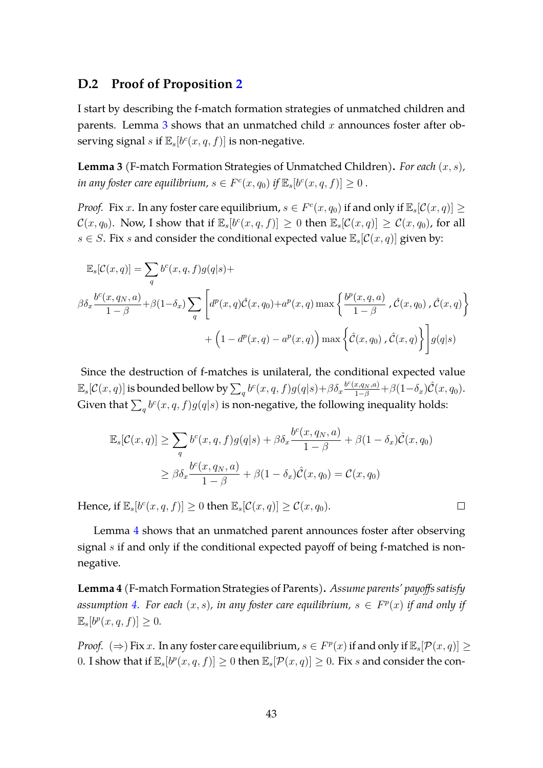## D.2 Proof of Proposition 2

I start by describing the f-match formation strategies of unmatched children and parents. Lemma 3 shows that an unmatched child $x$ announces foster after observing signal $s$ if $\mathbb{E}_s[b^c(x,q,f)]$ is non-negative.

**Lemma 3** (F-match Formation Strategies of Unmatched Children)**.** *For each $(x,s)$, in any foster care equilibrium, $s \in F^c(x,q_0)$ if $\mathbb{E}_s[b^c(x,q,f)] \geq 0$ .*

*Proof.* Fix $x$. In any foster care equilibrium, $s \in F^c(x,q_0)$ if and only if $\mathbb{E}_s[\mathcal{C}(x,q)] \geq \mathcal{C}(x,q_0)$. Now, I show that if $\mathbb{E}_s[b^c(x,q,f)] \geq 0$ then $\mathbb{E}_s[\mathcal{C}(x,q)] \geq \mathcal{C}(x,q_0)$, for all $s \in S$. Fix $s$ and consider the conditional expected value $\mathbb{E}_s[\mathcal{C}(x,q)]$ given by:

$$
\begin{aligned}
\mathbb{E}_s[\mathcal{C}(x,q)] &= \sum_q b^c(x,q,f)g(q|s) + \\
\beta\delta_x \frac{b^c(x,q_N,a)}{1-\beta} &+ \beta(1-\delta_x)\sum_q \left[ d^p(x,q)\hat{\mathcal{C}}(x,q_0) + a^p(x,q)\max\left\{ \frac{b^p(x,q,a)}{1-\beta}, \hat{\mathcal{C}}(x,q_0), \hat{\mathcal{C}}(x,q) \right\} \right. \\
&\left. + \Big(1-d^p(x,q)-a^p(x,q)\Big)\max\left\{ \hat{\mathcal{C}}(x,q_0), \hat{\mathcal{C}}(x,q) \right\} \right] g(q|s)
\end{aligned}
$$

Since the destruction of f-matches is unilateral, the conditional expected value $\mathbb{E}_s[\mathcal{C}(x,q)]$ is bounded bellow by $\sum_q b^c(x,q,f)g(q|s) + \beta\delta_x \frac{b^c(x,q_N,a)}{1-\beta} + \beta(1-\delta_x)\hat{\mathcal{C}}(x,q_0)$. Given that $\sum_q b^c(x,q,f)g(q|s)$ is non-negative, the following inequality holds:

$$
\begin{aligned}
\mathbb{E}_s[\mathcal{C}(x,q)] &\geq \sum_q b^c(x,q,f)g(q|s) + \beta\delta_x \frac{b^c(x,q_N,a)}{1-\beta} + \beta(1-\delta_x)\hat{\mathcal{C}}(x,q_0) \\
&\geq \beta\delta_x \frac{b^c(x,q_N,a)}{1-\beta} + \beta(1-\delta_x)\hat{\mathcal{C}}(x,q_0) = \mathcal{C}(x,q_0)
\end{aligned}
$$

Hence, if $\mathbb{E}_s[b^c(x,q,f)] \geq 0$ then $\mathbb{E}_s[\mathcal{C}(x,q)] \geq \mathcal{C}(x,q_0)$. □

Lemma 4 shows that an unmatched parent announces foster after observing signal $s$ if and only if the conditional expected payoff of being f-matched is non-negative.

**Lemma 4** (F-match Formation Strategies of Parents)**.** *Assume parents' payoffs satisfy assumption 4. For each $(x,s)$, in any foster care equilibrium, $s \in F^p(x)$ if and only if $\mathbb{E}_s[b^p(x,q,f)] \geq 0$.*

*Proof.* $(\Rightarrow)$ Fix $x$. In any foster care equilibrium, $s \in F^p(x)$ if and only if $\mathbb{E}_s[\mathcal{P}(x,q)] \geq 0$. I show that if $\mathbb{E}_s[b^p(x,q,f)] \geq 0$ then $\mathbb{E}_s[\mathcal{P}(x,q)] \geq 0$. Fix $s$ and consider the con-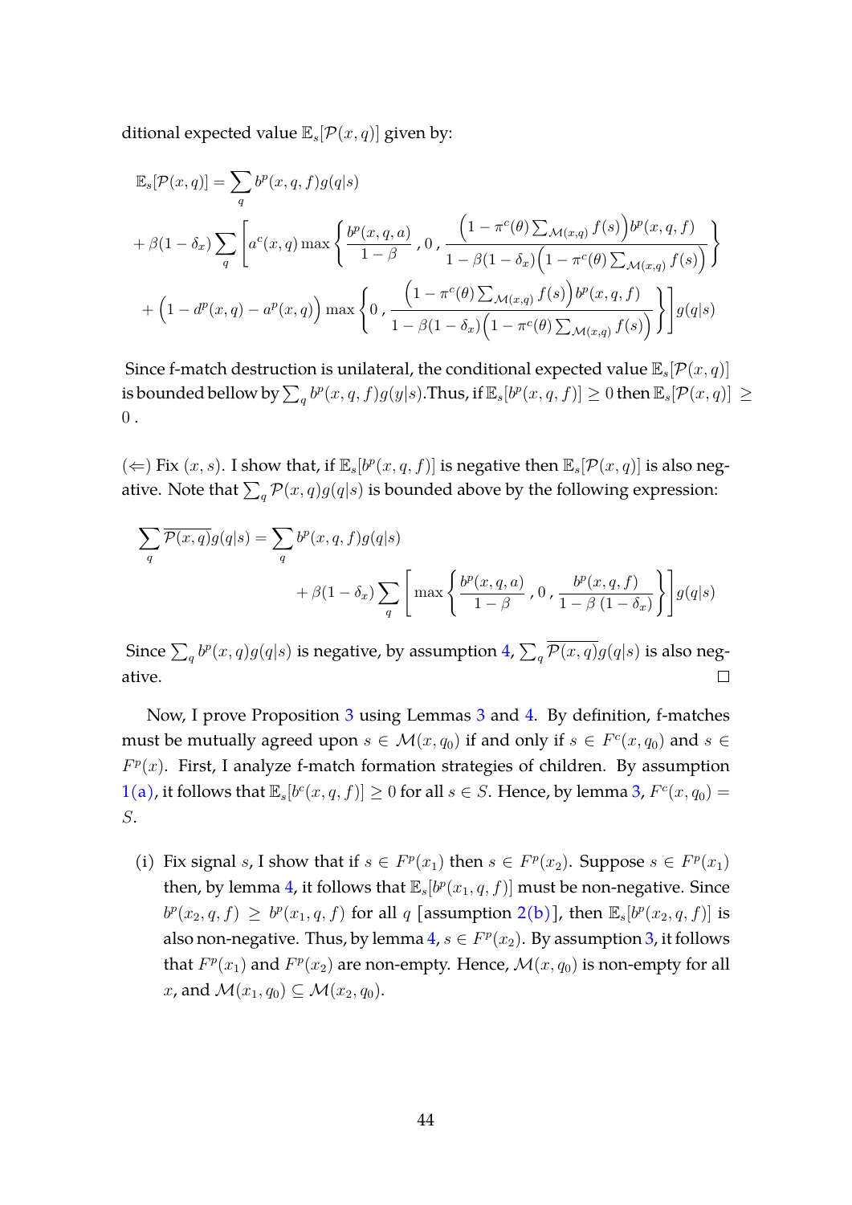ditional expected value $\mathbb{E}_s[\mathcal{P}(x,q)]$ given by:

$$
\begin{aligned}
\mathbb{E}_s[\mathcal{P}(x,q)] &= \sum_q b^p(x,q,f)g(q|s) \\
&+ \beta(1-\delta_x)\sum_q \Bigg[ a^c(x,q)\max\left\{ \frac{b^p(x,q,a)}{1-\beta}\,,0\,, \frac{\left(1-\pi^c(\theta)\sum_{\mathcal{M}(x,q)} f(s)\right)b^p(x,q,f)}{1-\beta(1-\delta_x)\left(1-\pi^c(\theta)\sum_{\mathcal{M}(x,q)} f(s)\right)} \right\} \\
&+ \left(1-d^p(x,q)-a^p(x,q)\right)\max\left\{0\,, \frac{\left(1-\pi^c(\theta)\sum_{\mathcal{M}(x,q)} f(s)\right)b^p(x,q,f)}{1-\beta(1-\delta_x)\left(1-\pi^c(\theta)\sum_{\mathcal{M}(x,q)} f(s)\right)} \right\}\Bigg] g(q|s)
\end{aligned}
$$

Since f-match destruction is unilateral, the conditional expected value $\mathbb{E}_s[\mathcal{P}(x,q)]$ is bounded bellow by $\sum_q b^p(x,q,f)g(y|s)$.Thus, if $\mathbb{E}_s[b^p(x,q,f)] \geq 0$ then $\mathbb{E}_s[\mathcal{P}(x,q)] \geq 0$ .

($\Leftarrow$) Fix $(x,s)$. I show that, if $\mathbb{E}_s[b^p(x,q,f)]$ is negative then $\mathbb{E}_s[\mathcal{P}(x,q)]$ is also negative. Note that $\sum_q \mathcal{P}(x,q)g(q|s)$ is bounded above by the following expression:

$$
\begin{aligned}
\sum_q \overline{\mathcal{P}(x,q)}g(q|s) &= \sum_q b^p(x,q,f)g(q|s) \\
&\quad + \beta(1-\delta_x)\sum_q \left[ \max\left\{ \frac{b^p(x,q,a)}{1-\beta}\,,0\,, \frac{b^p(x,q,f)}{1-\beta\,(1-\delta_x)} \right\}\right] g(q|s)
\end{aligned}
$$

Since $\sum_q b^p(x,q)g(q|s)$ is negative, by assumption 4, $\sum_q \overline{\mathcal{P}(x,q)}g(q|s)$ is also negative. □

Now, I prove Proposition 3 using Lemmas 3 and 4. By definition, f-matches must be mutually agreed upon $s \in \mathcal{M}(x,q_0)$ if and only if $s \in F^c(x,q_0)$ and $s \in F^p(x)$. First, I analyze f-match formation strategies of children. By assumption 1(a), it follows that $\mathbb{E}_s[b^c(x,q,f)] \geq 0$ for all $s \in S$. Hence, by lemma 3, $F^c(x,q_0) = S$.

(i) Fix signal $s$, I show that if $s \in F^p(x_1)$ then $s \in F^p(x_2)$. Suppose $s \in F^p(x_1)$ then, by lemma 4, it follows that $\mathbb{E}_s[b^p(x_1,q,f)]$ must be non-negative. Since $b^p(x_2,q,f) \geq b^p(x_1,q,f)$ for all $q$ [assumption 2(b)], then $\mathbb{E}_s[b^p(x_2,q,f)]$ is also non-negative. Thus, by lemma 4, $s \in F^p(x_2)$. By assumption 3, it follows that $F^p(x_1)$ and $F^p(x_2)$ are non-empty. Hence, $\mathcal{M}(x,q_0)$ is non-empty for all $x$, and $\mathcal{M}(x_1,q_0) \subseteq \mathcal{M}(x_2,q_0)$.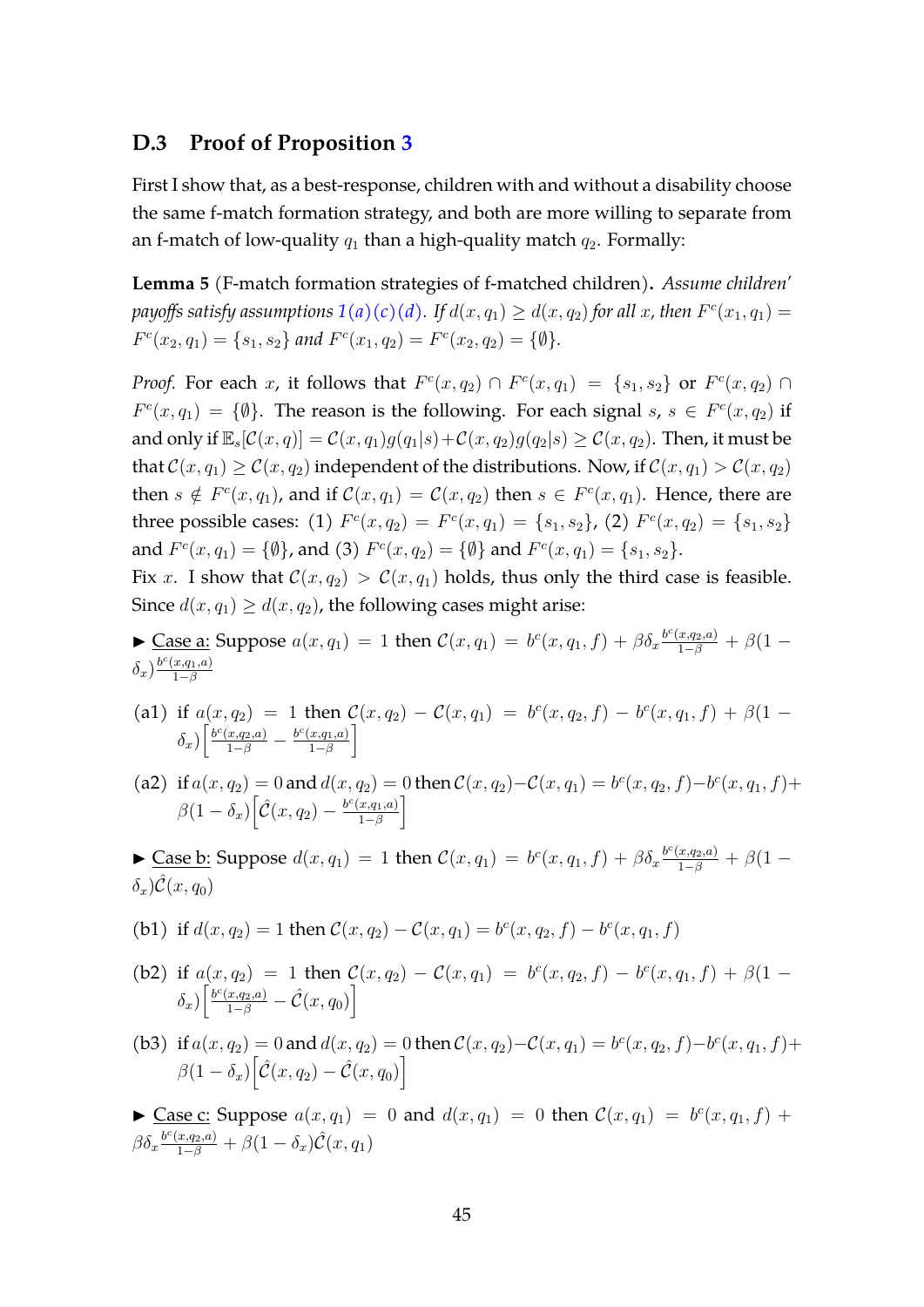### D.3 Proof of Proposition 3

First I show that, as a best-response, children with and without a disability choose the same f-match formation strategy, and both are more willing to separate from an f-match of low-quality $q_1$ than a high-quality match $q_2$. Formally:

**Lemma 5** (F-match formation strategies of f-matched children)**.** *Assume children' payoffs satisfy assumptions 1(a)(c)(d). If $d(x, q_1) \geq d(x, q_2)$ for all $x$, then $F^c(x_1, q_1) = F^c(x_2, q_1) = \{s_1, s_2\}$ and $F^c(x_1, q_2) = F^c(x_2, q_2) = \{\emptyset\}$.*

*Proof.* For each $x$, it follows that $F^c(x, q_2) \cap F^c(x, q_1) = \{s_1, s_2\}$ or $F^c(x, q_2) \cap F^c(x, q_1) = \{\emptyset\}$. The reason is the following. For each signal $s$, $s \in F^c(x, q_2)$ if and only if $\mathbb{E}_s[\mathcal{C}(x, q)] = \mathcal{C}(x, q_1)g(q_1|s) + \mathcal{C}(x, q_2)g(q_2|s) \geq \mathcal{C}(x, q_2)$. Then, it must be that $\mathcal{C}(x, q_1) \geq \mathcal{C}(x, q_2)$ independent of the distributions. Now, if $\mathcal{C}(x, q_1) > \mathcal{C}(x, q_2)$ then $s \notin F^c(x, q_1)$, and if $\mathcal{C}(x, q_1) = \mathcal{C}(x, q_2)$ then $s \in F^c(x, q_1)$. Hence, there are three possible cases: (1) $F^c(x, q_2) = F^c(x, q_1) = \{s_1, s_2\}$, (2) $F^c(x, q_2) = \{s_1, s_2\}$ and $F^c(x, q_1) = \{\emptyset\}$, and (3) $F^c(x, q_2) = \{\emptyset\}$ and $F^c(x, q_1) = \{s_1, s_2\}$.
Fix $x$. I show that $\mathcal{C}(x, q_2) > \mathcal{C}(x, q_1)$ holds, thus only the third case is feasible. Since $d(x, q_1) \geq d(x, q_2)$, the following cases might arise:

► <u>Case a:</u> Suppose $a(x, q_1) = 1$ then $\mathcal{C}(x, q_1) = b^c(x, q_1, f) + \beta\delta_x \frac{b^c(x,q_2,a)}{1-\beta} + \beta(1 - \delta_x)\frac{b^c(x,q_1,a)}{1-\beta}$

(a1) if $a(x, q_2) = 1$ then $\mathcal{C}(x, q_2) - \mathcal{C}(x, q_1) = b^c(x, q_2, f) - b^c(x, q_1, f) + \beta(1 - \delta_x)\Big[\frac{b^c(x,q_2,a)}{1-\beta} - \frac{b^c(x,q_1,a)}{1-\beta}\Big]$

(a2) if $a(x, q_2) = 0$ and $d(x, q_2) = 0$ then $\mathcal{C}(x, q_2) - \mathcal{C}(x, q_1) = b^c(x, q_2, f) - b^c(x, q_1, f) + \beta(1 - \delta_x)\Big[\hat{\mathcal{C}}(x, q_2) - \frac{b^c(x,q_1,a)}{1-\beta}\Big]$

► <u>Case b:</u> Suppose $d(x, q_1) = 1$ then $\mathcal{C}(x, q_1) = b^c(x, q_1, f) + \beta\delta_x \frac{b^c(x,q_2,a)}{1-\beta} + \beta(1 - \delta_x)\hat{\mathcal{C}}(x, q_0)$

(b1) if $d(x, q_2) = 1$ then $\mathcal{C}(x, q_2) - \mathcal{C}(x, q_1) = b^c(x, q_2, f) - b^c(x, q_1, f)$

(b2) if $a(x, q_2) = 1$ then $\mathcal{C}(x, q_2) - \mathcal{C}(x, q_1) = b^c(x, q_2, f) - b^c(x, q_1, f) + \beta(1 - \delta_x)\Big[\frac{b^c(x,q_2,a)}{1-\beta} - \hat{\mathcal{C}}(x, q_0)\Big]$

(b3) if $a(x, q_2) = 0$ and $d(x, q_2) = 0$ then $\mathcal{C}(x, q_2) - \mathcal{C}(x, q_1) = b^c(x, q_2, f) - b^c(x, q_1, f) + \beta(1 - \delta_x)\Big[\hat{\mathcal{C}}(x, q_2) - \hat{\mathcal{C}}(x, q_0)\Big]$

► <u>Case c:</u> Suppose $a(x, q_1) = 0$ and $d(x, q_1) = 0$ then $\mathcal{C}(x, q_1) = b^c(x, q_1, f) + \beta\delta_x \frac{b^c(x,q_2,a)}{1-\beta} + \beta(1 - \delta_x)\hat{\mathcal{C}}(x, q_1)$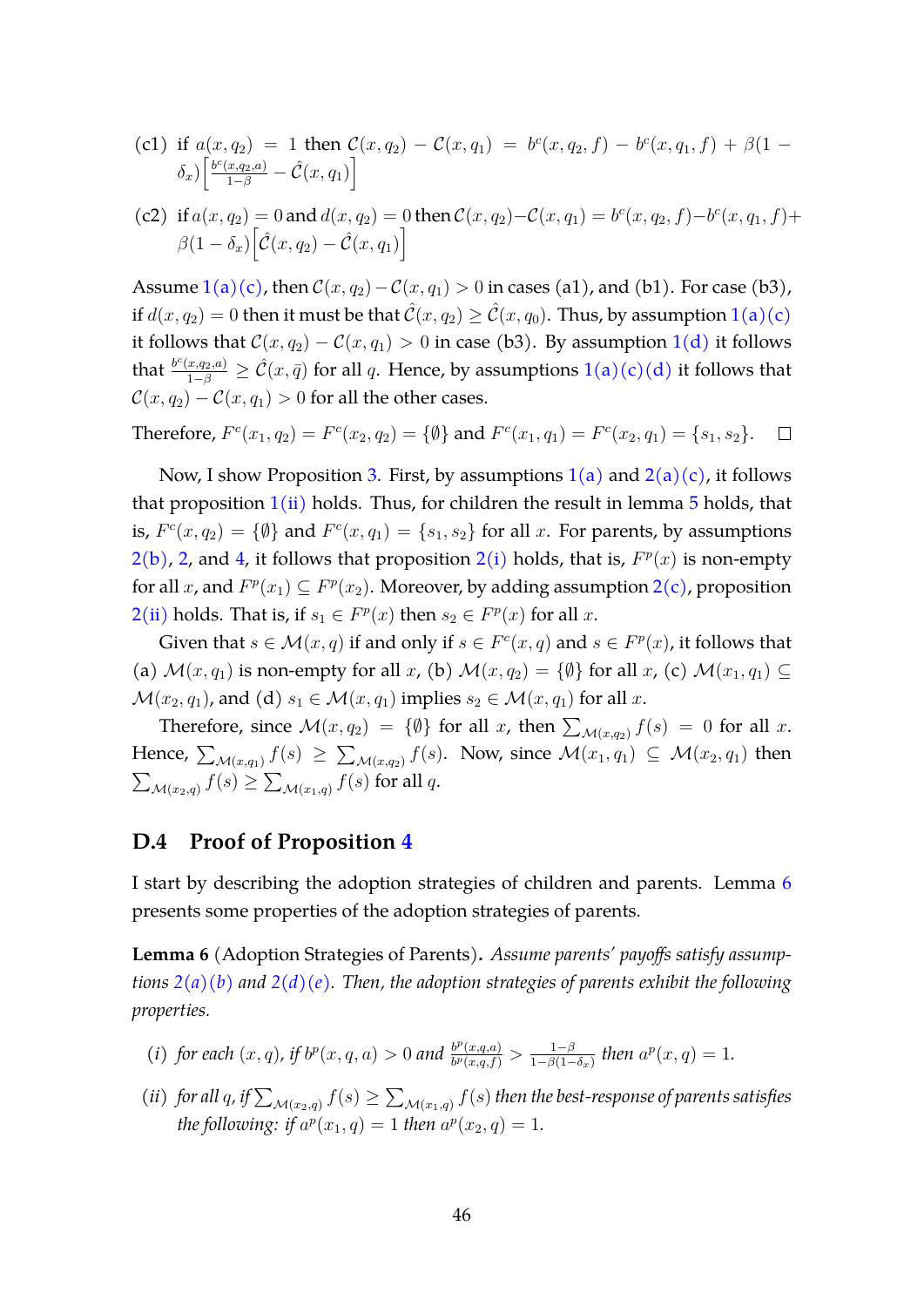(c1) if $a(x,q_2) = 1$ then $\mathcal{C}(x,q_2) - \mathcal{C}(x,q_1) = b^c(x,q_2,f) - b^c(x,q_1,f) + \beta(1-\delta_x)\left[\frac{b^c(x,q_2,a)}{1-\beta} - \hat{\mathcal{C}}(x,q_1)\right]$

(c2) if $a(x,q_2) = 0$ and $d(x,q_2) = 0$ then $\mathcal{C}(x,q_2) - \mathcal{C}(x,q_1) = b^c(x,q_2,f) - b^c(x,q_1,f) + \beta(1-\delta_x)\left[\hat{\mathcal{C}}(x,q_2) - \hat{\mathcal{C}}(x,q_1)\right]$

Assume 1(a)(c), then $\mathcal{C}(x,q_2) - \mathcal{C}(x,q_1) > 0$ in cases (a1), and (b1). For case (b3), if $d(x,q_2) = 0$ then it must be that $\hat{\mathcal{C}}(x,q_2) \geq \hat{\mathcal{C}}(x,q_0)$. Thus, by assumption 1(a)(c) it follows that $\mathcal{C}(x,q_2) - \mathcal{C}(x,q_1) > 0$ in case (b3). By assumption 1(d) it follows that $\frac{b^c(x,q_2,a)}{1-\beta} \geq \hat{\mathcal{C}}(x,\bar{q})$ for all $q$. Hence, by assumptions 1(a)(c)(d) it follows that $\mathcal{C}(x,q_2) - \mathcal{C}(x,q_1) > 0$ for all the other cases.

Therefore, $F^c(x_1,q_2) = F^c(x_2,q_2) = \{\emptyset\}$ and $F^c(x_1,q_1) = F^c(x_2,q_1) = \{s_1,s_2\}$. □

Now, I show Proposition 3. First, by assumptions 1(a) and 2(a)(c), it follows that proposition 1(ii) holds. Thus, for children the result in lemma 5 holds, that is, $F^c(x,q_2) = \{\emptyset\}$ and $F^c(x,q_1) = \{s_1,s_2\}$ for all $x$. For parents, by assumptions 2(b), 2, and 4, it follows that proposition 2(i) holds, that is, $F^p(x)$ is non-empty for all $x$, and $F^p(x_1) \subseteq F^p(x_2)$. Moreover, by adding assumption 2(c), proposition 2(ii) holds. That is, if $s_1 \in F^p(x)$ then $s_2 \in F^p(x)$ for all $x$.

Given that $s \in \mathcal{M}(x,q)$ if and only if $s \in F^c(x,q)$ and $s \in F^p(x)$, it follows that (a) $\mathcal{M}(x,q_1)$ is non-empty for all $x$, (b) $\mathcal{M}(x,q_2) = \{\emptyset\}$ for all $x$, (c) $\mathcal{M}(x_1,q_1) \subseteq \mathcal{M}(x_2,q_1)$, and (d) $s_1 \in \mathcal{M}(x,q_1)$ implies $s_2 \in \mathcal{M}(x,q_1)$ for all $x$.

Therefore, since $\mathcal{M}(x,q_2) = \{\emptyset\}$ for all $x$, then $\sum_{\mathcal{M}(x,q_2)} f(s) = 0$ for all $x$. Hence, $\sum_{\mathcal{M}(x,q_1)} f(s) \geq \sum_{\mathcal{M}(x,q_2)} f(s)$. Now, since $\mathcal{M}(x_1,q_1) \subseteq \mathcal{M}(x_2,q_1)$ then $\sum_{\mathcal{M}(x_2,q)} f(s) \geq \sum_{\mathcal{M}(x_1,q)} f(s)$ for all $q$.

## D.4 Proof of Proposition 4

I start by describing the adoption strategies of children and parents. Lemma 6 presents some properties of the adoption strategies of parents.

**Lemma 6** (Adoption Strategies of Parents). *Assume parents' payoffs satisfy assumptions 2(a)(b) and 2(d)(e). Then, the adoption strategies of parents exhibit the following properties.*

(*i*) *for each $(x,q)$, if $b^p(x,q,a) > 0$ and $\frac{b^p(x,q,a)}{b^p(x,q,f)} > \frac{1-\beta}{1-\beta(1-\delta_x)}$ then $a^p(x,q) = 1$.*

(*ii*) *for all $q$, if $\sum_{\mathcal{M}(x_2,q)} f(s) \geq \sum_{\mathcal{M}(x_1,q)} f(s)$ then the best-response of parents satisfies the following: if $a^p(x_1,q) = 1$ then $a^p(x_2,q) = 1$.*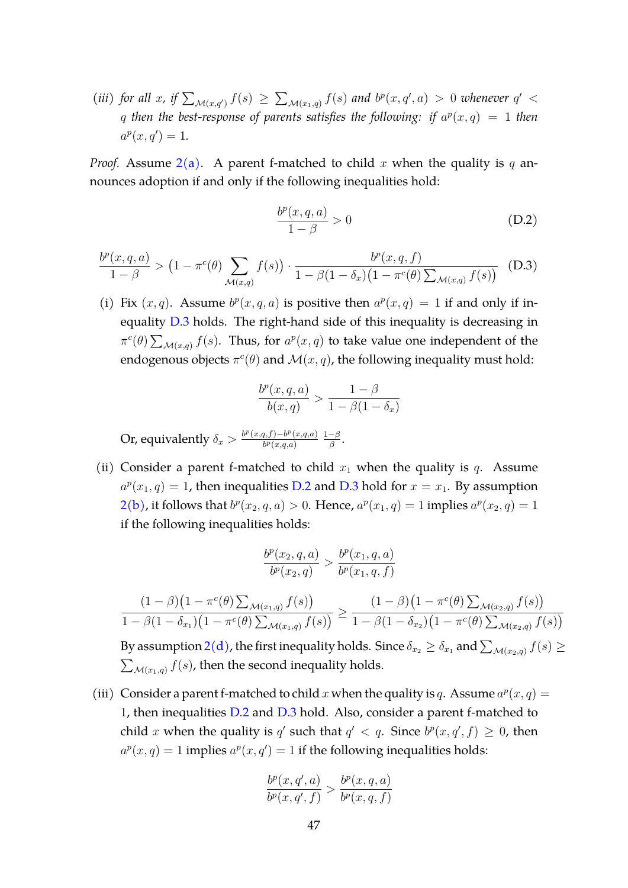(iii) *for all* $x$*, if* $\sum_{\mathcal{M}(x,q')} f(s) \geq \sum_{\mathcal{M}(x_1,q)} f(s)$ *and* $b^p(x, q', a) > 0$ *whenever* $q' < q$ *then the best-response of parents satisfies the following: if* $a^p(x, q) = 1$ *then* $a^p(x, q') = 1$*.*

*Proof.* Assume 2(a). A parent f-matched to child $x$ when the quality is $q$ announces adoption if and only if the following inequalities hold:

$$\frac{b^p(x, q, a)}{1 - \beta} > 0 \tag{D.2}$$

$$\frac{b^p(x, q, a)}{1 - \beta} > \big(1 - \pi^c(\theta) \sum_{\mathcal{M}(x,q)} f(s)\big) \cdot \frac{b^p(x, q, f)}{1 - \beta(1 - \delta_x)\big(1 - \pi^c(\theta) \sum_{\mathcal{M}(x,q)} f(s)\big)} \tag{D.3}$$

(i) Fix $(x, q)$. Assume $b^p(x, q, a)$ is positive then $a^p(x, q) = 1$ if and only if inequality D.3 holds. The right-hand side of this inequality is decreasing in $\pi^c(\theta) \sum_{\mathcal{M}(x,q)} f(s)$. Thus, for $a^p(x, q)$ to take value one independent of the endogenous objects $\pi^c(\theta)$ and $\mathcal{M}(x, q)$, the following inequality must hold:

$$\frac{b^p(x, q, a)}{b(x, q)} > \frac{1 - \beta}{1 - \beta(1 - \delta_x)}$$

Or, equivalently $\delta_x > \frac{b^p(x,q,f) - b^p(x,q,a)}{b^p(x,q,a)} \; \frac{1-\beta}{\beta}$.

(ii) Consider a parent f-matched to child $x_1$ when the quality is $q$. Assume $a^p(x_1, q) = 1$, then inequalities D.2 and D.3 hold for $x = x_1$. By assumption 2(b), it follows that $b^p(x_2, q, a) > 0$. Hence, $a^p(x_1, q) = 1$ implies $a^p(x_2, q) = 1$ if the following inequalities holds:

$$\frac{b^p(x_2, q, a)}{b^p(x_2, q)} > \frac{b^p(x_1, q, a)}{b^p(x_1, q, f)}$$

$$\frac{(1 - \beta)\big(1 - \pi^c(\theta) \sum_{\mathcal{M}(x_1,q)} f(s)\big)}{1 - \beta(1 - \delta_{x_1})\big(1 - \pi^c(\theta) \sum_{\mathcal{M}(x_1,q)} f(s)\big)} \geq \frac{(1 - \beta)\big(1 - \pi^c(\theta) \sum_{\mathcal{M}(x_2,q)} f(s)\big)}{1 - \beta(1 - \delta_{x_2})\big(1 - \pi^c(\theta) \sum_{\mathcal{M}(x_2,q)} f(s)\big)}$$

By assumption 2(d), the first inequality holds. Since $\delta_{x_2} \geq \delta_{x_1}$ and $\sum_{\mathcal{M}(x_2,q)} f(s) \geq \sum_{\mathcal{M}(x_1,q)} f(s)$, then the second inequality holds.

(iii) Consider a parent f-matched to child $x$ when the quality is $q$. Assume $a^p(x, q) = 1$, then inequalities D.2 and D.3 hold. Also, consider a parent f-matched to child $x$ when the quality is $q'$ such that $q' < q$. Since $b^p(x, q', f) \geq 0$, then $a^p(x, q) = 1$ implies $a^p(x, q') = 1$ if the following inequalities holds:

$$\frac{b^p(x, q', a)}{b^p(x, q', f)} > \frac{b^p(x, q, a)}{b^p(x, q, f)}$$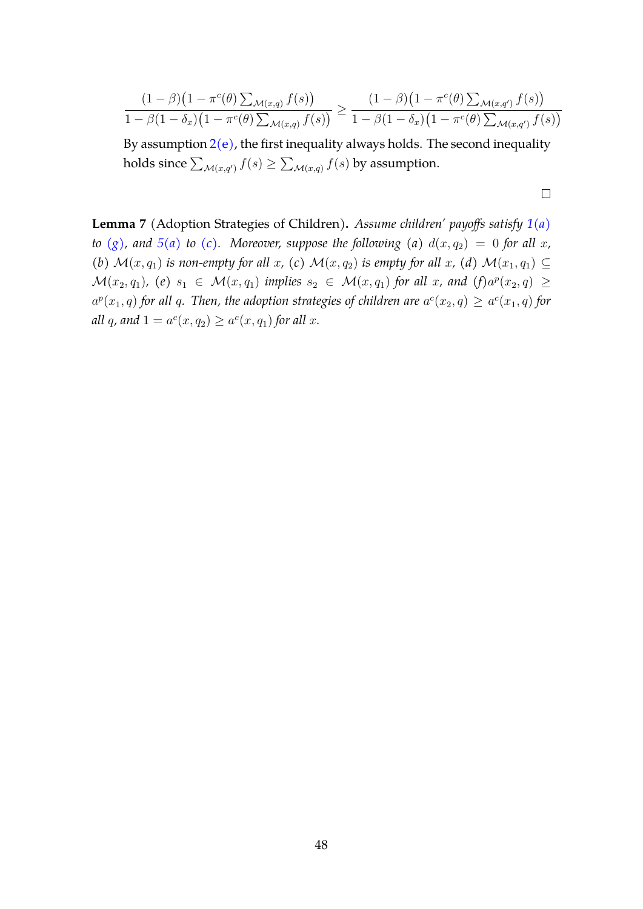$$\frac{(1-\beta)\big(1-\pi^c(\theta)\sum_{\mathcal{M}(x,q)} f(s)\big)}{1-\beta(1-\delta_x)\big(1-\pi^c(\theta)\sum_{\mathcal{M}(x,q)} f(s)\big)} \geq \frac{(1-\beta)\big(1-\pi^c(\theta)\sum_{\mathcal{M}(x,q')} f(s)\big)}{1-\beta(1-\delta_x)\big(1-\pi^c(\theta)\sum_{\mathcal{M}(x,q')} f(s)\big)}$$

By assumption 2(e), the first inequality always holds. The second inequality holds since $\sum_{\mathcal{M}(x,q')} f(s) \geq \sum_{\mathcal{M}(x,q)} f(s)$ by assumption.

□

**Lemma 7** (Adoption Strategies of Children)**.** *Assume children' payoffs satisfy 1(a) to (g), and 5(a) to (c). Moreover, suppose the following (a) $d(x,q_2) = 0$ for all $x$, (b) $\mathcal{M}(x,q_1)$ is non-empty for all $x$, (c) $\mathcal{M}(x,q_2)$ is empty for all $x$, (d) $\mathcal{M}(x_1,q_1) \subseteq \mathcal{M}(x_2,q_1)$, (e) $s_1 \in \mathcal{M}(x,q_1)$ implies $s_2 \in \mathcal{M}(x,q_1)$ for all $x$, and (f)$a^p(x_2,q) \geq a^p(x_1,q)$ for all $q$. Then, the adoption strategies of children are $a^c(x_2,q) \geq a^c(x_1,q)$ for all $q$, and $1 = a^c(x,q_2) \geq a^c(x,q_1)$ for all $x$.*